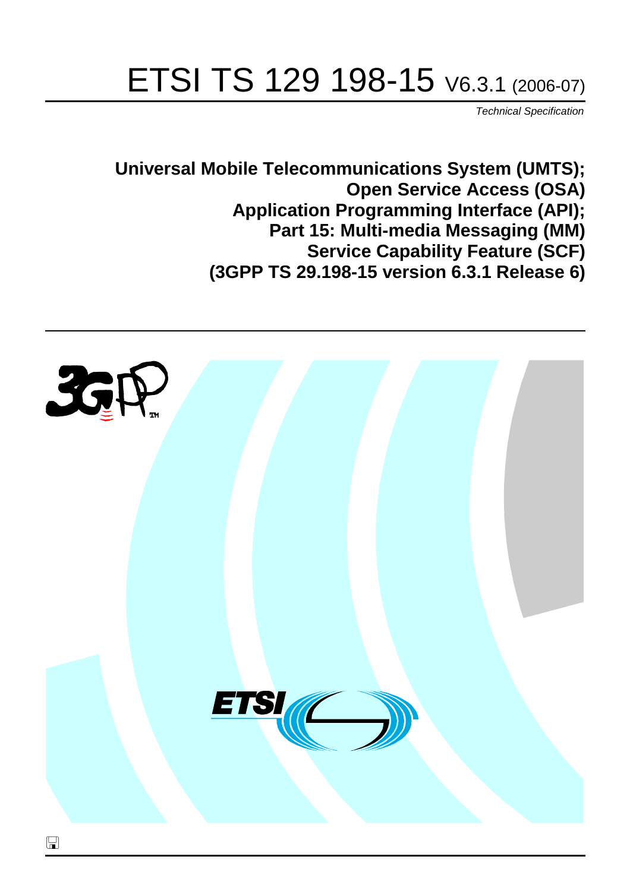# ETSI TS 129 198-15 V6.3.1 (2006-07)

*Technical Specification*

**Universal Mobile Telecommunications System (UMTS);
Open Service Access (OSA)
Application Programming Interface (API);
Part 15: Multi-media Messaging (MM)
Service Capability Feature (SCF)
(3GPP TS 29.198-15 version 6.3.1 Release 6)**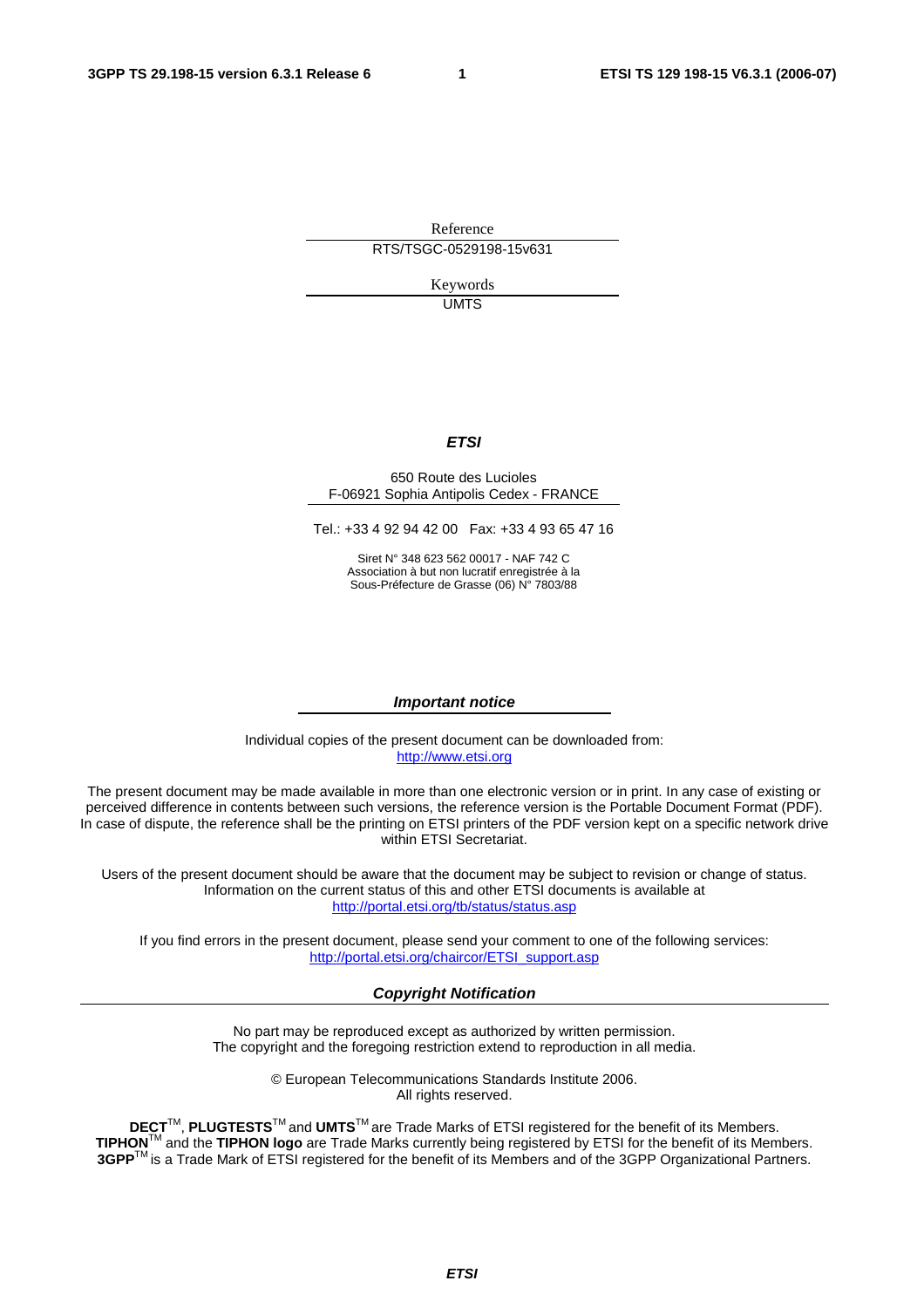Reference

RTS/TSGC-0529198-15v631

Keywords

UMTS

***ETSI***

650 Route des Lucioles
F-06921 Sophia Antipolis Cedex - FRANCE

Tel.: +33 4 92 94 42 00   Fax: +33 4 93 65 47 16

Siret N° 348 623 562 00017 - NAF 742 C
Association à but non lucratif enregistrée à la
Sous-Préfecture de Grasse (06) N° 7803/88

***Important notice***

Individual copies of the present document can be downloaded from:
http://www.etsi.org

The present document may be made available in more than one electronic version or in print. In any case of existing or perceived difference in contents between such versions, the reference version is the Portable Document Format (PDF). In case of dispute, the reference shall be the printing on ETSI printers of the PDF version kept on a specific network drive within ETSI Secretariat.

Users of the present document should be aware that the document may be subject to revision or change of status. Information on the current status of this and other ETSI documents is available at
http://portal.etsi.org/tb/status/status.asp

If you find errors in the present document, please send your comment to one of the following services:
http://portal.etsi.org/chaircor/ETSI_support.asp

***Copyright Notification***

No part may be reproduced except as authorized by written permission.
The copyright and the foregoing restriction extend to reproduction in all media.

© European Telecommunications Standards Institute 2006.
All rights reserved.

**DECT**™, **PLUGTESTS**™ and **UMTS**™ are Trade Marks of ETSI registered for the benefit of its Members.
**TIPHON**™ and the **TIPHON logo** are Trade Marks currently being registered by ETSI for the benefit of its Members.
**3GPP**™ is a Trade Mark of ETSI registered for the benefit of its Members and of the 3GPP Organizational Partners.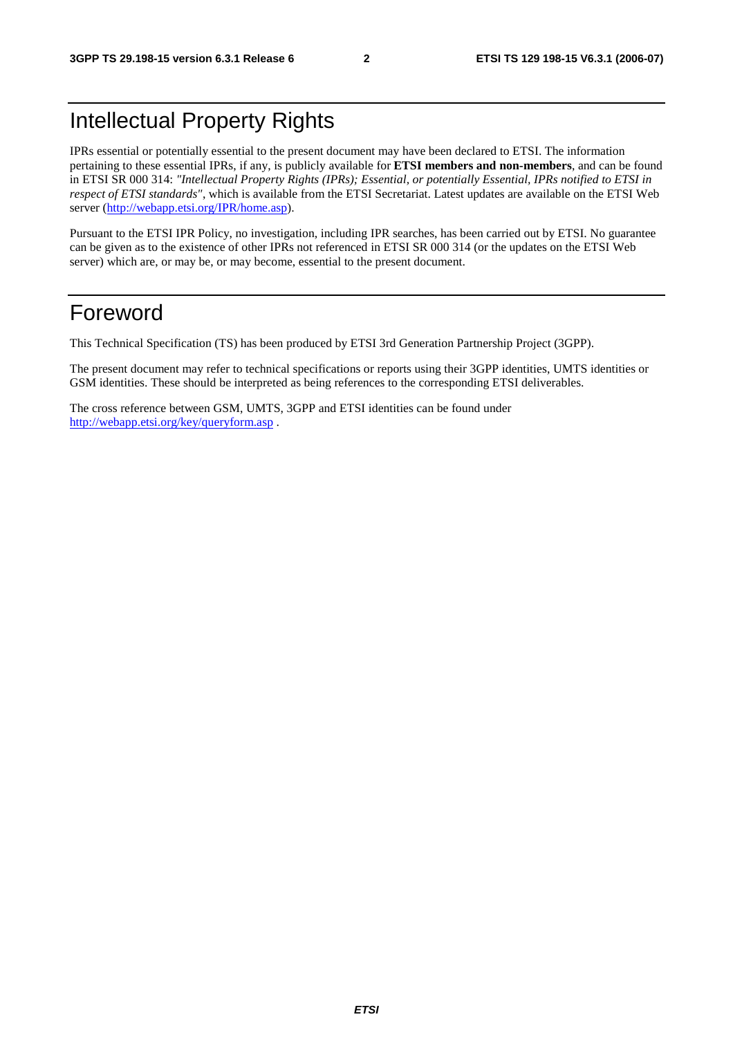# Intellectual Property Rights

IPRs essential or potentially essential to the present document may have been declared to ETSI. The information pertaining to these essential IPRs, if any, is publicly available for **ETSI members and non-members**, and can be found in ETSI SR 000 314: *"Intellectual Property Rights (IPRs); Essential, or potentially Essential, IPRs notified to ETSI in respect of ETSI standards"*, which is available from the ETSI Secretariat. Latest updates are available on the ETSI Web server (http://webapp.etsi.org/IPR/home.asp).

Pursuant to the ETSI IPR Policy, no investigation, including IPR searches, has been carried out by ETSI. No guarantee can be given as to the existence of other IPRs not referenced in ETSI SR 000 314 (or the updates on the ETSI Web server) which are, or may be, or may become, essential to the present document.

# Foreword

This Technical Specification (TS) has been produced by ETSI 3rd Generation Partnership Project (3GPP).

The present document may refer to technical specifications or reports using their 3GPP identities, UMTS identities or GSM identities. These should be interpreted as being references to the corresponding ETSI deliverables.

The cross reference between GSM, UMTS, 3GPP and ETSI identities can be found under http://webapp.etsi.org/key/queryform.asp .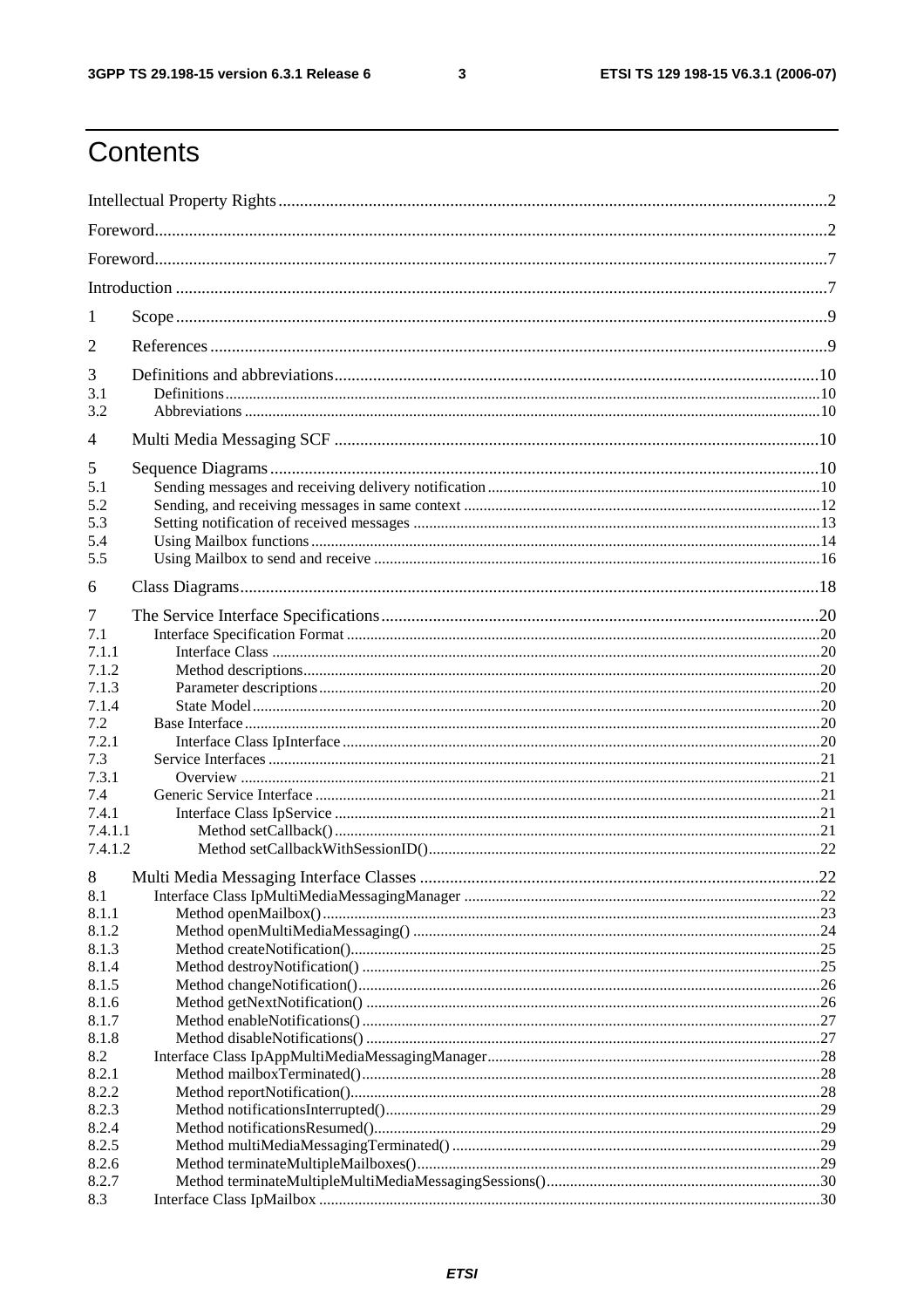# Contents

Intellectual Property Rights ................................................................................................................................2

Foreword...........................................................................................................................................................2

Foreword...........................................................................................................................................................7

Introduction .......................................................................................................................................................7

1 Scope .......................................................................................................................................................9

2 References ...............................................................................................................................................9

3 Definitions and abbreviations................................................................................................................10
3.1 Definitions.........................................................................................................................................10
3.2 Abbreviations ....................................................................................................................................10

4 Multi Media Messaging SCF ................................................................................................................10

5 Sequence Diagrams ...............................................................................................................................10
5.1 Sending messages and receiving delivery notification .....................................................................10
5.2 Sending, and receiving messages in same context ...........................................................................12
5.3 Setting notification of received messages ........................................................................................13
5.4 Using Mailbox functions ...................................................................................................................14
5.5 Using Mailbox to send and receive ...................................................................................................16

6 Class Diagrams......................................................................................................................................18

7 The Service Interface Specifications......................................................................................................20
7.1 Interface Specification Format ..........................................................................................................20
7.1.1 Interface Class ..............................................................................................................................20
7.1.2 Method descriptions......................................................................................................................20
7.1.3 Parameter descriptions..................................................................................................................20
7.1.4 State Model...................................................................................................................................20
7.2 Base Interface....................................................................................................................................20
7.2.1 Interface Class IpInterface ............................................................................................................20
7.3 Service Interfaces .............................................................................................................................21
7.3.1 Overview ......................................................................................................................................21
7.4 Generic Service Interface .................................................................................................................21
7.4.1 Interface Class IpService ..............................................................................................................21
7.4.1.1 Method setCallback()...............................................................................................................21
7.4.1.2 Method setCallbackWithSessionID()........................................................................................22

8 Multi Media Messaging Interface Classes .............................................................................................22
8.1 Interface Class IpMultiMediaMessagingManager ............................................................................22
8.1.1 Method openMailbox()..................................................................................................................23
8.1.2 Method openMultiMediaMessaging() ..........................................................................................24
8.1.3 Method createNotification()..........................................................................................................25
8.1.4 Method destroyNotification() .......................................................................................................25
8.1.5 Method changeNotification().........................................................................................................26
8.1.6 Method getNextNotification() .......................................................................................................26
8.1.7 Method enableNotifications() ........................................................................................................27
8.1.8 Method disableNotifications() .......................................................................................................27
8.2 Interface Class IpAppMultiMediaMessagingManager......................................................................28
8.2.1 Method mailboxTerminated().......................................................................................................28
8.2.2 Method reportNotification()..........................................................................................................28
8.2.3 Method notificationsInterrupted().................................................................................................29
8.2.4 Method notificationsResumed()....................................................................................................29
8.2.5 Method multiMediaMessagingTerminated() ................................................................................29
8.2.6 Method terminateMultipleMailboxes().........................................................................................29
8.2.7 Method terminateMultipleMultiMediaMessagingSessions()........................................................30
8.3 Interface Class IpMailbox ................................................................................................................30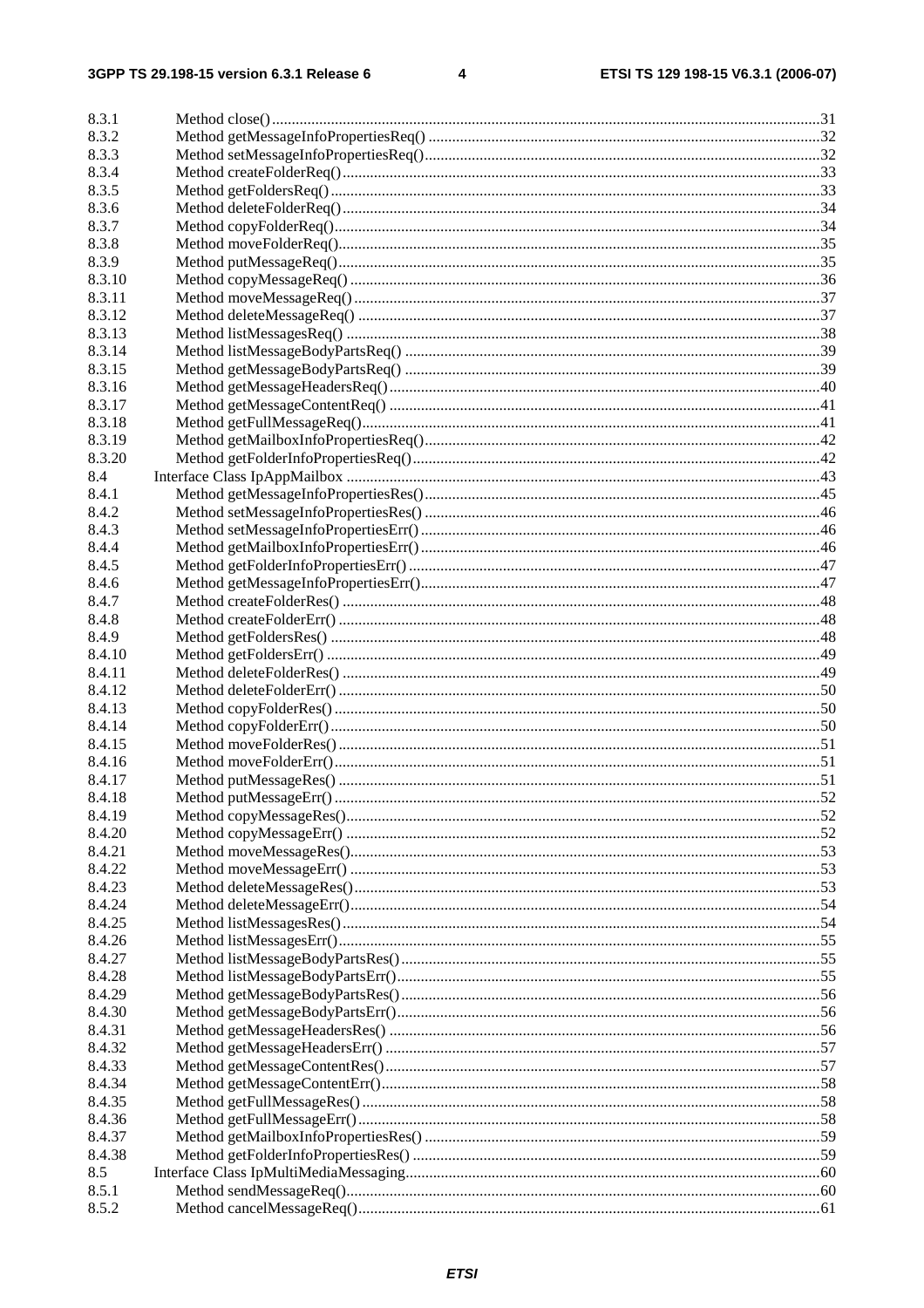8.3.1 Method close() 31
8.3.2 Method getMessageInfoPropertiesReq() 32
8.3.3 Method setMessageInfoPropertiesReq() 32
8.3.4 Method createFolderReq() 33
8.3.5 Method getFoldersReq() 33
8.3.6 Method deleteFolderReq() 34
8.3.7 Method copyFolderReq() 34
8.3.8 Method moveFolderReq() 35
8.3.9 Method putMessageReq() 35
8.3.10 Method copyMessageReq() 36
8.3.11 Method moveMessageReq() 37
8.3.12 Method deleteMessageReq() 37
8.3.13 Method listMessagesReq() 38
8.3.14 Method listMessageBodyPartsReq() 39
8.3.15 Method getMessageBodyPartsReq() 39
8.3.16 Method getMessageHeadersReq() 40
8.3.17 Method getMessageContentReq() 41
8.3.18 Method getFullMessageReq() 41
8.3.19 Method getMailboxInfoPropertiesReq() 42
8.3.20 Method getFolderInfoPropertiesReq() 42
8.4 Interface Class IpAppMailbox 43
8.4.1 Method getMessageInfoPropertiesRes() 45
8.4.2 Method setMessageInfoPropertiesRes() 46
8.4.3 Method setMessageInfoPropertiesErr() 46
8.4.4 Method getMailboxInfoPropertiesErr() 46
8.4.5 Method getFolderInfoPropertiesErr() 47
8.4.6 Method getMessageInfoPropertiesErr() 47
8.4.7 Method createFolderRes() 48
8.4.8 Method createFolderErr() 48
8.4.9 Method getFoldersRes() 48
8.4.10 Method getFoldersErr() 49
8.4.11 Method deleteFolderRes() 49
8.4.12 Method deleteFolderErr() 50
8.4.13 Method copyFolderRes() 50
8.4.14 Method copyFolderErr() 50
8.4.15 Method moveFolderRes() 51
8.4.16 Method moveFolderErr() 51
8.4.17 Method putMessageRes() 51
8.4.18 Method putMessageErr() 52
8.4.19 Method copyMessageRes() 52
8.4.20 Method copyMessageErr() 52
8.4.21 Method moveMessageRes() 53
8.4.22 Method moveMessageErr() 53
8.4.23 Method deleteMessageRes() 53
8.4.24 Method deleteMessageErr() 54
8.4.25 Method listMessagesRes() 54
8.4.26 Method listMessagesErr() 55
8.4.27 Method listMessageBodyPartsRes() 55
8.4.28 Method listMessageBodyPartsErr() 55
8.4.29 Method getMessageBodyPartsRes() 56
8.4.30 Method getMessageBodyPartsErr() 56
8.4.31 Method getMessageHeadersRes() 56
8.4.32 Method getMessageHeadersErr() 57
8.4.33 Method getMessageContentRes() 57
8.4.34 Method getMessageContentErr() 58
8.4.35 Method getFullMessageRes() 58
8.4.36 Method getFullMessageErr() 58
8.4.37 Method getMailboxInfoPropertiesRes() 59
8.4.38 Method getFolderInfoPropertiesRes() 59
8.5 Interface Class IpMultiMediaMessaging 60
8.5.1 Method sendMessageReq() 60
8.5.2 Method cancelMessageReq() 61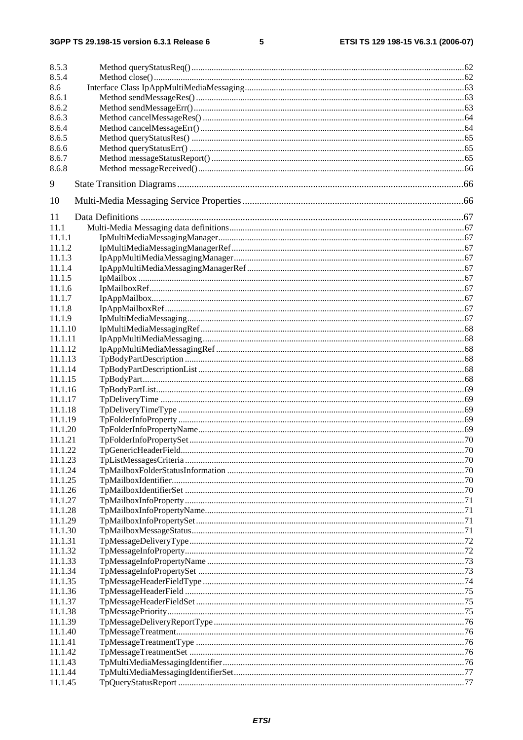8.5.3 Method queryStatusReq() ... 62
8.5.4 Method close() ... 62
8.6 Interface Class IpAppMultiMediaMessaging ... 63
8.6.1 Method sendMessageRes() ... 63
8.6.2 Method sendMessageErr() ... 63
8.6.3 Method cancelMessageRes() ... 64
8.6.4 Method cancelMessageErr() ... 64
8.6.5 Method queryStatusRes() ... 65
8.6.6 Method queryStatusErr() ... 65
8.6.7 Method messageStatusReport() ... 65
8.6.8 Method messageReceived() ... 66

9 State Transition Diagrams ... 66

10 Multi-Media Messaging Service Properties ... 66

11 Data Definitions ... 67
11.1 Multi-Media Messaging data definitions ... 67
11.1.1 IpMultiMediaMessagingManager ... 67
11.1.2 IpMultiMediaMessagingManagerRef ... 67
11.1.3 IpAppMultiMediaMessagingManager ... 67
11.1.4 IpAppMultiMediaMessagingManagerRef ... 67
11.1.5 IpMailbox ... 67
11.1.6 IpMailboxRef ... 67
11.1.7 IpAppMailbox ... 67
11.1.8 IpAppMailboxRef ... 67
11.1.9 IpMultiMediaMessaging ... 67
11.1.10 IpMultiMediaMessagingRef ... 68
11.1.11 IpAppMultiMediaMessaging ... 68
11.1.12 IpAppMultiMediaMessagingRef ... 68
11.1.13 TpBodyPartDescription ... 68
11.1.14 TpBodyPartDescriptionList ... 68
11.1.15 TpBodyPart ... 68
11.1.16 TpBodyPartList ... 69
11.1.17 TpDeliveryTime ... 69
11.1.18 TpDeliveryTimeType ... 69
11.1.19 TpFolderInfoProperty ... 69
11.1.20 TpFolderInfoPropertyName ... 69
11.1.21 TpFolderInfoPropertySet ... 70
11.1.22 TpGenericHeaderField ... 70
11.1.23 TpListMessagesCriteria ... 70
11.1.24 TpMailboxFolderStatusInformation ... 70
11.1.25 TpMailboxIdentifier ... 70
11.1.26 TpMailboxIdentifierSet ... 70
11.1.27 TpMailboxInfoProperty ... 71
11.1.28 TpMailboxInfoPropertyName ... 71
11.1.29 TpMailboxInfoPropertySet ... 71
11.1.30 TpMailboxMessageStatus ... 71
11.1.31 TpMessageDeliveryType ... 72
11.1.32 TpMessageInfoProperty ... 72
11.1.33 TpMessageInfoPropertyName ... 73
11.1.34 TpMessageInfoPropertySet ... 73
11.1.35 TpMessageHeaderFieldType ... 74
11.1.36 TpMessageHeaderField ... 75
11.1.37 TpMessageHeaderFieldSet ... 75
11.1.38 TpMessagePriority ... 75
11.1.39 TpMessageDeliveryReportType ... 76
11.1.40 TpMessageTreatment ... 76
11.1.41 TpMessageTreatmentType ... 76
11.1.42 TpMessageTreatmentSet ... 76
11.1.43 TpMultiMediaMessagingIdentifier ... 76
11.1.44 TpMultiMediaMessagingIdentifierSet ... 77
11.1.45 TpQueryStatusReport ... 77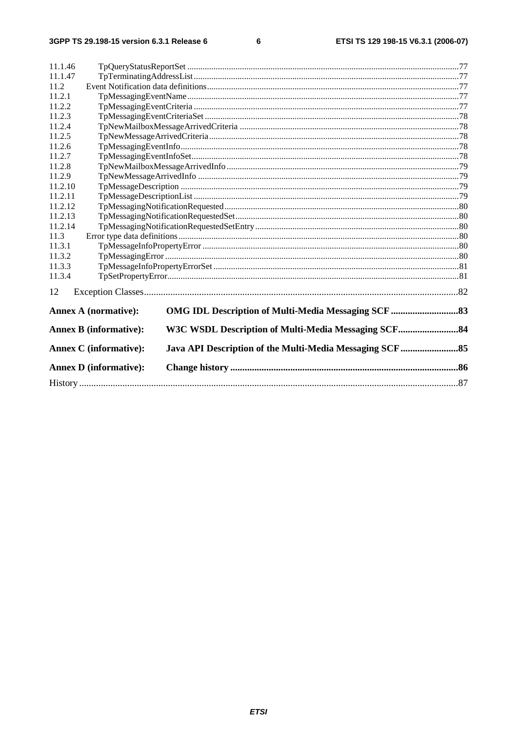11.1.46 TpQueryStatusReportSet ....77
11.1.47 TpTerminatingAddressList ....77
11.2 Event Notification data definitions ....77
11.2.1 TpMessagingEventName ....77
11.2.2 TpMessagingEventCriteria ....77
11.2.3 TpMessagingEventCriteriaSet ....78
11.2.4 TpNewMailboxMessageArrivedCriteria ....78
11.2.5 TpNewMessageArrivedCriteria ....78
11.2.6 TpMessagingEventInfo ....78
11.2.7 TpMessagingEventInfoSet ....78
11.2.8 TpNewMailboxMessageArrivedInfo ....79
11.2.9 TpNewMessageArrivedInfo ....79
11.2.10 TpMessageDescription ....79
11.2.11 TpMessageDescriptionList ....79
11.2.12 TpMessagingNotificationRequested ....80
11.2.13 TpMessagingNotificationRequestedSet ....80
11.2.14 TpMessagingNotificationRequestedSetEntry ....80
11.3 Error type data definitions ....80
11.3.1 TpMessageInfoPropertyError ....80
11.3.2 TpMessagingError ....80
11.3.3 TpMessageInfoPropertyErrorSet ....81
11.3.4 TpSetPropertyError ....81

12 Exception Classes ....82

**Annex A (normative): OMG IDL Description of Multi-Media Messaging SCF ....83**

**Annex B (informative): W3C WSDL Description of Multi-Media Messaging SCF ....84**

**Annex C (informative): Java API Description of the Multi-Media Messaging SCF ....85**

**Annex D (informative): Change history ....86**

History ....87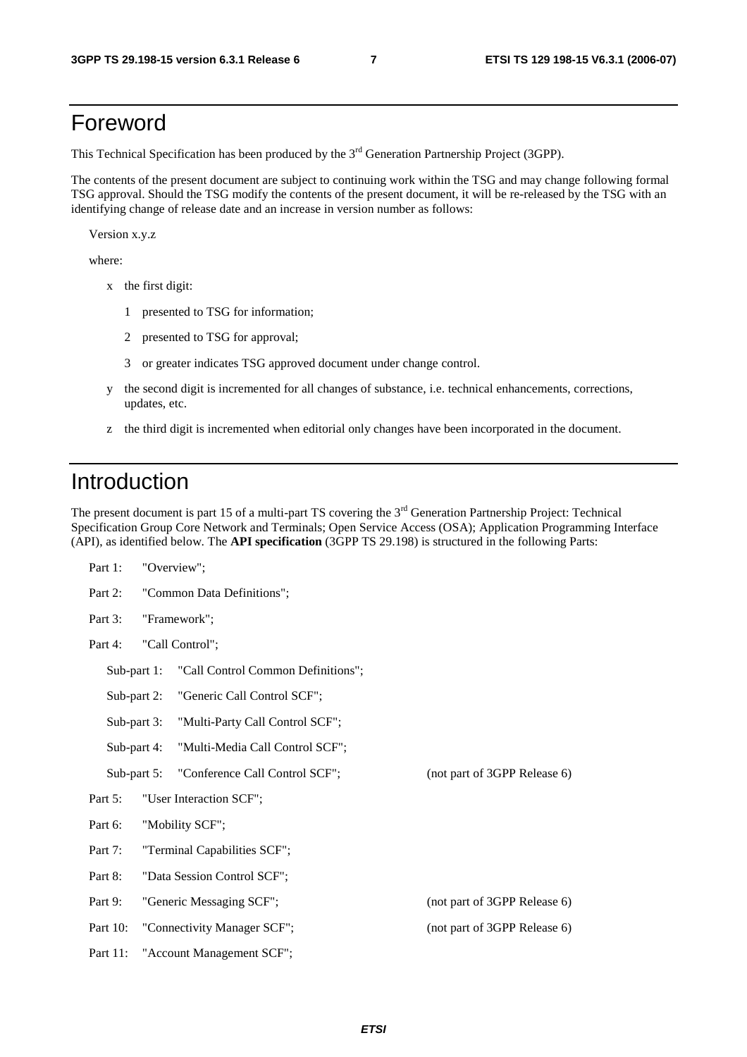# Foreword

This Technical Specification has been produced by the 3rd Generation Partnership Project (3GPP).

The contents of the present document are subject to continuing work within the TSG and may change following formal TSG approval. Should the TSG modify the contents of the present document, it will be re-released by the TSG with an identifying change of release date and an increase in version number as follows:

Version x.y.z

where:

- x the first digit:
  - 1 presented to TSG for information;
  - 2 presented to TSG for approval;
  - 3 or greater indicates TSG approved document under change control.
- y the second digit is incremented for all changes of substance, i.e. technical enhancements, corrections, updates, etc.
- z the third digit is incremented when editorial only changes have been incorporated in the document.

# Introduction

The present document is part 15 of a multi-part TS covering the 3rd Generation Partnership Project: Technical Specification Group Core Network and Terminals; Open Service Access (OSA); Application Programming Interface (API), as identified below. The **API specification** (3GPP TS 29.198) is structured in the following Parts:

- Part 1: "Overview";
- Part 2: "Common Data Definitions";
- Part 3: "Framework";
- Part 4: "Call Control";
  - Sub-part 1: "Call Control Common Definitions";
  - Sub-part 2: "Generic Call Control SCF";
  - Sub-part 3: "Multi-Party Call Control SCF";
  - Sub-part 4: "Multi-Media Call Control SCF";
  - Sub-part 5: "Conference Call Control SCF"; (not part of 3GPP Release 6)
- Part 5: "User Interaction SCF";
- Part 6: "Mobility SCF";
- Part 7: "Terminal Capabilities SCF";
- Part 8: "Data Session Control SCF";
- Part 9: "Generic Messaging SCF"; (not part of 3GPP Release 6)
- Part 10: "Connectivity Manager SCF"; (not part of 3GPP Release 6)
- Part 11: "Account Management SCF";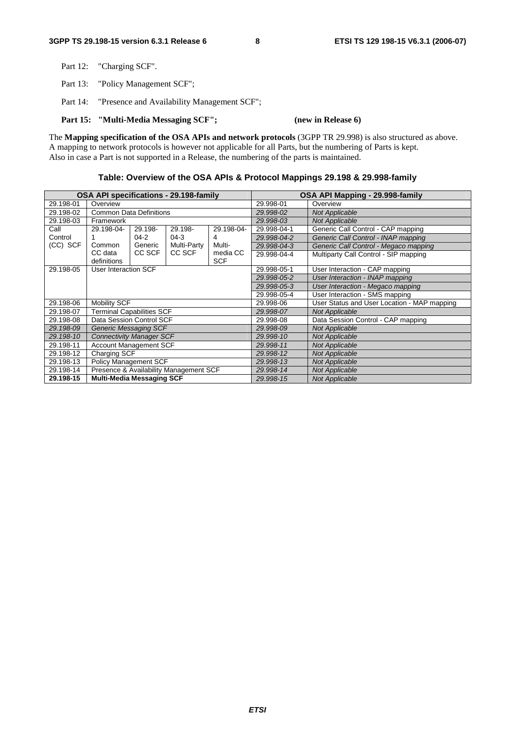Part 12: "Charging SCF".

Part 13: "Policy Management SCF";

Part 14: "Presence and Availability Management SCF";

**Part 15: "Multi-Media Messaging SCF"; (new in Release 6)**

The **Mapping specification of the OSA APIs and network protocols** (3GPP TR 29.998) is also structured as above. A mapping to network protocols is however not applicable for all Parts, but the numbering of Parts is kept. Also in case a Part is not supported in a Release, the numbering of the parts is maintained.

**Table: Overview of the OSA APIs & Protocol Mappings 29.198 & 29.998-family**

| OSA API specifications - 29.198-family | | | | | OSA API Mapping - 29.998-family | |
|---|---|---|---|---|---|---|
| 29.198-01 | Overview | | | | 29.998-01 | Overview |
| 29.198-02 | Common Data Definitions | | | | *29.998-02* | *Not Applicable* |
| 29.198-03 | Framework | | | | *29.998-03* | *Not Applicable* |
| Call Control (CC) SCF | 29.198-04-1 Common CC data definitions | 29.198-04-2 Generic CC SCF | 29.198-04-3 Multi-Party CC SCF | 29.198-04-4 Multi-media CC SCF | 29.998-04-1 | Generic Call Control - CAP mapping |
| | | | | | *29.998-04-2* | *Generic Call Control - INAP mapping* |
| | | | | | *29.998-04-3* | *Generic Call Control - Megaco mapping* |
| | | | | | 29.998-04-4 | Multiparty Call Control - SIP mapping |
| 29.198-05 | User Interaction SCF | | | | 29.998-05-1 | User Interaction - CAP mapping |
| | | | | | *29.998-05-2* | *User Interaction - INAP mapping* |
| | | | | | *29.998-05-3* | *User Interaction - Megaco mapping* |
| | | | | | 29.998-05-4 | User Interaction - SMS mapping |
| 29.198-06 | Mobility SCF | | | | 29.998-06 | User Status and User Location - MAP mapping |
| 29.198-07 | Terminal Capabilities SCF | | | | *29.998-07* | *Not Applicable* |
| 29.198-08 | Data Session Control SCF | | | | 29.998-08 | Data Session Control - CAP mapping |
| *29.198-09* | *Generic Messaging SCF* | | | | *29.998-09* | *Not Applicable* |
| *29.198-10* | *Connectivity Manager SCF* | | | | *29.998-10* | *Not Applicable* |
| 29.198-11 | Account Management SCF | | | | *29.998-11* | *Not Applicable* |
| 29.198-12 | Charging SCF | | | | *29.998-12* | *Not Applicable* |
| 29.198-13 | Policy Management SCF | | | | *29.998-13* | *Not Applicable* |
| 29.198-14 | Presence & Availability Management SCF | | | | *29.998-14* | *Not Applicable* |
| **29.198-15** | **Multi-Media Messaging SCF** | | | | *29.998-15* | *Not Applicable* |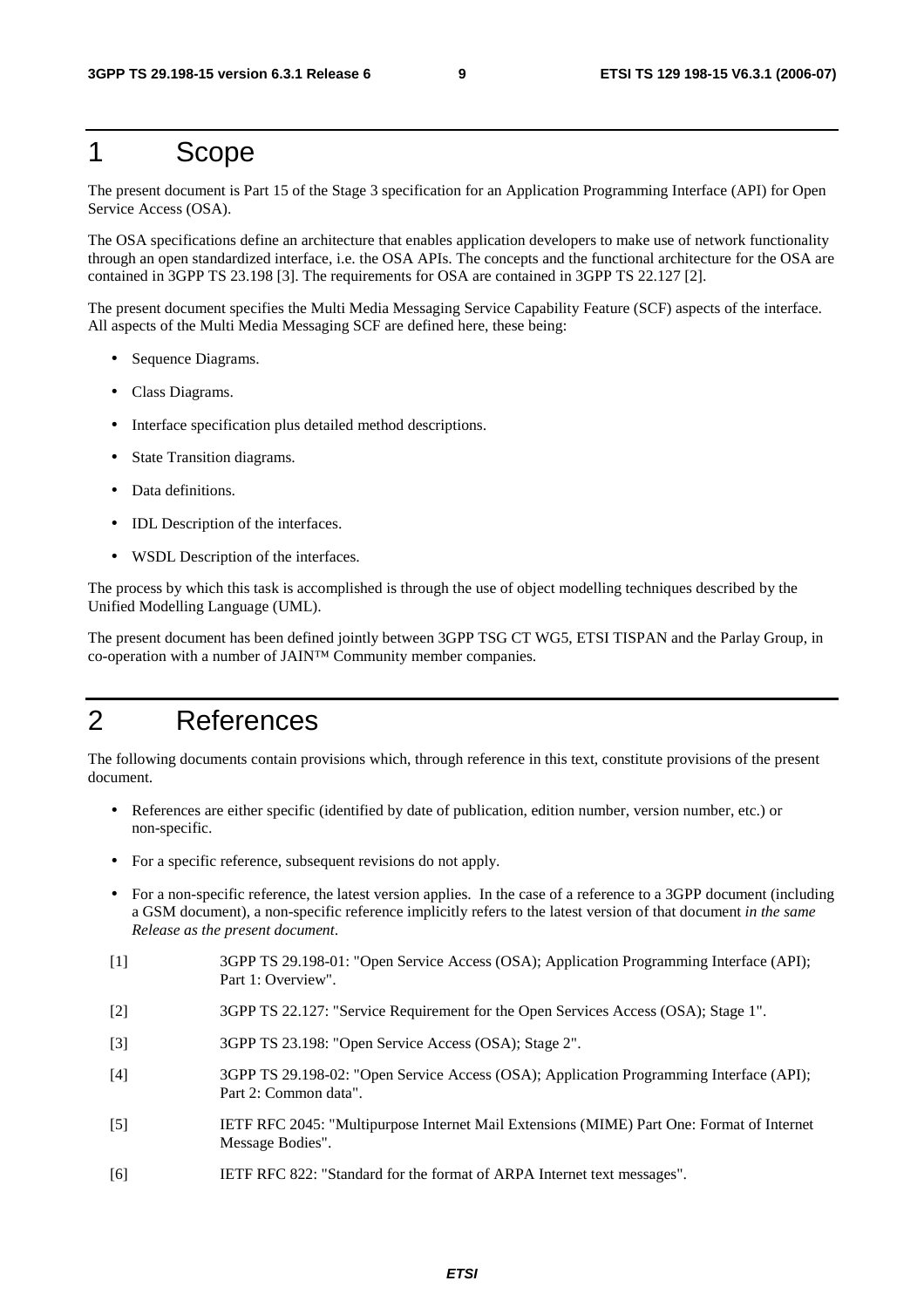# 1 Scope

The present document is Part 15 of the Stage 3 specification for an Application Programming Interface (API) for Open Service Access (OSA).

The OSA specifications define an architecture that enables application developers to make use of network functionality through an open standardized interface, i.e. the OSA APIs. The concepts and the functional architecture for the OSA are contained in 3GPP TS 23.198 [3]. The requirements for OSA are contained in 3GPP TS 22.127 [2].

The present document specifies the Multi Media Messaging Service Capability Feature (SCF) aspects of the interface. All aspects of the Multi Media Messaging SCF are defined here, these being:

- Sequence Diagrams.
- Class Diagrams.
- Interface specification plus detailed method descriptions.
- State Transition diagrams.
- Data definitions.
- IDL Description of the interfaces.
- WSDL Description of the interfaces.

The process by which this task is accomplished is through the use of object modelling techniques described by the Unified Modelling Language (UML).

The present document has been defined jointly between 3GPP TSG CT WG5, ETSI TISPAN and the Parlay Group, in co-operation with a number of JAIN™ Community member companies.

# 2 References

The following documents contain provisions which, through reference in this text, constitute provisions of the present document.

- References are either specific (identified by date of publication, edition number, version number, etc.) or non-specific.
- For a specific reference, subsequent revisions do not apply.
- For a non-specific reference, the latest version applies. In the case of a reference to a 3GPP document (including a GSM document), a non-specific reference implicitly refers to the latest version of that document *in the same Release as the present document*.

[1] 3GPP TS 29.198-01: "Open Service Access (OSA); Application Programming Interface (API); Part 1: Overview".

[2] 3GPP TS 22.127: "Service Requirement for the Open Services Access (OSA); Stage 1".

[3] 3GPP TS 23.198: "Open Service Access (OSA); Stage 2".

[4] 3GPP TS 29.198-02: "Open Service Access (OSA); Application Programming Interface (API); Part 2: Common data".

[5] IETF RFC 2045: "Multipurpose Internet Mail Extensions (MIME) Part One: Format of Internet Message Bodies".

[6] IETF RFC 822: "Standard for the format of ARPA Internet text messages".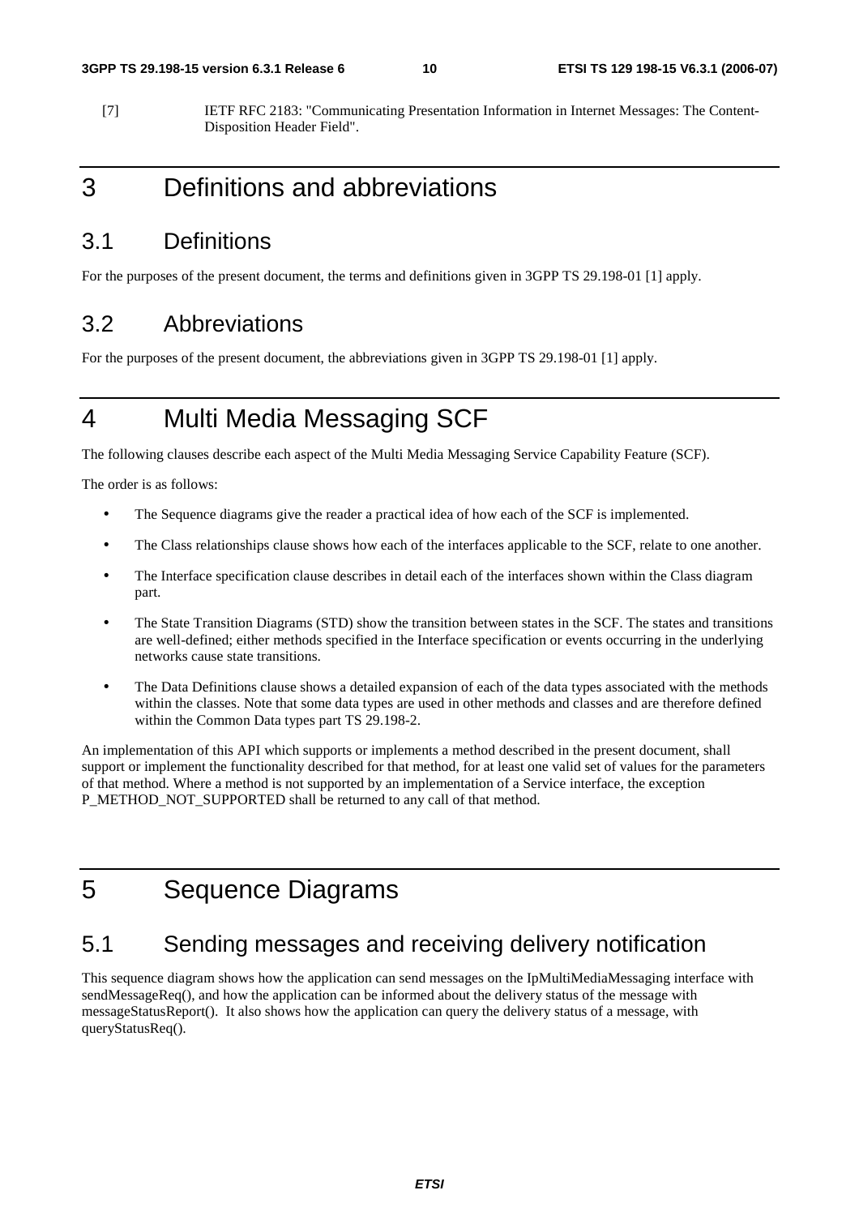[7] IETF RFC 2183: "Communicating Presentation Information in Internet Messages: The Content-Disposition Header Field".

# 3 Definitions and abbreviations

## 3.1 Definitions

For the purposes of the present document, the terms and definitions given in 3GPP TS 29.198-01 [1] apply.

## 3.2 Abbreviations

For the purposes of the present document, the abbreviations given in 3GPP TS 29.198-01 [1] apply.

# 4 Multi Media Messaging SCF

The following clauses describe each aspect of the Multi Media Messaging Service Capability Feature (SCF).

The order is as follows:

- The Sequence diagrams give the reader a practical idea of how each of the SCF is implemented.
- The Class relationships clause shows how each of the interfaces applicable to the SCF, relate to one another.
- The Interface specification clause describes in detail each of the interfaces shown within the Class diagram part.
- The State Transition Diagrams (STD) show the transition between states in the SCF. The states and transitions are well-defined; either methods specified in the Interface specification or events occurring in the underlying networks cause state transitions.
- The Data Definitions clause shows a detailed expansion of each of the data types associated with the methods within the classes. Note that some data types are used in other methods and classes and are therefore defined within the Common Data types part TS 29.198-2.

An implementation of this API which supports or implements a method described in the present document, shall support or implement the functionality described for that method, for at least one valid set of values for the parameters of that method. Where a method is not supported by an implementation of a Service interface, the exception P_METHOD_NOT_SUPPORTED shall be returned to any call of that method.

# 5 Sequence Diagrams

## 5.1 Sending messages and receiving delivery notification

This sequence diagram shows how the application can send messages on the IpMultiMediaMessaging interface with sendMessageReq(), and how the application can be informed about the delivery status of the message with messageStatusReport(). It also shows how the application can query the delivery status of a message, with queryStatusReq().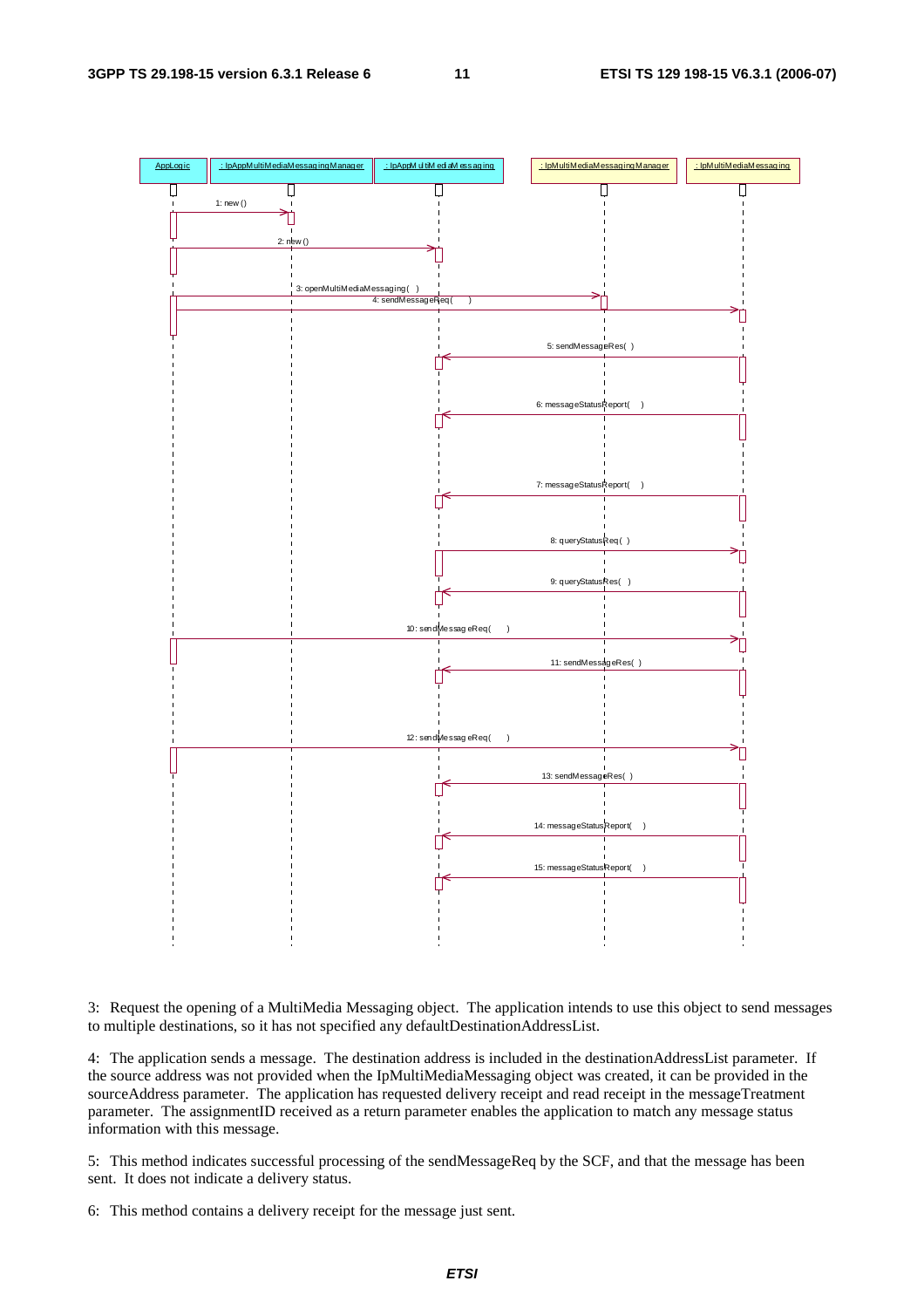3: Request the opening of a MultiMedia Messaging object. The application intends to use this object to send messages to multiple destinations, so it has not specified any defaultDestinationAddressList.

4: The application sends a message. The destination address is included in the destinationAddressList parameter. If the source address was not provided when the IpMultiMediaMessaging object was created, it can be provided in the sourceAddress parameter. The application has requested delivery receipt and read receipt in the messageTreatment parameter. The assignmentID received as a return parameter enables the application to match any message status information with this message.

5: This method indicates successful processing of the sendMessageReq by the SCF, and that the message has been sent. It does not indicate a delivery status.

6: This method contains a delivery receipt for the message just sent.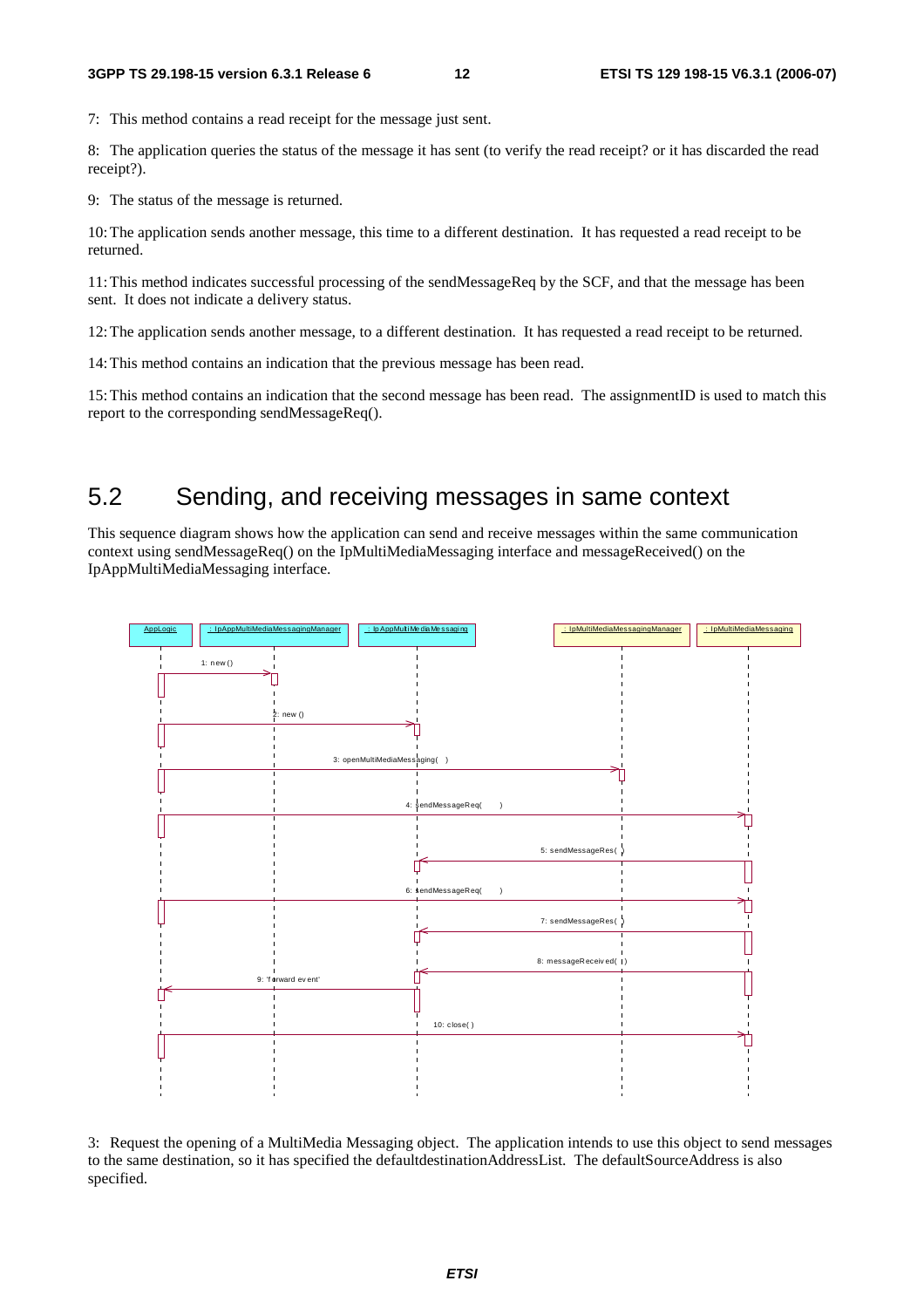7: This method contains a read receipt for the message just sent.

8: The application queries the status of the message it has sent (to verify the read receipt? or it has discarded the read receipt?).

9: The status of the message is returned.

10: The application sends another message, this time to a different destination. It has requested a read receipt to be returned.

11: This method indicates successful processing of the sendMessageReq by the SCF, and that the message has been sent. It does not indicate a delivery status.

12: The application sends another message, to a different destination. It has requested a read receipt to be returned.

14: This method contains an indication that the previous message has been read.

15: This method contains an indication that the second message has been read. The assignmentID is used to match this report to the corresponding sendMessageReq().

## 5.2 Sending, and receiving messages in same context

This sequence diagram shows how the application can send and receive messages within the same communication context using sendMessageReq() on the IpMultiMediaMessaging interface and messageReceived() on the IpAppMultiMediaMessaging interface.

AppLogic | : IpAppMultiMediaMessagingManager | : IpAppMultiMediaMessaging | : IpMultiMediaMessagingManager | : IpMultiMediaMessaging

1: new ()
2: new ()
3: openMultiMediaMessaging( )
4: sendMessageReq( )
5: sendMessageRes( )
6: sendMessageReq( )
7: sendMessageRes( )
8: messageReceived( )
9: 'forward event'
10: close( )

3: Request the opening of a MultiMedia Messaging object. The application intends to use this object to send messages to the same destination, so it has specified the defaultdestinationAddressList. The defaultSourceAddress is also specified.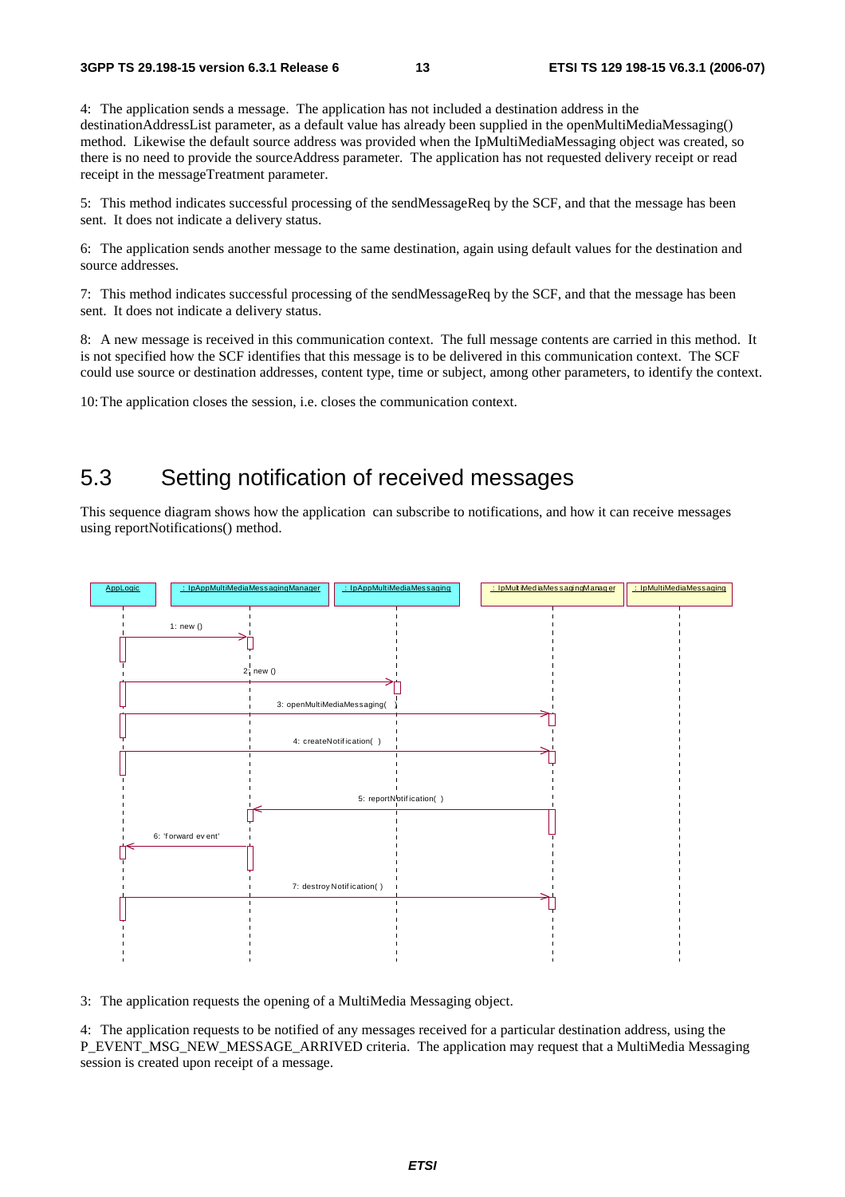4: The application sends a message. The application has not included a destination address in the destinationAddressList parameter, as a default value has already been supplied in the openMultiMediaMessaging() method. Likewise the default source address was provided when the IpMultiMediaMessaging object was created, so there is no need to provide the sourceAddress parameter. The application has not requested delivery receipt or read receipt in the messageTreatment parameter.

5: This method indicates successful processing of the sendMessageReq by the SCF, and that the message has been sent. It does not indicate a delivery status.

6: The application sends another message to the same destination, again using default values for the destination and source addresses.

7: This method indicates successful processing of the sendMessageReq by the SCF, and that the message has been sent. It does not indicate a delivery status.

8: A new message is received in this communication context. The full message contents are carried in this method. It is not specified how the SCF identifies that this message is to be delivered in this communication context. The SCF could use source or destination addresses, content type, time or subject, among other parameters, to identify the context.

10: The application closes the session, i.e. closes the communication context.

## 5.3 Setting notification of received messages

This sequence diagram shows how the application can subscribe to notifications, and how it can receive messages using reportNotifications() method.

AppLogic | : IpAppMultiMediaMessagingManager | : IpAppMultiMediaMessaging | : IpMultiMediaMessagingManager | : IpMultiMediaMessaging

1: new ()

2: new ()

3: openMultiMediaMessaging( )

4: createNotification( )

5: reportNotification( )

6: 'forward event'

7: destroyNotification( )

3: The application requests the opening of a MultiMedia Messaging object.

4: The application requests to be notified of any messages received for a particular destination address, using the P_EVENT_MSG_NEW_MESSAGE_ARRIVED criteria. The application may request that a MultiMedia Messaging session is created upon receipt of a message.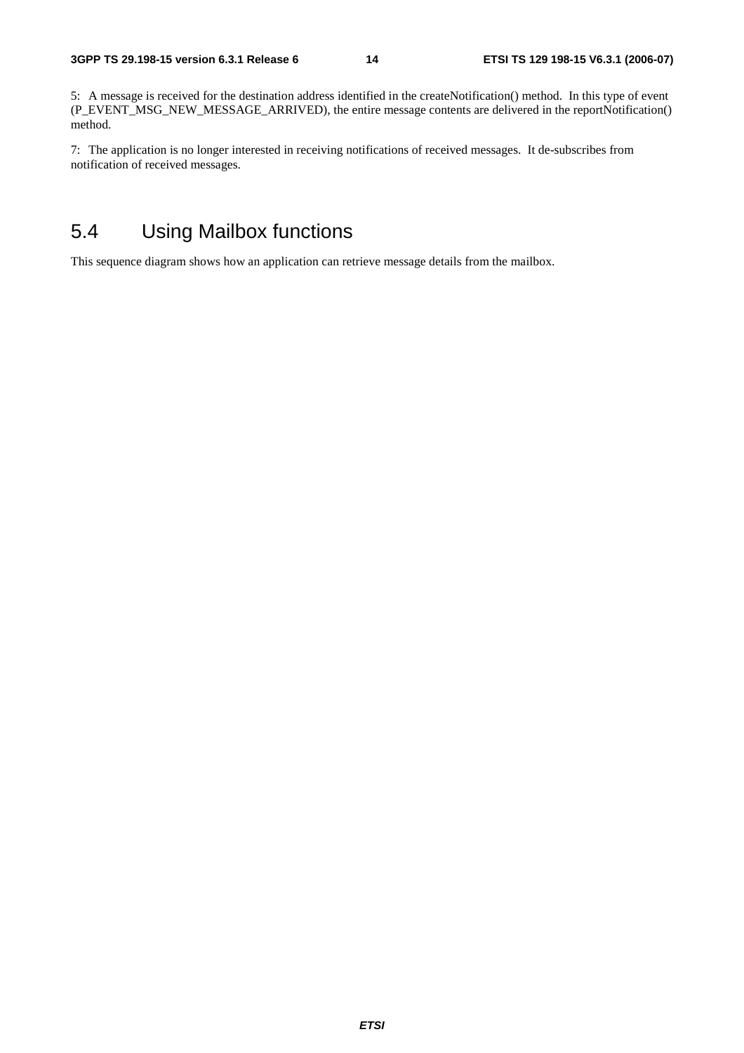5: A message is received for the destination address identified in the createNotification() method. In this type of event (P_EVENT_MSG_NEW_MESSAGE_ARRIVED), the entire message contents are delivered in the reportNotification() method.

7: The application is no longer interested in receiving notifications of received messages. It de-subscribes from notification of received messages.

## 5.4 Using Mailbox functions

This sequence diagram shows how an application can retrieve message details from the mailbox.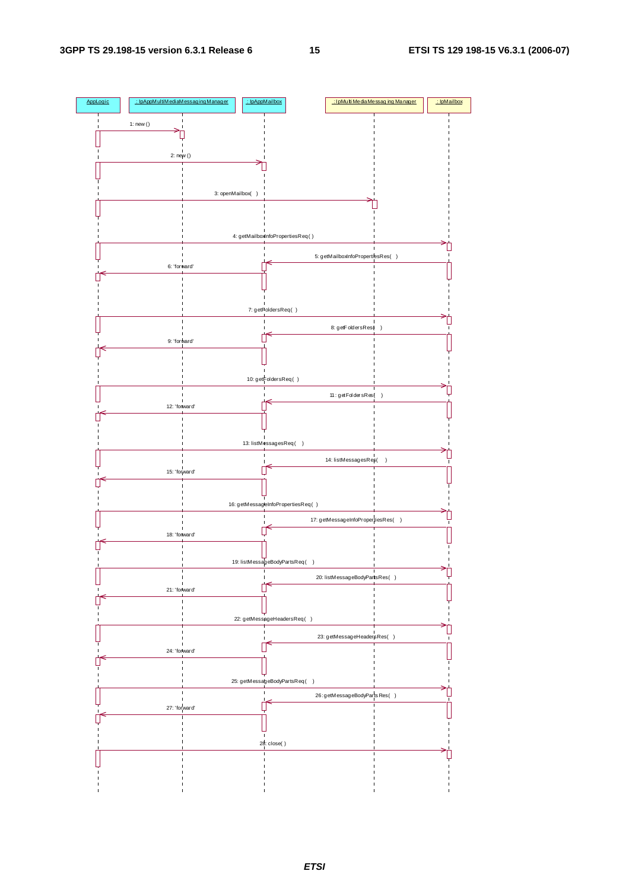AppLogic | : IpAppMultiMediaMessagingManager | : IpAppMailbox | : IpMultiMediaMessagingManager | : IpMailbox

1: new ()

2: new ()

3: openMailbox( )

4: getMailboxInfoPropertiesReq( )

5: getMailboxInfoPropertiesRes( )

6: 'forward'

7: getFoldersReq( )

8: getFoldersRes( )

9: 'forward'

10: getFoldersReq( )

11: getFoldersRes( )

12: 'forward'

13: listMessagesReq( )

14: listMessagesRes( )

15: 'forward'

16: getMessageInfoPropertiesReq( )

17: getMessageInfoPropertiesRes( )

18: 'forward'

19: listMessageBodyPartsReq( )

20: listMessageBodyPartsRes( )

21: 'forward'

22: getMessageHeadersReq( )

23: getMessageHeadersRes( )

24: 'forward'

25: getMessageBodyPartsReq( )

26: getMessageBodyPartsRes( )

27: 'forward'

28: close( )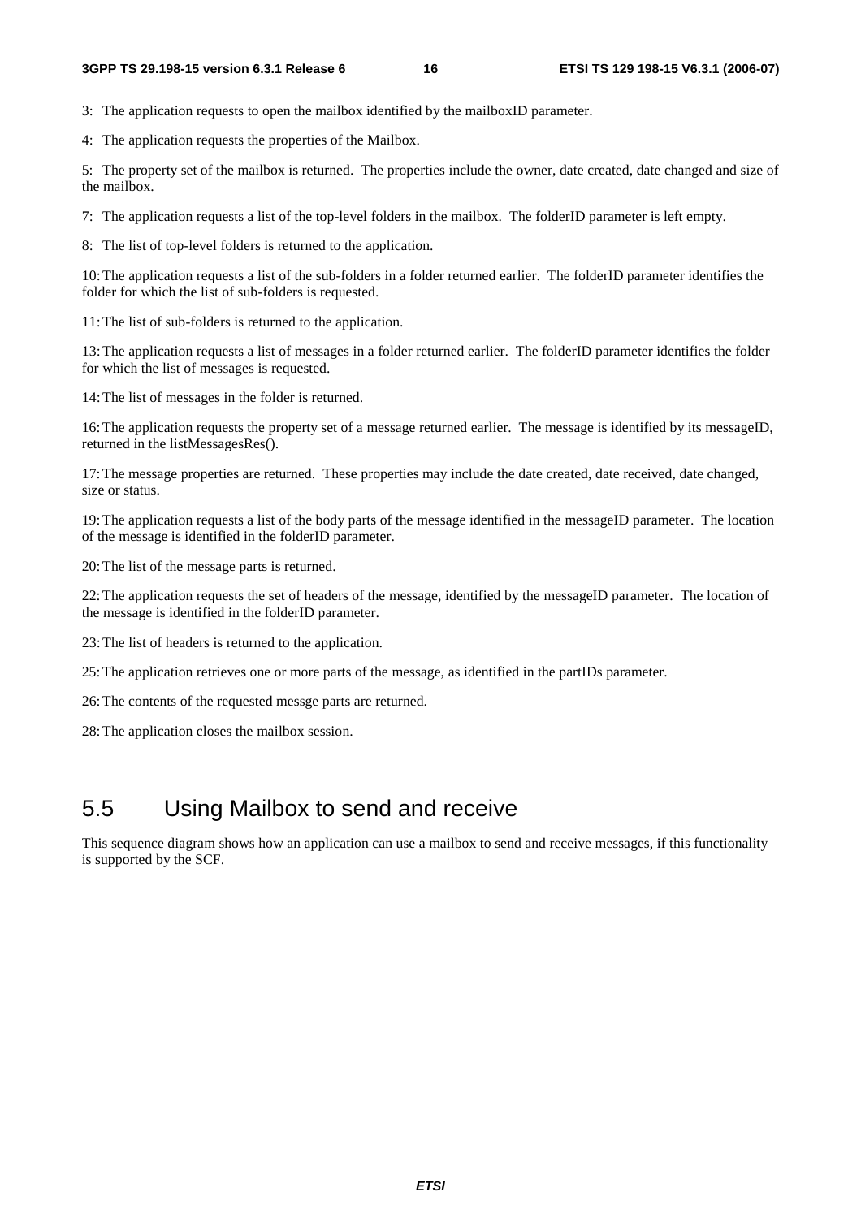3: The application requests to open the mailbox identified by the mailboxID parameter.

4: The application requests the properties of the Mailbox.

5: The property set of the mailbox is returned. The properties include the owner, date created, date changed and size of the mailbox.

7: The application requests a list of the top-level folders in the mailbox. The folderID parameter is left empty.

8: The list of top-level folders is returned to the application.

10: The application requests a list of the sub-folders in a folder returned earlier. The folderID parameter identifies the folder for which the list of sub-folders is requested.

11: The list of sub-folders is returned to the application.

13: The application requests a list of messages in a folder returned earlier. The folderID parameter identifies the folder for which the list of messages is requested.

14: The list of messages in the folder is returned.

16: The application requests the property set of a message returned earlier. The message is identified by its messageID, returned in the listMessagesRes().

17: The message properties are returned. These properties may include the date created, date received, date changed, size or status.

19: The application requests a list of the body parts of the message identified in the messageID parameter. The location of the message is identified in the folderID parameter.

20: The list of the message parts is returned.

22: The application requests the set of headers of the message, identified by the messageID parameter. The location of the message is identified in the folderID parameter.

23: The list of headers is returned to the application.

25: The application retrieves one or more parts of the message, as identified in the partIDs parameter.

26: The contents of the requested messge parts are returned.

28: The application closes the mailbox session.

## 5.5 Using Mailbox to send and receive

This sequence diagram shows how an application can use a mailbox to send and receive messages, if this functionality is supported by the SCF.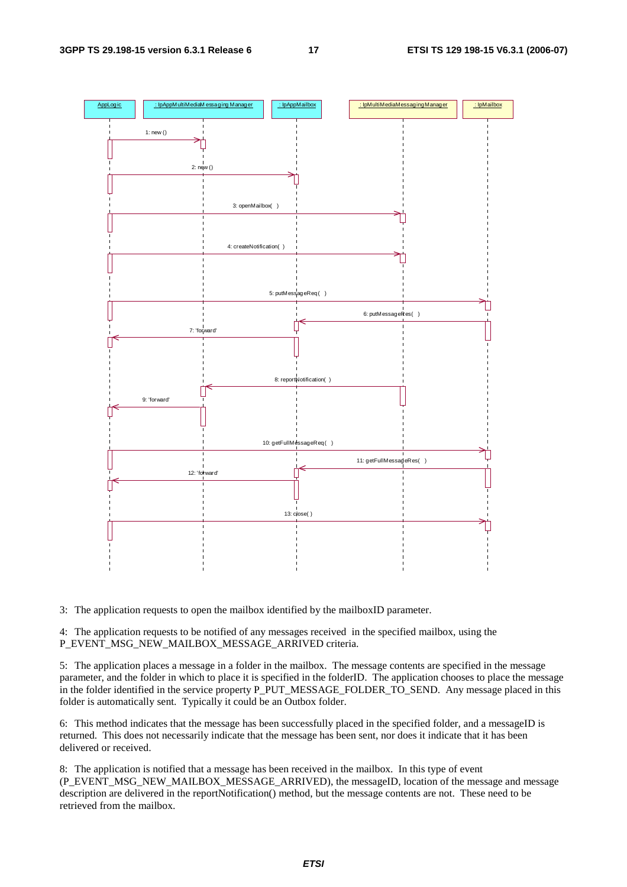3: The application requests to open the mailbox identified by the mailboxID parameter.

4: The application requests to be notified of any messages received in the specified mailbox, using the P_EVENT_MSG_NEW_MAILBOX_MESSAGE_ARRIVED criteria.

5: The application places a message in a folder in the mailbox. The message contents are specified in the message parameter, and the folder in which to place it is specified in the folderID. The application chooses to place the message in the folder identified in the service property P_PUT_MESSAGE_FOLDER_TO_SEND. Any message placed in this folder is automatically sent. Typically it could be an Outbox folder.

6: This method indicates that the message has been successfully placed in the specified folder, and a messageID is returned. This does not necessarily indicate that the message has been sent, nor does it indicate that it has been delivered or received.

8: The application is notified that a message has been received in the mailbox. In this type of event (P_EVENT_MSG_NEW_MAILBOX_MESSAGE_ARRIVED), the messageID, location of the message and message description are delivered in the reportNotification() method, but the message contents are not. These need to be retrieved from the mailbox.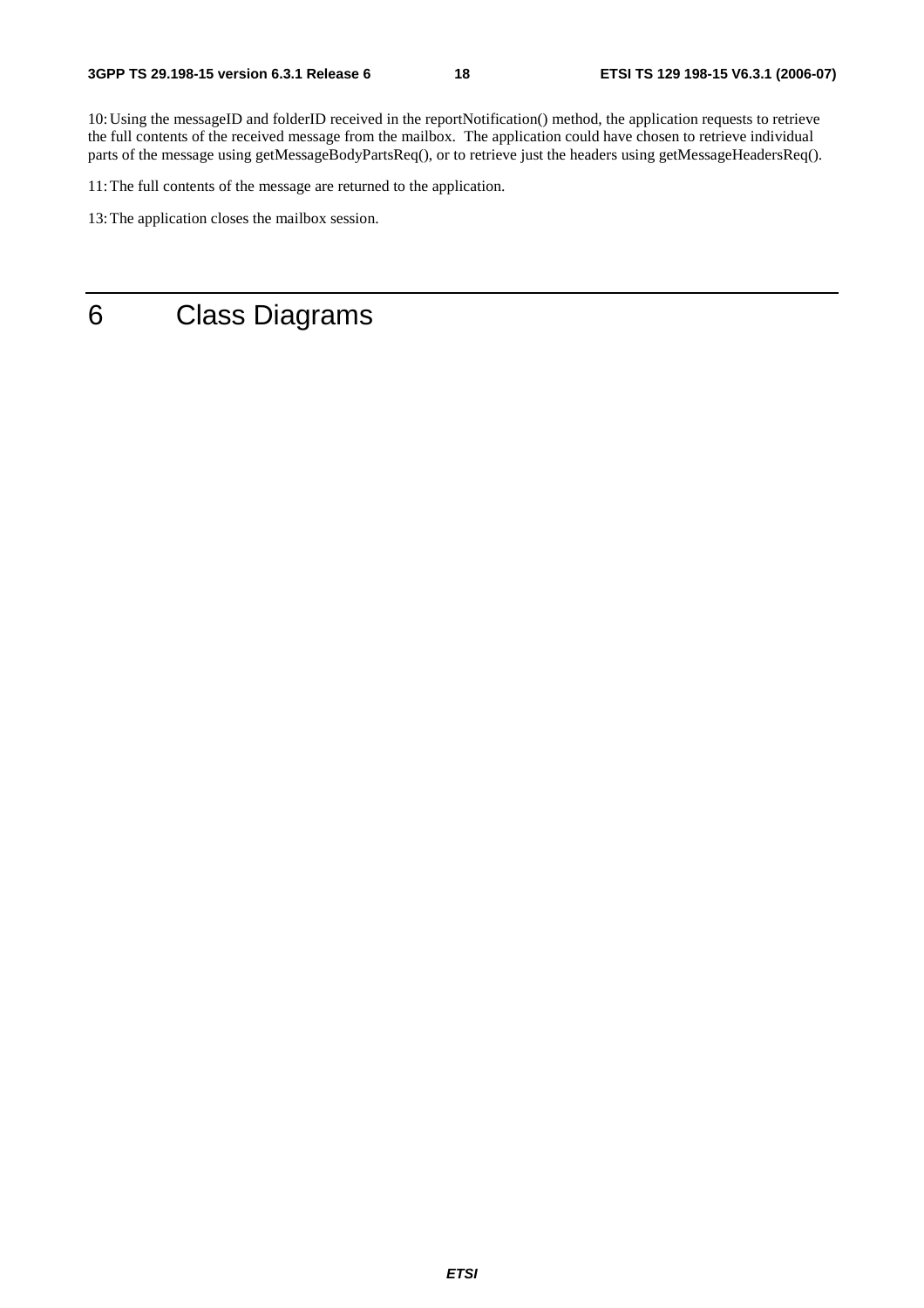10: Using the messageID and folderID received in the reportNotification() method, the application requests to retrieve the full contents of the received message from the mailbox. The application could have chosen to retrieve individual parts of the message using getMessageBodyPartsReq(), or to retrieve just the headers using getMessageHeadersReq().

11: The full contents of the message are returned to the application.

13: The application closes the mailbox session.

# 6 Class Diagrams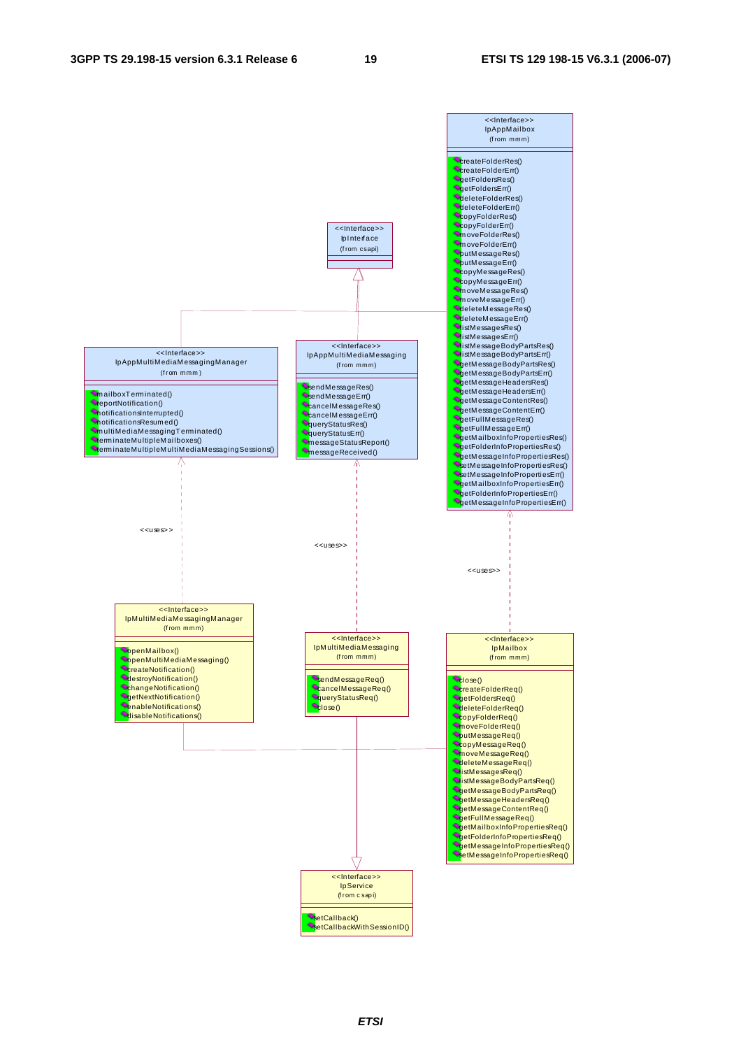<<Interface>>
IpAppMailbox
(from mmm)

- createFolderRes()
- createFolderErr()
- getFoldersRes()
- getFoldersErr()
- deleteFolderRes()
- deleteFolderErr()
- copyFolderRes()
- copyFolderErr()
- moveFolderRes()
- moveFolderErr()
- putMessageRes()
- putMessageErr()
- copyMessageRes()
- copyMessageErr()
- moveMessageRes()
- moveMessageErr()
- deleteMessageRes()
- deleteMessageErr()
- listMessagesRes()
- listMessagesErr()
- listMessageBodyPartsRes()
- listMessageBodyPartsErr()
- getMessageBodyPartsRes()
- getMessageBodyPartsErr()
- getMessageHeadersRes()
- getMessageHeadersErr()
- getMessageContentRes()
- getMessageContentErr()
- getFullMessageRes()
- getFullMessageErr()
- getMailboxInfoPropertiesRes()
- getFolderInfoPropertiesRes()
- getMessageInfoPropertiesRes()
- setMessageInfoPropertiesRes()
- setMessageInfoPropertiesErr()
- getMailboxInfoPropertiesErr()
- getFolderInfoPropertiesErr()
- getMessageInfoPropertiesErr()

<<Interface>>
IpInterface
(from csapi)

<<Interface>>
IpAppMultiMediaMessagingManager
(from mmm)

- mailboxTerminated()
- reportNotification()
- notificationsInterrupted()
- notificationsResumed()
- multiMediaMessagingTerminated()
- terminateMultipleMailboxes()
- terminateMultipleMultiMediaMessagingSessions()

<<Interface>>
IpAppMultiMediaMessaging
(from mmm)

- sendMessageRes()
- sendMessageErr()
- cancelMessageRes()
- cancelMessageErr()
- queryStatusRes()
- queryStatusErr()
- messageStatusReport()
- messageReceived()

<<uses>>

<<uses>>

<<uses>>

<<Interface>>
IpMultiMediaMessagingManager
(from mmm)

- openMailbox()
- openMultiMediaMessaging()
- createNotification()
- destroyNotification()
- changeNotification()
- getNextNotification()
- enableNotifications()
- disableNotifications()

<<Interface>>
IpMultiMediaMessaging
(from mmm)

- sendMessageReq()
- cancelMessageReq()
- queryStatusReq()
- close()

<<Interface>>
IpMailbox
(from mmm)

- close()
- createFolderReq()
- getFoldersReq()
- deleteFolderReq()
- copyFolderReq()
- moveFolderReq()
- putMessageReq()
- copyMessageReq()
- moveMessageReq()
- deleteMessageReq()
- listMessagesReq()
- listMessageBodyPartsReq()
- getMessageBodyPartsReq()
- getMessageHeadersReq()
- getMessageContentReq()
- getFullMessageReq()
- getMailboxInfoPropertiesReq()
- getFolderInfoPropertiesReq()
- getMessageInfoPropertiesReq()
- setMessageInfoPropertiesReq()

<<Interface>>
IpService
(from csapi)

- setCallback()
- setCallbackWithSessionID()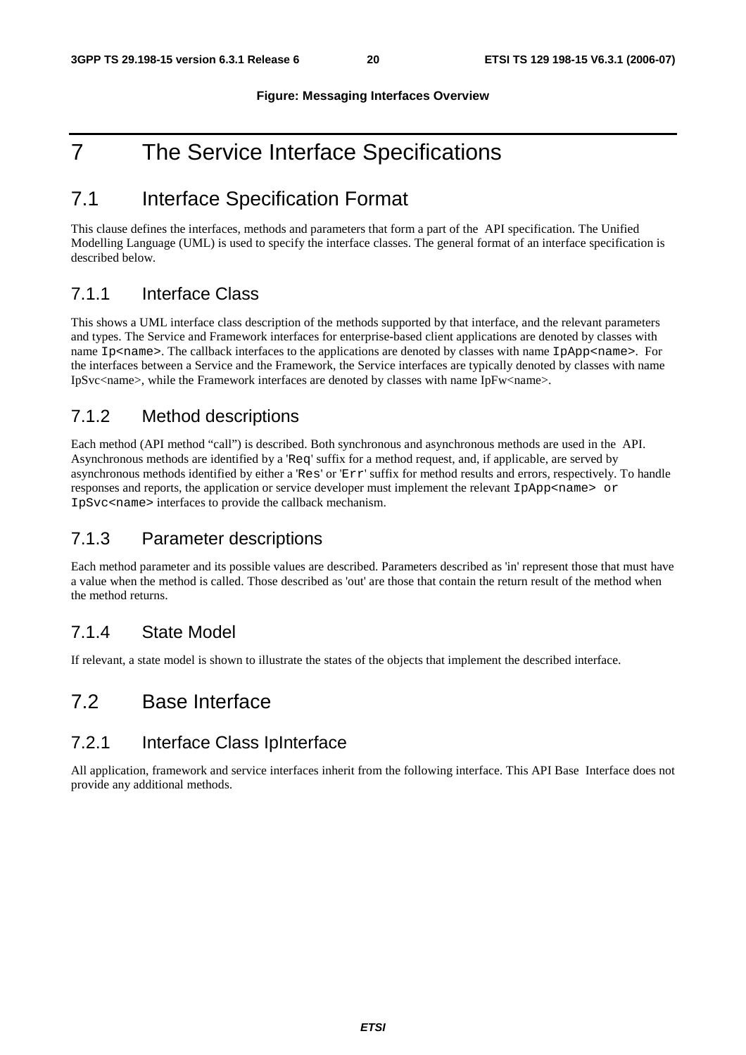**Figure: Messaging Interfaces Overview**

# 7 The Service Interface Specifications

## 7.1 Interface Specification Format

This clause defines the interfaces, methods and parameters that form a part of the API specification. The Unified Modelling Language (UML) is used to specify the interface classes. The general format of an interface specification is described below.

### 7.1.1 Interface Class

This shows a UML interface class description of the methods supported by that interface, and the relevant parameters and types. The Service and Framework interfaces for enterprise-based client applications are denoted by classes with name `Ip<name>`. The callback interfaces to the applications are denoted by classes with name `IpApp<name>`. For the interfaces between a Service and the Framework, the Service interfaces are typically denoted by classes with name IpSvc<name>, while the Framework interfaces are denoted by classes with name IpFw<name>.

### 7.1.2 Method descriptions

Each method (API method "call") is described. Both synchronous and asynchronous methods are used in the API. Asynchronous methods are identified by a '`Req`' suffix for a method request, and, if applicable, are served by asynchronous methods identified by either a '`Res`' or '`Err`' suffix for method results and errors, respectively. To handle responses and reports, the application or service developer must implement the relevant `IpApp<name> or IpSvc<name>` interfaces to provide the callback mechanism.

### 7.1.3 Parameter descriptions

Each method parameter and its possible values are described. Parameters described as 'in' represent those that must have a value when the method is called. Those described as 'out' are those that contain the return result of the method when the method returns.

### 7.1.4 State Model

If relevant, a state model is shown to illustrate the states of the objects that implement the described interface.

## 7.2 Base Interface

### 7.2.1 Interface Class IpInterface

All application, framework and service interfaces inherit from the following interface. This API Base Interface does not provide any additional methods.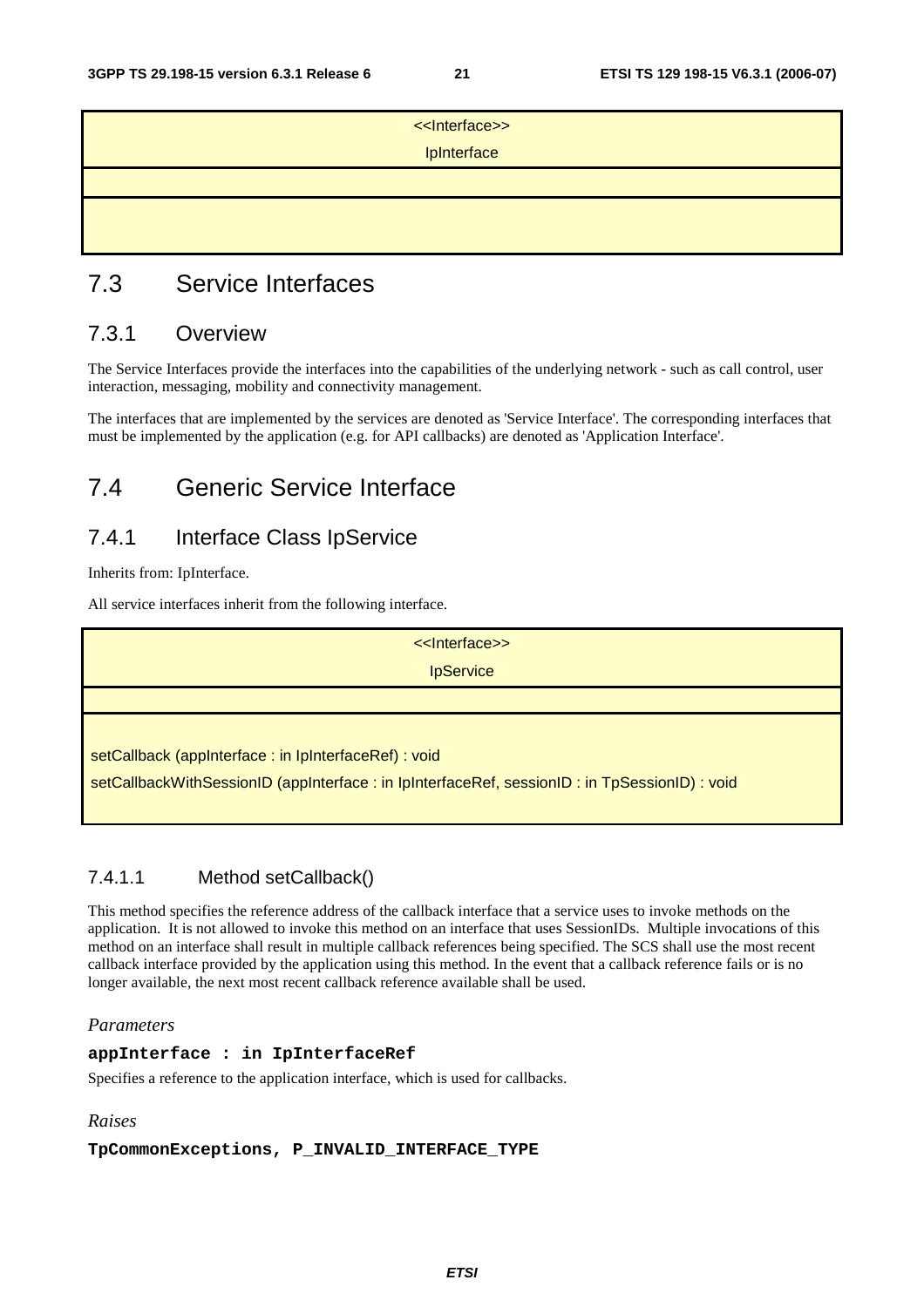| <<Interface>> IpInterface |
| --- |
| |
| |

## 7.3 Service Interfaces

### 7.3.1 Overview

The Service Interfaces provide the interfaces into the capabilities of the underlying network - such as call control, user interaction, messaging, mobility and connectivity management.

The interfaces that are implemented by the services are denoted as 'Service Interface'. The corresponding interfaces that must be implemented by the application (e.g. for API callbacks) are denoted as 'Application Interface'.

## 7.4 Generic Service Interface

### 7.4.1 Interface Class IpService

Inherits from: IpInterface.

All service interfaces inherit from the following interface.

| <<Interface>> IpService |
| --- |
| |
| setCallback (appInterface : in IpInterfaceRef) : void<br>setCallbackWithSessionID (appInterface : in IpInterfaceRef, sessionID : in TpSessionID) : void |

#### 7.4.1.1 Method setCallback()

This method specifies the reference address of the callback interface that a service uses to invoke methods on the application. It is not allowed to invoke this method on an interface that uses SessionIDs. Multiple invocations of this method on an interface shall result in multiple callback references being specified. The SCS shall use the most recent callback interface provided by the application using this method. In the event that a callback reference fails or is no longer available, the next most recent callback reference available shall be used.

*Parameters*

**appInterface : in IpInterfaceRef**

Specifies a reference to the application interface, which is used for callbacks.

*Raises*

**TpCommonExceptions, P_INVALID_INTERFACE_TYPE**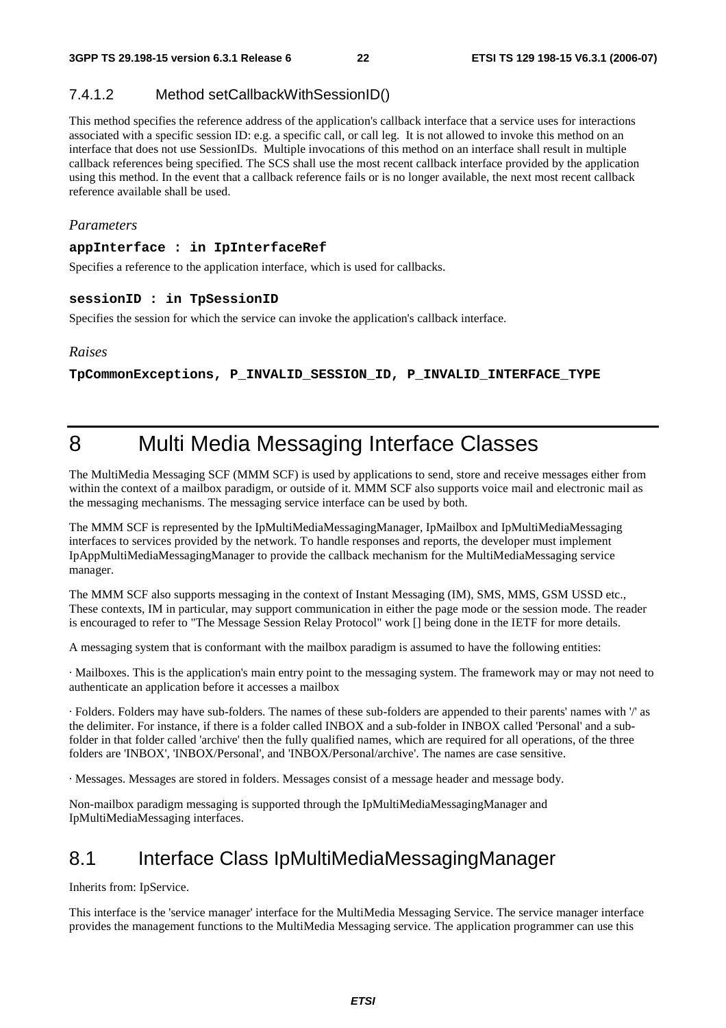#### 7.4.1.2 Method setCallbackWithSessionID()

This method specifies the reference address of the application's callback interface that a service uses for interactions associated with a specific session ID: e.g. a specific call, or call leg. It is not allowed to invoke this method on an interface that does not use SessionIDs. Multiple invocations of this method on an interface shall result in multiple callback references being specified. The SCS shall use the most recent callback interface provided by the application using this method. In the event that a callback reference fails or is no longer available, the next most recent callback reference available shall be used.

*Parameters*

**appInterface : in IpInterfaceRef**

Specifies a reference to the application interface, which is used for callbacks.

**sessionID : in TpSessionID**

Specifies the session for which the service can invoke the application's callback interface.

*Raises*

**TpCommonExceptions, P_INVALID_SESSION_ID, P_INVALID_INTERFACE_TYPE**

# 8 Multi Media Messaging Interface Classes

The MultiMedia Messaging SCF (MMM SCF) is used by applications to send, store and receive messages either from within the context of a mailbox paradigm, or outside of it. MMM SCF also supports voice mail and electronic mail as the messaging mechanisms. The messaging service interface can be used by both.

The MMM SCF is represented by the IpMultiMediaMessagingManager, IpMailbox and IpMultiMediaMessaging interfaces to services provided by the network. To handle responses and reports, the developer must implement IpAppMultiMediaMessagingManager to provide the callback mechanism for the MultiMediaMessaging service manager.

The MMM SCF also supports messaging in the context of Instant Messaging (IM), SMS, MMS, GSM USSD etc., These contexts, IM in particular, may support communication in either the page mode or the session mode. The reader is encouraged to refer to "The Message Session Relay Protocol" work [] being done in the IETF for more details.

A messaging system that is conformant with the mailbox paradigm is assumed to have the following entities:

· Mailboxes. This is the application's main entry point to the messaging system. The framework may or may not need to authenticate an application before it accesses a mailbox

· Folders. Folders may have sub-folders. The names of these sub-folders are appended to their parents' names with '/' as the delimiter. For instance, if there is a folder called INBOX and a sub-folder in INBOX called 'Personal' and a sub-folder in that folder called 'archive' then the fully qualified names, which are required for all operations, of the three folders are 'INBOX', 'INBOX/Personal', and 'INBOX/Personal/archive'. The names are case sensitive.

· Messages. Messages are stored in folders. Messages consist of a message header and message body.

Non-mailbox paradigm messaging is supported through the IpMultiMediaMessagingManager and IpMultiMediaMessaging interfaces.

## 8.1 Interface Class IpMultiMediaMessagingManager

Inherits from: IpService.

This interface is the 'service manager' interface for the MultiMedia Messaging Service. The service manager interface provides the management functions to the MultiMedia Messaging service. The application programmer can use this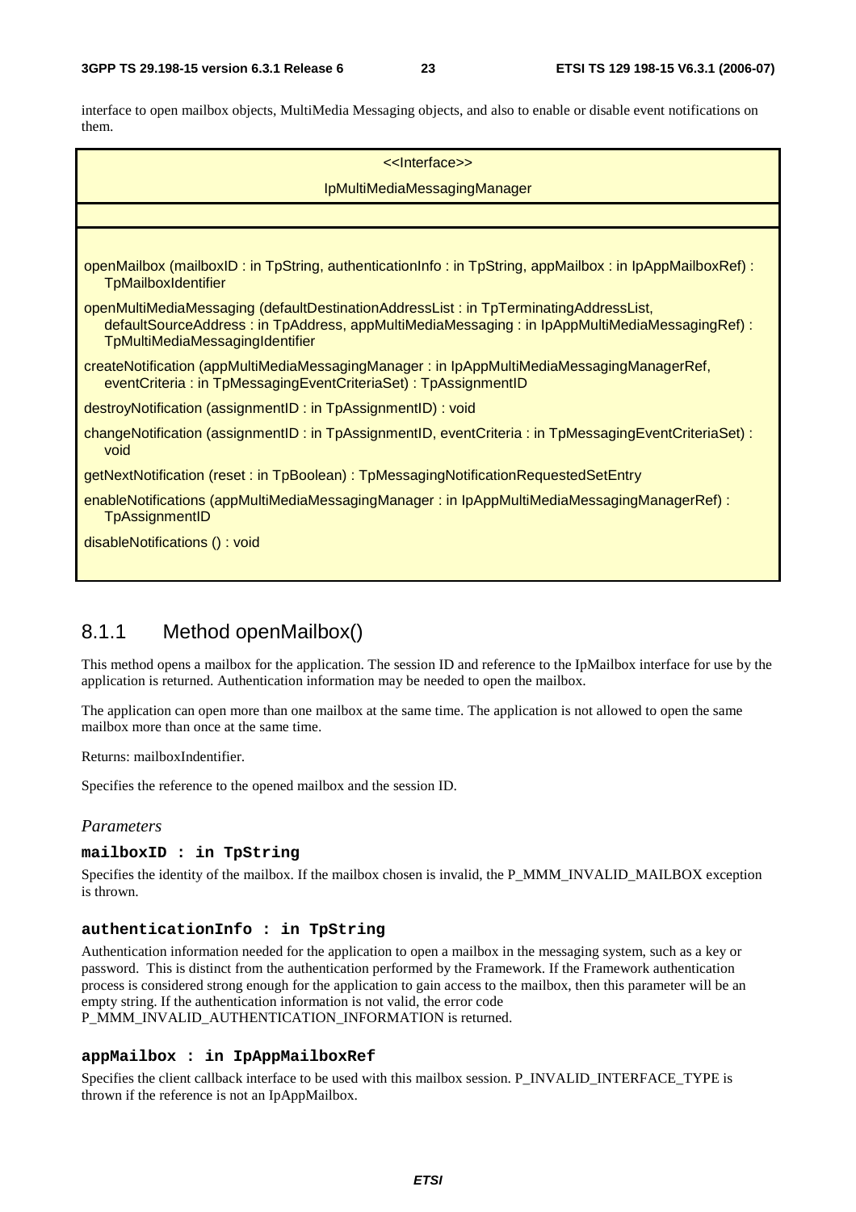interface to open mailbox objects, MultiMedia Messaging objects, and also to enable or disable event notifications on them.

| <<Interface>><br>IpMultiMediaMessagingManager |
|---|
| |
| openMailbox (mailboxID : in TpString, authenticationInfo : in TpString, appMailbox : in IpAppMailboxRef) : TpMailboxIdentifier<br><br>openMultiMediaMessaging (defaultDestinationAddressList : in TpTerminatingAddressList, defaultSourceAddress : in TpAddress, appMultiMediaMessaging : in IpAppMultiMediaMessagingRef) : TpMultiMediaMessagingIdentifier<br><br>createNotification (appMultiMediaMessagingManager : in IpAppMultiMediaMessagingManagerRef, eventCriteria : in TpMessagingEventCriteriaSet) : TpAssignmentID<br><br>destroyNotification (assignmentID : in TpAssignmentID) : void<br><br>changeNotification (assignmentID : in TpAssignmentID, eventCriteria : in TpMessagingEventCriteriaSet) : void<br><br>getNextNotification (reset : in TpBoolean) : TpMessagingNotificationRequestedSetEntry<br><br>enableNotifications (appMultiMediaMessagingManager : in IpAppMultiMediaMessagingManagerRef) : TpAssignmentID<br><br>disableNotifications () : void |

## 8.1.1 Method openMailbox()

This method opens a mailbox for the application. The session ID and reference to the IpMailbox interface for use by the application is returned. Authentication information may be needed to open the mailbox.

The application can open more than one mailbox at the same time. The application is not allowed to open the same mailbox more than once at the same time.

Returns: mailboxIndentifier.

Specifies the reference to the opened mailbox and the session ID.

*Parameters*

**mailboxID : in TpString**

Specifies the identity of the mailbox. If the mailbox chosen is invalid, the P_MMM_INVALID_MAILBOX exception is thrown.

**authenticationInfo : in TpString**

Authentication information needed for the application to open a mailbox in the messaging system, such as a key or password. This is distinct from the authentication performed by the Framework. If the Framework authentication process is considered strong enough for the application to gain access to the mailbox, then this parameter will be an empty string. If the authentication information is not valid, the error code P_MMM_INVALID_AUTHENTICATION_INFORMATION is returned.

**appMailbox : in IpAppMailboxRef**

Specifies the client callback interface to be used with this mailbox session. P_INVALID_INTERFACE_TYPE is thrown if the reference is not an IpAppMailbox.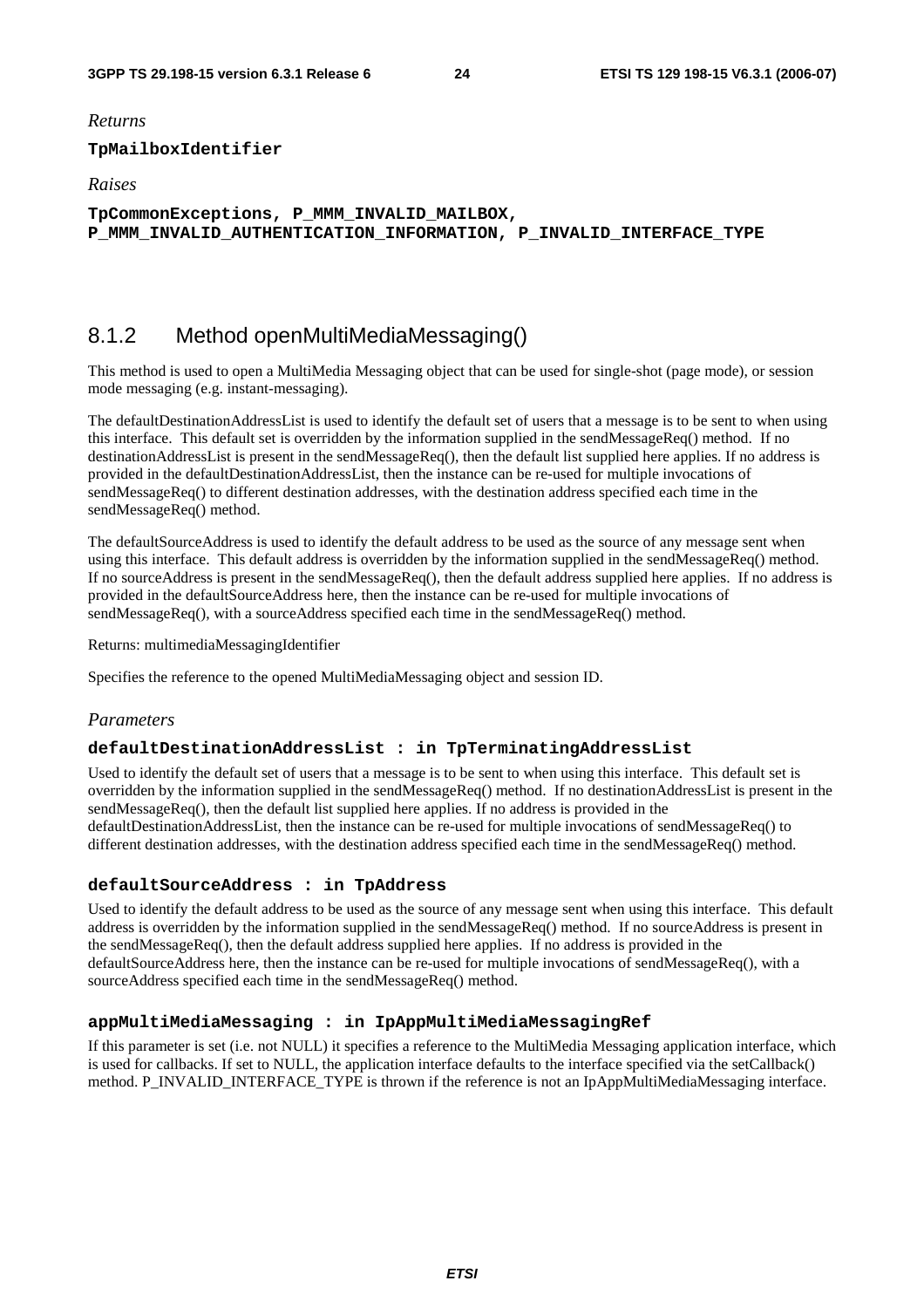*Returns*

**TpMailboxIdentifier**

*Raises*

**TpCommonExceptions, P_MMM_INVALID_MAILBOX, P_MMM_INVALID_AUTHENTICATION_INFORMATION, P_INVALID_INTERFACE_TYPE**

### 8.1.2 Method openMultiMediaMessaging()

This method is used to open a MultiMedia Messaging object that can be used for single-shot (page mode), or session mode messaging (e.g. instant-messaging).

The defaultDestinationAddressList is used to identify the default set of users that a message is to be sent to when using this interface. This default set is overridden by the information supplied in the sendMessageReq() method. If no destinationAddressList is present in the sendMessageReq(), then the default list supplied here applies. If no address is provided in the defaultDestinationAddressList, then the instance can be re-used for multiple invocations of sendMessageReq() to different destination addresses, with the destination address specified each time in the sendMessageReq() method.

The defaultSourceAddress is used to identify the default address to be used as the source of any message sent when using this interface. This default address is overridden by the information supplied in the sendMessageReq() method. If no sourceAddress is present in the sendMessageReq(), then the default address supplied here applies. If no address is provided in the defaultSourceAddress here, then the instance can be re-used for multiple invocations of sendMessageReq(), with a sourceAddress specified each time in the sendMessageReq() method.

Returns: multimediaMessagingIdentifier

Specifies the reference to the opened MultiMediaMessaging object and session ID.

*Parameters*

**defaultDestinationAddressList : in TpTerminatingAddressList**

Used to identify the default set of users that a message is to be sent to when using this interface. This default set is overridden by the information supplied in the sendMessageReq() method. If no destinationAddressList is present in the sendMessageReq(), then the default list supplied here applies. If no address is provided in the defaultDestinationAddressList, then the instance can be re-used for multiple invocations of sendMessageReq() to different destination addresses, with the destination address specified each time in the sendMessageReq() method.

**defaultSourceAddress : in TpAddress**

Used to identify the default address to be used as the source of any message sent when using this interface. This default address is overridden by the information supplied in the sendMessageReq() method. If no sourceAddress is present in the sendMessageReq(), then the default address supplied here applies. If no address is provided in the defaultSourceAddress here, then the instance can be re-used for multiple invocations of sendMessageReq(), with a sourceAddress specified each time in the sendMessageReq() method.

**appMultiMediaMessaging : in IpAppMultiMediaMessagingRef**

If this parameter is set (i.e. not NULL) it specifies a reference to the MultiMedia Messaging application interface, which is used for callbacks. If set to NULL, the application interface defaults to the interface specified via the setCallback() method. P_INVALID_INTERFACE_TYPE is thrown if the reference is not an IpAppMultiMediaMessaging interface.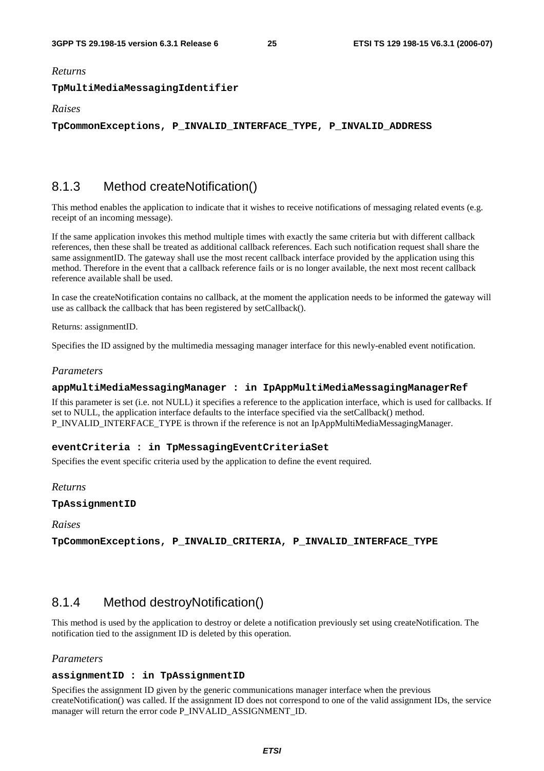*Returns*

**TpMultiMediaMessagingIdentifier**

*Raises*

**TpCommonExceptions, P_INVALID_INTERFACE_TYPE, P_INVALID_ADDRESS**

### 8.1.3 Method createNotification()

This method enables the application to indicate that it wishes to receive notifications of messaging related events (e.g. receipt of an incoming message).

If the same application invokes this method multiple times with exactly the same criteria but with different callback references, then these shall be treated as additional callback references. Each such notification request shall share the same assignmentID. The gateway shall use the most recent callback interface provided by the application using this method. Therefore in the event that a callback reference fails or is no longer available, the next most recent callback reference available shall be used.

In case the createNotification contains no callback, at the moment the application needs to be informed the gateway will use as callback the callback that has been registered by setCallback().

Returns: assignmentID.

Specifies the ID assigned by the multimedia messaging manager interface for this newly-enabled event notification.

*Parameters*

**appMultiMediaMessagingManager : in IpAppMultiMediaMessagingManagerRef**

If this parameter is set (i.e. not NULL) it specifies a reference to the application interface, which is used for callbacks. If set to NULL, the application interface defaults to the interface specified via the setCallback() method. P_INVALID_INTERFACE_TYPE is thrown if the reference is not an IpAppMultiMediaMessagingManager.

**eventCriteria : in TpMessagingEventCriteriaSet**

Specifies the event specific criteria used by the application to define the event required.

*Returns*

**TpAssignmentID**

*Raises*

**TpCommonExceptions, P_INVALID_CRITERIA, P_INVALID_INTERFACE_TYPE**

### 8.1.4 Method destroyNotification()

This method is used by the application to destroy or delete a notification previously set using createNotification. The notification tied to the assignment ID is deleted by this operation.

*Parameters*

**assignmentID : in TpAssignmentID**

Specifies the assignment ID given by the generic communications manager interface when the previous createNotification() was called. If the assignment ID does not correspond to one of the valid assignment IDs, the service manager will return the error code P_INVALID_ASSIGNMENT_ID.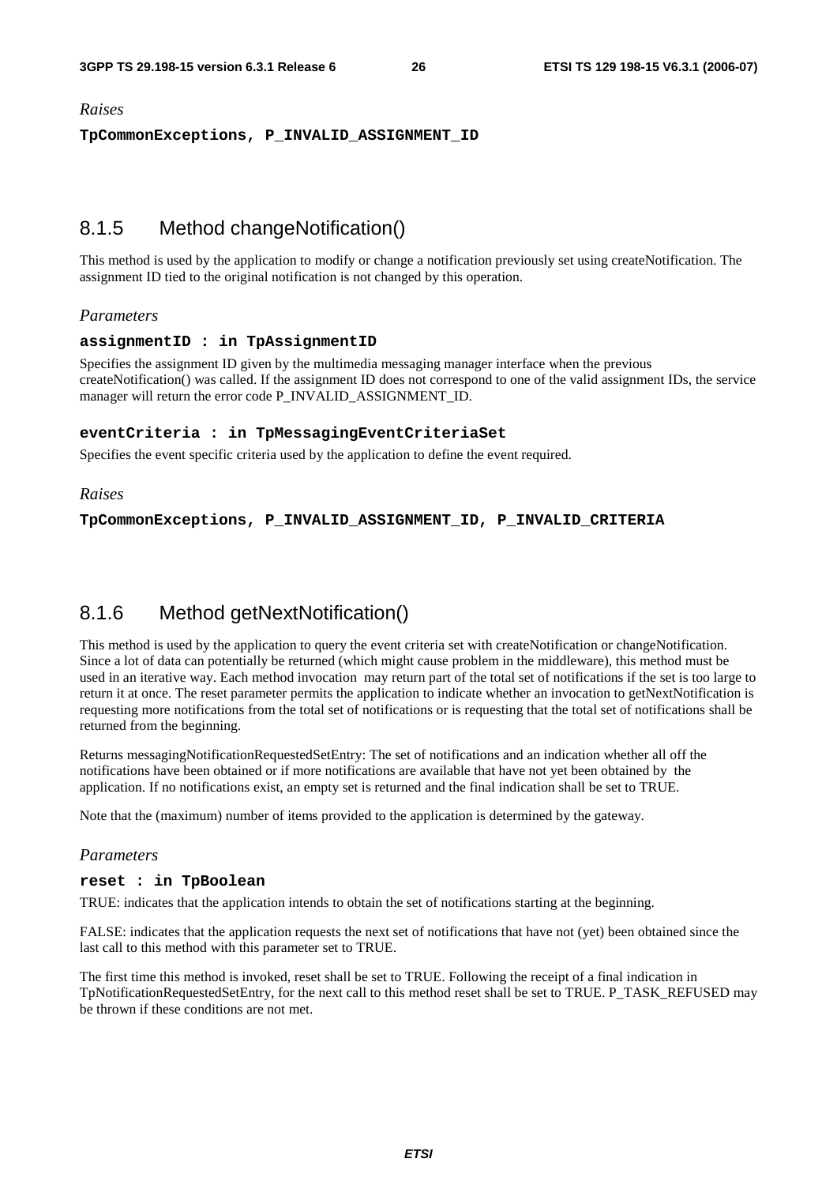*Raises*

**TpCommonExceptions, P_INVALID_ASSIGNMENT_ID**

## 8.1.5 Method changeNotification()

This method is used by the application to modify or change a notification previously set using createNotification. The assignment ID tied to the original notification is not changed by this operation.

*Parameters*

**assignmentID : in TpAssignmentID**

Specifies the assignment ID given by the multimedia messaging manager interface when the previous createNotification() was called. If the assignment ID does not correspond to one of the valid assignment IDs, the service manager will return the error code P_INVALID_ASSIGNMENT_ID.

**eventCriteria : in TpMessagingEventCriteriaSet**

Specifies the event specific criteria used by the application to define the event required.

*Raises*

**TpCommonExceptions, P_INVALID_ASSIGNMENT_ID, P_INVALID_CRITERIA**

## 8.1.6 Method getNextNotification()

This method is used by the application to query the event criteria set with createNotification or changeNotification. Since a lot of data can potentially be returned (which might cause problem in the middleware), this method must be used in an iterative way. Each method invocation may return part of the total set of notifications if the set is too large to return it at once. The reset parameter permits the application to indicate whether an invocation to getNextNotification is requesting more notifications from the total set of notifications or is requesting that the total set of notifications shall be returned from the beginning.

Returns messagingNotificationRequestedSetEntry: The set of notifications and an indication whether all off the notifications have been obtained or if more notifications are available that have not yet been obtained by the application. If no notifications exist, an empty set is returned and the final indication shall be set to TRUE.

Note that the (maximum) number of items provided to the application is determined by the gateway.

*Parameters*

**reset : in TpBoolean**

TRUE: indicates that the application intends to obtain the set of notifications starting at the beginning.

FALSE: indicates that the application requests the next set of notifications that have not (yet) been obtained since the last call to this method with this parameter set to TRUE.

The first time this method is invoked, reset shall be set to TRUE. Following the receipt of a final indication in TpNotificationRequestedSetEntry, for the next call to this method reset shall be set to TRUE. P_TASK_REFUSED may be thrown if these conditions are not met.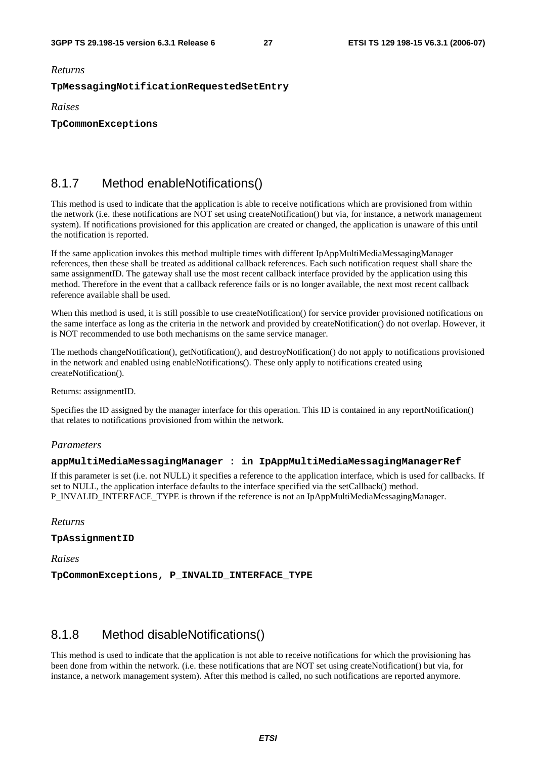*Returns*

**TpMessagingNotificationRequestedSetEntry**

*Raises*

**TpCommonExceptions**

## 8.1.7 Method enableNotifications()

This method is used to indicate that the application is able to receive notifications which are provisioned from within the network (i.e. these notifications are NOT set using createNotification() but via, for instance, a network management system). If notifications provisioned for this application are created or changed, the application is unaware of this until the notification is reported.

If the same application invokes this method multiple times with different IpAppMultiMediaMessagingManager references, then these shall be treated as additional callback references. Each such notification request shall share the same assignmentID. The gateway shall use the most recent callback interface provided by the application using this method. Therefore in the event that a callback reference fails or is no longer available, the next most recent callback reference available shall be used.

When this method is used, it is still possible to use createNotification() for service provider provisioned notifications on the same interface as long as the criteria in the network and provided by createNotification() do not overlap. However, it is NOT recommended to use both mechanisms on the same service manager.

The methods changeNotification(), getNotification(), and destroyNotification() do not apply to notifications provisioned in the network and enabled using enableNotifications(). These only apply to notifications created using createNotification().

Returns: assignmentID.

Specifies the ID assigned by the manager interface for this operation. This ID is contained in any reportNotification() that relates to notifications provisioned from within the network.

*Parameters*

**appMultiMediaMessagingManager : in IpAppMultiMediaMessagingManagerRef**

If this parameter is set (i.e. not NULL) it specifies a reference to the application interface, which is used for callbacks. If set to NULL, the application interface defaults to the interface specified via the setCallback() method. P_INVALID_INTERFACE_TYPE is thrown if the reference is not an IpAppMultiMediaMessagingManager.

*Returns*

**TpAssignmentID**

*Raises*

**TpCommonExceptions, P_INVALID_INTERFACE_TYPE**

## 8.1.8 Method disableNotifications()

This method is used to indicate that the application is not able to receive notifications for which the provisioning has been done from within the network. (i.e. these notifications that are NOT set using createNotification() but via, for instance, a network management system). After this method is called, no such notifications are reported anymore.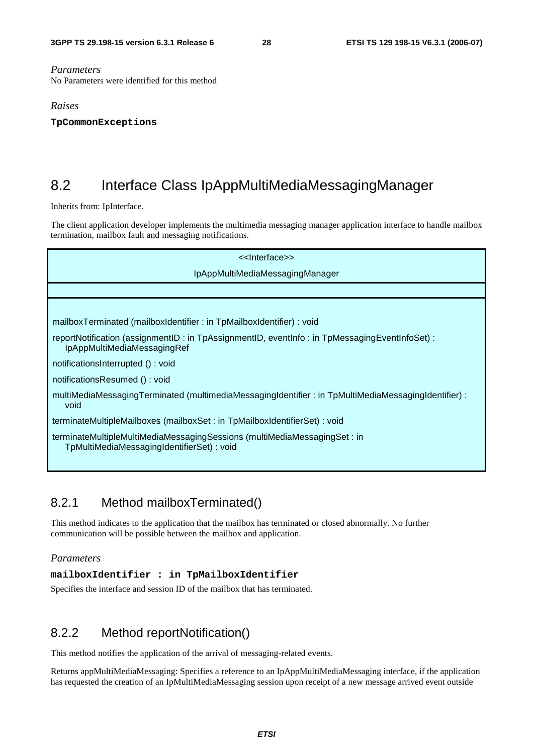*Parameters*

No Parameters were identified for this method

*Raises*

**TpCommonExceptions**

## 8.2 Interface Class IpAppMultiMediaMessagingManager

Inherits from: IpInterface.

The client application developer implements the multimedia messaging manager application interface to handle mailbox termination, mailbox fault and messaging notifications.

| <<Interface>> IpAppMultiMediaMessagingManager |
| --- |
| |
| mailboxTerminated (mailboxIdentifier : in TpMailboxIdentifier) : void<br>reportNotification (assignmentID : in TpAssignmentID, eventInfo : in TpMessagingEventInfoSet) : IpAppMultiMediaMessagingRef<br>notificationsInterrupted () : void<br>notificationsResumed () : void<br>multiMediaMessagingTerminated (multimediaMessagingIdentifier : in TpMultiMediaMessagingIdentifier) : void<br>terminateMultipleMailboxes (mailboxSet : in TpMailboxIdentifierSet) : void<br>terminateMultipleMultiMediaMessagingSessions (multiMediaMessagingSet : in TpMultiMediaMessagingIdentifierSet) : void |

### 8.2.1 Method mailboxTerminated()

This method indicates to the application that the mailbox has terminated or closed abnormally. No further communication will be possible between the mailbox and application.

*Parameters*

**mailboxIdentifier : in TpMailboxIdentifier**

Specifies the interface and session ID of the mailbox that has terminated.

### 8.2.2 Method reportNotification()

This method notifies the application of the arrival of messaging-related events.

Returns appMultiMediaMessaging: Specifies a reference to an IpAppMultiMediaMessaging interface, if the application has requested the creation of an IpMultiMediaMessaging session upon receipt of a new message arrived event outside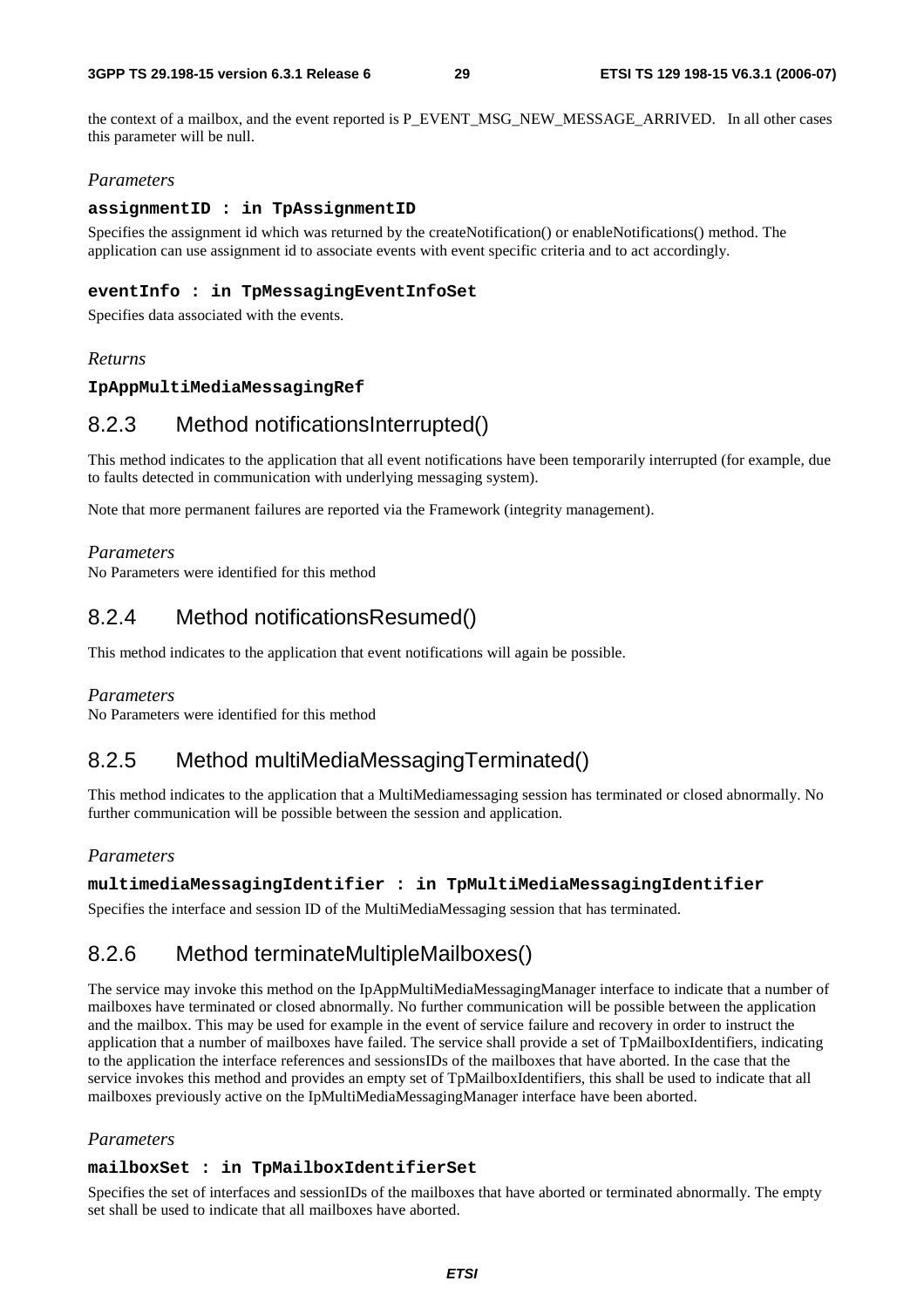the context of a mailbox, and the event reported is P_EVENT_MSG_NEW_MESSAGE_ARRIVED. In all other cases this parameter will be null.

*Parameters*

**assignmentID : in TpAssignmentID**

Specifies the assignment id which was returned by the createNotification() or enableNotifications() method. The application can use assignment id to associate events with event specific criteria and to act accordingly.

**eventInfo : in TpMessagingEventInfoSet**

Specifies data associated with the events.

*Returns*

**IpAppMultiMediaMessagingRef**

## 8.2.3 Method notificationsInterrupted()

This method indicates to the application that all event notifications have been temporarily interrupted (for example, due to faults detected in communication with underlying messaging system).

Note that more permanent failures are reported via the Framework (integrity management).

*Parameters*

No Parameters were identified for this method

## 8.2.4 Method notificationsResumed()

This method indicates to the application that event notifications will again be possible.

*Parameters*

No Parameters were identified for this method

## 8.2.5 Method multiMediaMessagingTerminated()

This method indicates to the application that a MultiMediamessaging session has terminated or closed abnormally. No further communication will be possible between the session and application.

*Parameters*

**multimediaMessagingIdentifier : in TpMultiMediaMessagingIdentifier**

Specifies the interface and session ID of the MultiMediaMessaging session that has terminated.

## 8.2.6 Method terminateMultipleMailboxes()

The service may invoke this method on the IpAppMultiMediaMessagingManager interface to indicate that a number of mailboxes have terminated or closed abnormally. No further communication will be possible between the application and the mailbox. This may be used for example in the event of service failure and recovery in order to instruct the application that a number of mailboxes have failed. The service shall provide a set of TpMailboxIdentifiers, indicating to the application the interface references and sessionsIDs of the mailboxes that have aborted. In the case that the service invokes this method and provides an empty set of TpMailboxIdentifiers, this shall be used to indicate that all mailboxes previously active on the IpMultiMediaMessagingManager interface have been aborted.

*Parameters*

**mailboxSet : in TpMailboxIdentifierSet**

Specifies the set of interfaces and sessionIDs of the mailboxes that have aborted or terminated abnormally. The empty set shall be used to indicate that all mailboxes have aborted.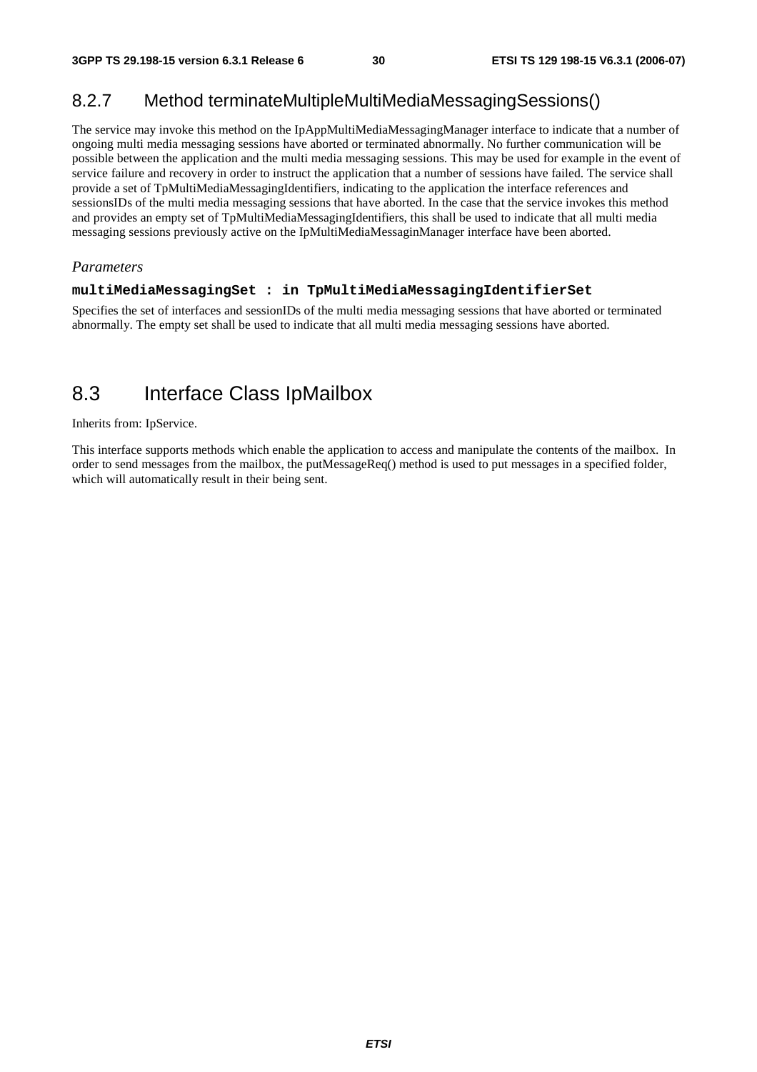### 8.2.7 Method terminateMultipleMultiMediaMessagingSessions()

The service may invoke this method on the IpAppMultiMediaMessagingManager interface to indicate that a number of ongoing multi media messaging sessions have aborted or terminated abnormally. No further communication will be possible between the application and the multi media messaging sessions. This may be used for example in the event of service failure and recovery in order to instruct the application that a number of sessions have failed. The service shall provide a set of TpMultiMediaMessagingIdentifiers, indicating to the application the interface references and sessionsIDs of the multi media messaging sessions that have aborted. In the case that the service invokes this method and provides an empty set of TpMultiMediaMessagingIdentifiers, this shall be used to indicate that all multi media messaging sessions previously active on the IpMultiMediaMessaginManager interface have been aborted.

*Parameters*

**multiMediaMessagingSet : in TpMultiMediaMessagingIdentifierSet**

Specifies the set of interfaces and sessionIDs of the multi media messaging sessions that have aborted or terminated abnormally. The empty set shall be used to indicate that all multi media messaging sessions have aborted.

## 8.3 Interface Class IpMailbox

Inherits from: IpService.

This interface supports methods which enable the application to access and manipulate the contents of the mailbox. In order to send messages from the mailbox, the putMessageReq() method is used to put messages in a specified folder, which will automatically result in their being sent.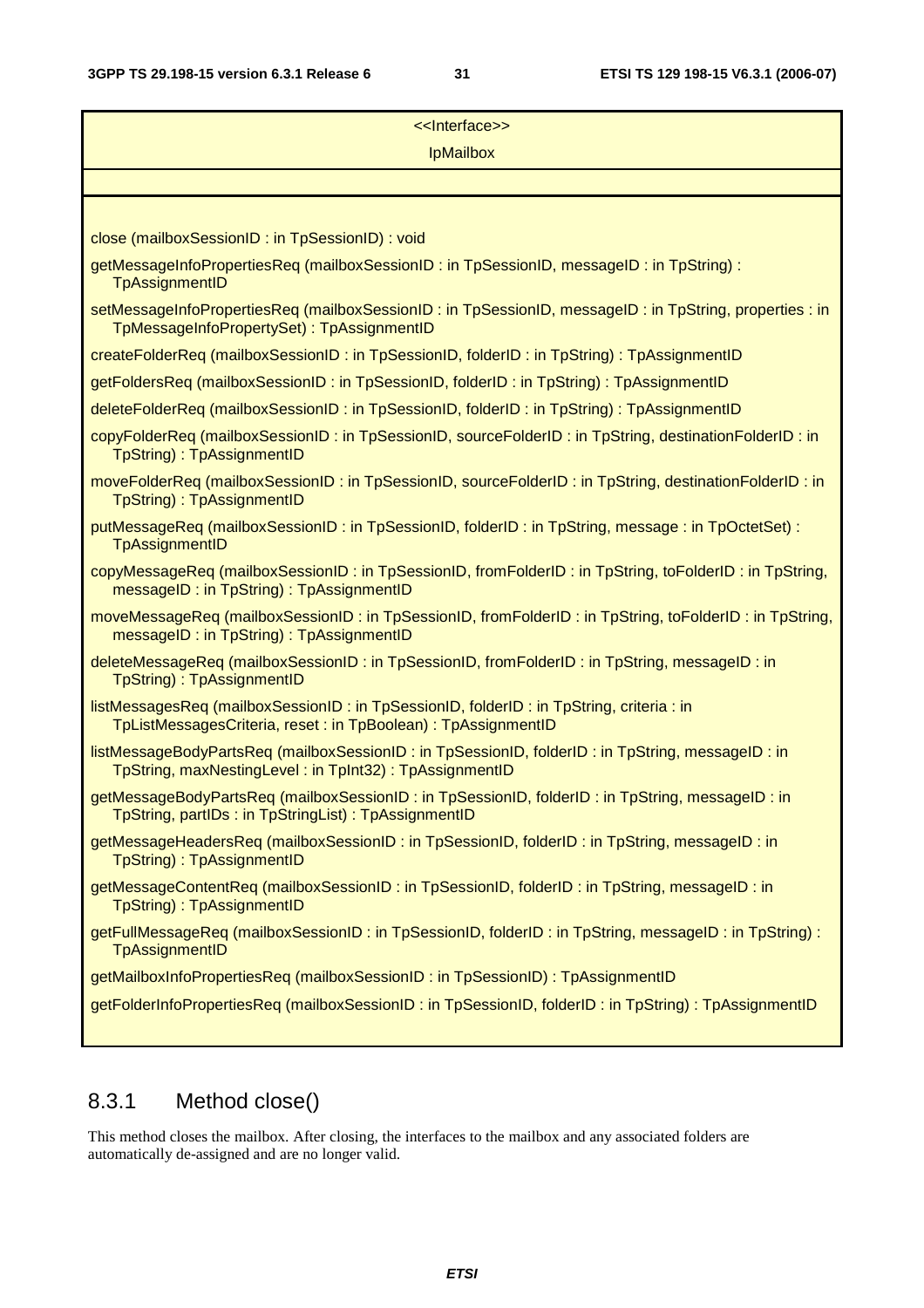<<Interface>>

IpMailbox

close (mailboxSessionID : in TpSessionID) : void

getMessageInfoPropertiesReq (mailboxSessionID : in TpSessionID, messageID : in TpString) : TpAssignmentID

setMessageInfoPropertiesReq (mailboxSessionID : in TpSessionID, messageID : in TpString, properties : in TpMessageInfoPropertySet) : TpAssignmentID

createFolderReq (mailboxSessionID : in TpSessionID, folderID : in TpString) : TpAssignmentID

getFoldersReq (mailboxSessionID : in TpSessionID, folderID : in TpString) : TpAssignmentID

deleteFolderReq (mailboxSessionID : in TpSessionID, folderID : in TpString) : TpAssignmentID

copyFolderReq (mailboxSessionID : in TpSessionID, sourceFolderID : in TpString, destinationFolderID : in TpString) : TpAssignmentID

moveFolderReq (mailboxSessionID : in TpSessionID, sourceFolderID : in TpString, destinationFolderID : in TpString) : TpAssignmentID

putMessageReq (mailboxSessionID : in TpSessionID, folderID : in TpString, message : in TpOctetSet) : TpAssignmentID

copyMessageReq (mailboxSessionID : in TpSessionID, fromFolderID : in TpString, toFolderID : in TpString, messageID : in TpString) : TpAssignmentID

moveMessageReq (mailboxSessionID : in TpSessionID, fromFolderID : in TpString, toFolderID : in TpString, messageID : in TpString) : TpAssignmentID

deleteMessageReq (mailboxSessionID : in TpSessionID, fromFolderID : in TpString, messageID : in TpString) : TpAssignmentID

listMessagesReq (mailboxSessionID : in TpSessionID, folderID : in TpString, criteria : in TpListMessagesCriteria, reset : in TpBoolean) : TpAssignmentID

listMessageBodyPartsReq (mailboxSessionID : in TpSessionID, folderID : in TpString, messageID : in TpString, maxNestingLevel : in TpInt32) : TpAssignmentID

getMessageBodyPartsReq (mailboxSessionID : in TpSessionID, folderID : in TpString, messageID : in TpString, partIDs : in TpStringList) : TpAssignmentID

getMessageHeadersReq (mailboxSessionID : in TpSessionID, folderID : in TpString, messageID : in TpString) : TpAssignmentID

getMessageContentReq (mailboxSessionID : in TpSessionID, folderID : in TpString, messageID : in TpString) : TpAssignmentID

getFullMessageReq (mailboxSessionID : in TpSessionID, folderID : in TpString, messageID : in TpString) : TpAssignmentID

getMailboxInfoPropertiesReq (mailboxSessionID : in TpSessionID) : TpAssignmentID

getFolderInfoPropertiesReq (mailboxSessionID : in TpSessionID, folderID : in TpString) : TpAssignmentID

## 8.3.1 Method close()

This method closes the mailbox. After closing, the interfaces to the mailbox and any associated folders are automatically de-assigned and are no longer valid.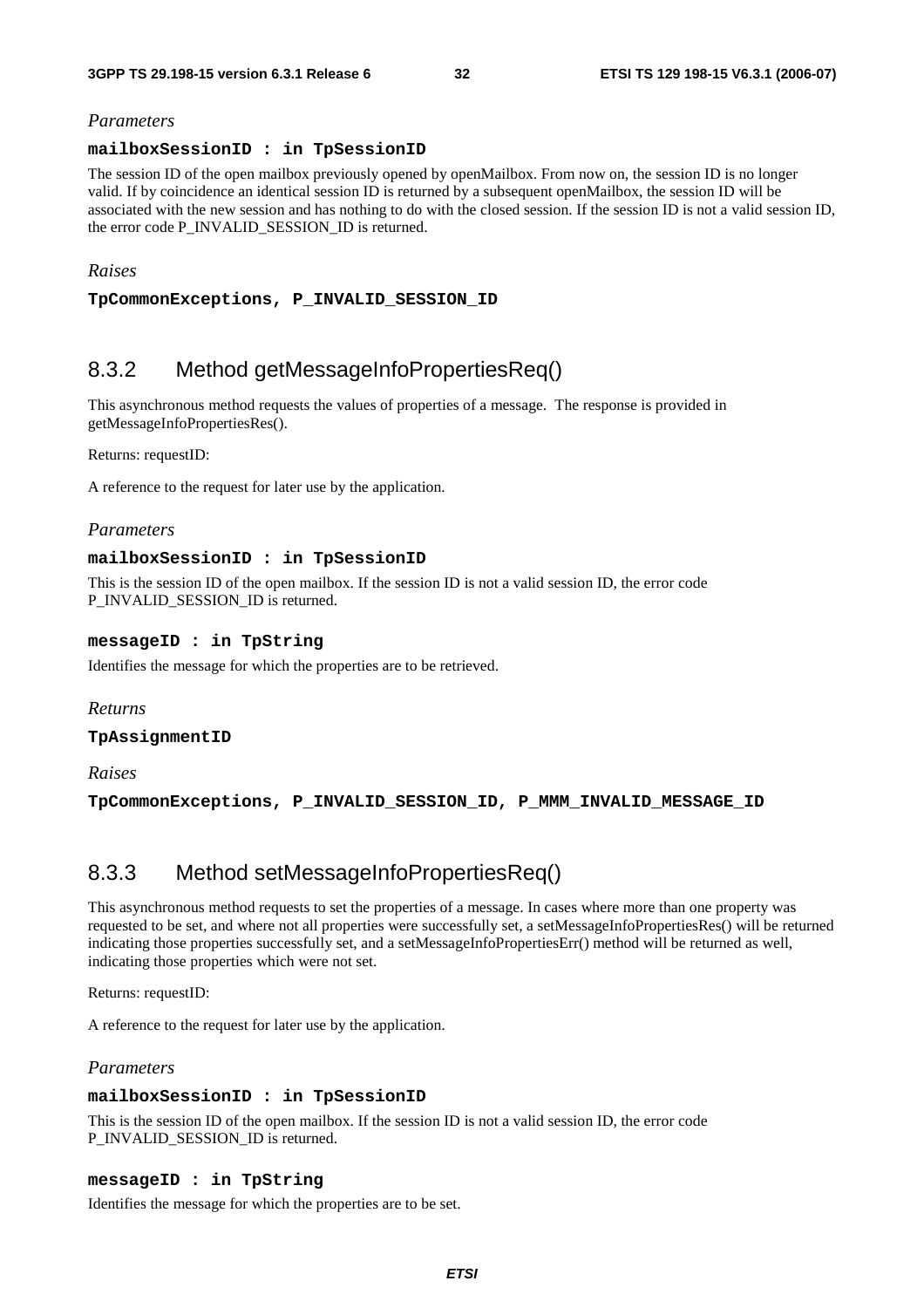*Parameters*

**mailboxSessionID : in TpSessionID**

The session ID of the open mailbox previously opened by openMailbox. From now on, the session ID is no longer valid. If by coincidence an identical session ID is returned by a subsequent openMailbox, the session ID will be associated with the new session and has nothing to do with the closed session. If the session ID is not a valid session ID, the error code P_INVALID_SESSION_ID is returned.

*Raises*

**TpCommonExceptions, P_INVALID_SESSION_ID**

## 8.3.2 Method getMessageInfoPropertiesReq()

This asynchronous method requests the values of properties of a message. The response is provided in getMessageInfoPropertiesRes().

Returns: requestID:

A reference to the request for later use by the application.

*Parameters*

**mailboxSessionID : in TpSessionID**

This is the session ID of the open mailbox. If the session ID is not a valid session ID, the error code P_INVALID_SESSION_ID is returned.

**messageID : in TpString**

Identifies the message for which the properties are to be retrieved.

*Returns*

**TpAssignmentID**

*Raises*

**TpCommonExceptions, P_INVALID_SESSION_ID, P_MMM_INVALID_MESSAGE_ID**

## 8.3.3 Method setMessageInfoPropertiesReq()

This asynchronous method requests to set the properties of a message. In cases where more than one property was requested to be set, and where not all properties were successfully set, a setMessageInfoPropertiesRes() will be returned indicating those properties successfully set, and a setMessageInfoPropertiesErr() method will be returned as well, indicating those properties which were not set.

Returns: requestID:

A reference to the request for later use by the application.

*Parameters*

**mailboxSessionID : in TpSessionID**

This is the session ID of the open mailbox. If the session ID is not a valid session ID, the error code P_INVALID_SESSION_ID is returned.

**messageID : in TpString**

Identifies the message for which the properties are to be set.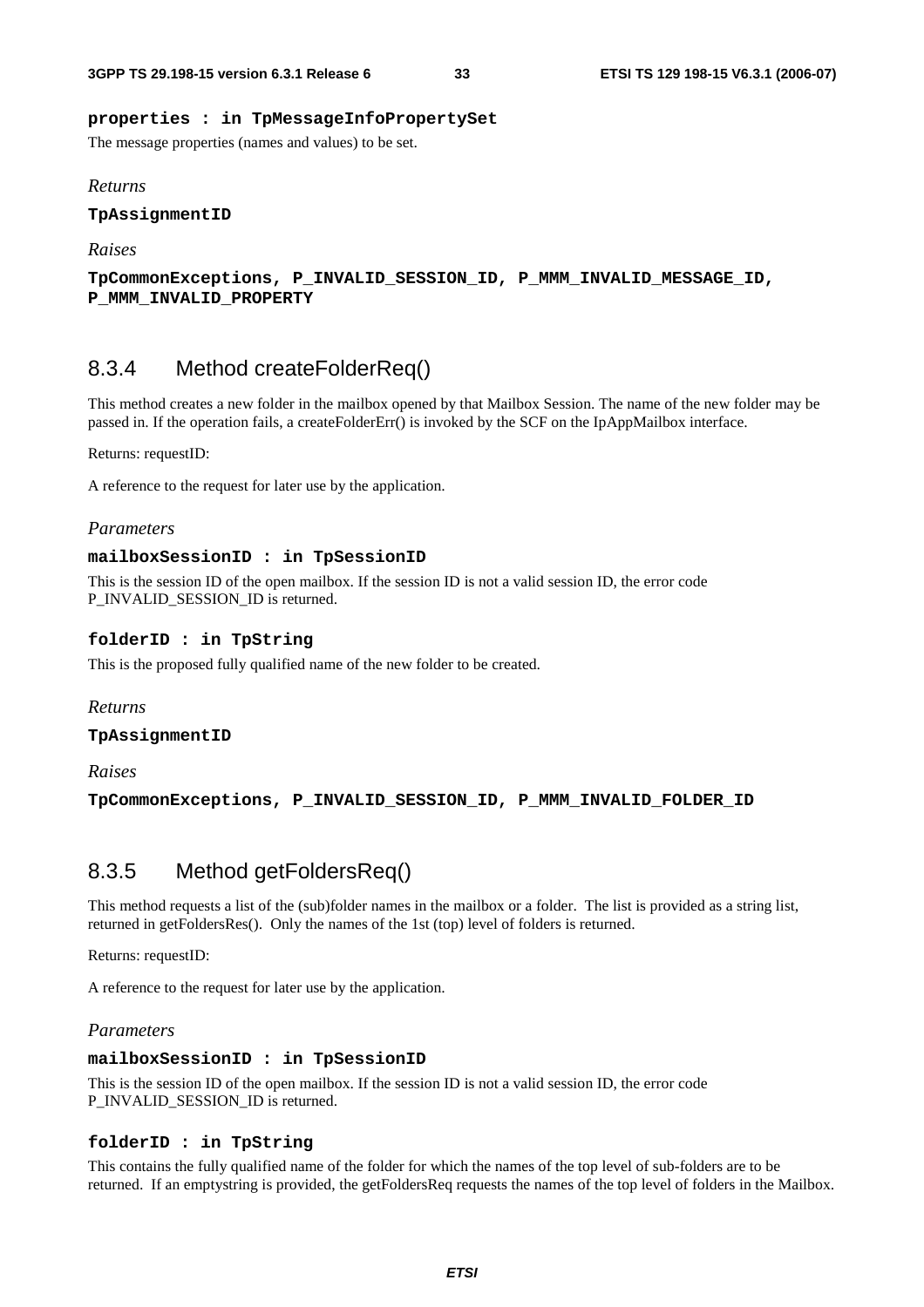**properties : in TpMessageInfoPropertySet**

The message properties (names and values) to be set.

*Returns*

**TpAssignmentID**

*Raises*

**TpCommonExceptions, P_INVALID_SESSION_ID, P_MMM_INVALID_MESSAGE_ID, P_MMM_INVALID_PROPERTY**

### 8.3.4 Method createFolderReq()

This method creates a new folder in the mailbox opened by that Mailbox Session. The name of the new folder may be passed in. If the operation fails, a createFolderErr() is invoked by the SCF on the IpAppMailbox interface.

Returns: requestID:

A reference to the request for later use by the application.

*Parameters*

**mailboxSessionID : in TpSessionID**

This is the session ID of the open mailbox. If the session ID is not a valid session ID, the error code P_INVALID_SESSION_ID is returned.

**folderID : in TpString**

This is the proposed fully qualified name of the new folder to be created.

*Returns*

**TpAssignmentID**

*Raises*

**TpCommonExceptions, P_INVALID_SESSION_ID, P_MMM_INVALID_FOLDER_ID**

### 8.3.5 Method getFoldersReq()

This method requests a list of the (sub)folder names in the mailbox or a folder. The list is provided as a string list, returned in getFoldersRes(). Only the names of the 1st (top) level of folders is returned.

Returns: requestID:

A reference to the request for later use by the application.

*Parameters*

**mailboxSessionID : in TpSessionID**

This is the session ID of the open mailbox. If the session ID is not a valid session ID, the error code P_INVALID_SESSION_ID is returned.

**folderID : in TpString**

This contains the fully qualified name of the folder for which the names of the top level of sub-folders are to be returned. If an emptystring is provided, the getFoldersReq requests the names of the top level of folders in the Mailbox.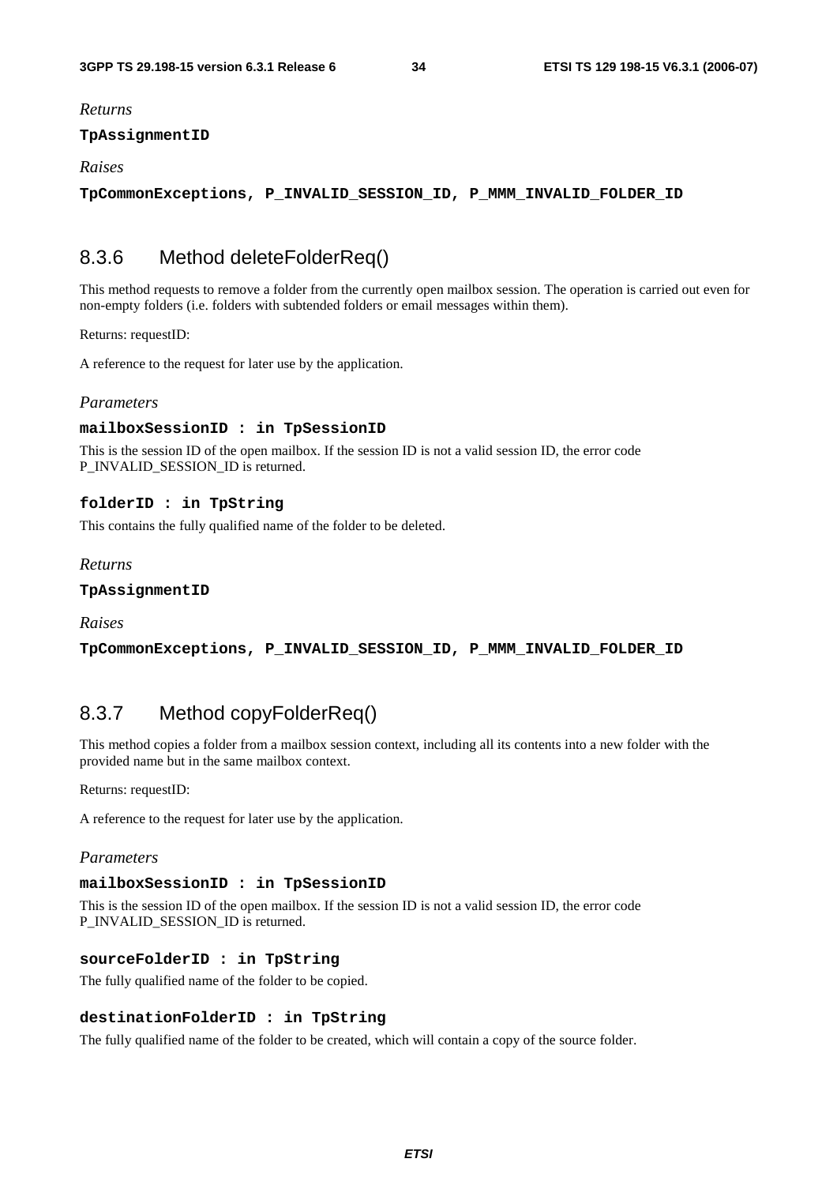*Returns*

**TpAssignmentID**

*Raises*

**TpCommonExceptions, P_INVALID_SESSION_ID, P_MMM_INVALID_FOLDER_ID**

### 8.3.6 Method deleteFolderReq()

This method requests to remove a folder from the currently open mailbox session. The operation is carried out even for non-empty folders (i.e. folders with subtended folders or email messages within them).

Returns: requestID:

A reference to the request for later use by the application.

*Parameters*

**mailboxSessionID : in TpSessionID**

This is the session ID of the open mailbox. If the session ID is not a valid session ID, the error code P_INVALID_SESSION_ID is returned.

**folderID : in TpString**

This contains the fully qualified name of the folder to be deleted.

*Returns*

**TpAssignmentID**

*Raises*

**TpCommonExceptions, P_INVALID_SESSION_ID, P_MMM_INVALID_FOLDER_ID**

### 8.3.7 Method copyFolderReq()

This method copies a folder from a mailbox session context, including all its contents into a new folder with the provided name but in the same mailbox context.

Returns: requestID:

A reference to the request for later use by the application.

*Parameters*

**mailboxSessionID : in TpSessionID**

This is the session ID of the open mailbox. If the session ID is not a valid session ID, the error code P_INVALID_SESSION_ID is returned.

**sourceFolderID : in TpString**

The fully qualified name of the folder to be copied.

**destinationFolderID : in TpString**

The fully qualified name of the folder to be created, which will contain a copy of the source folder.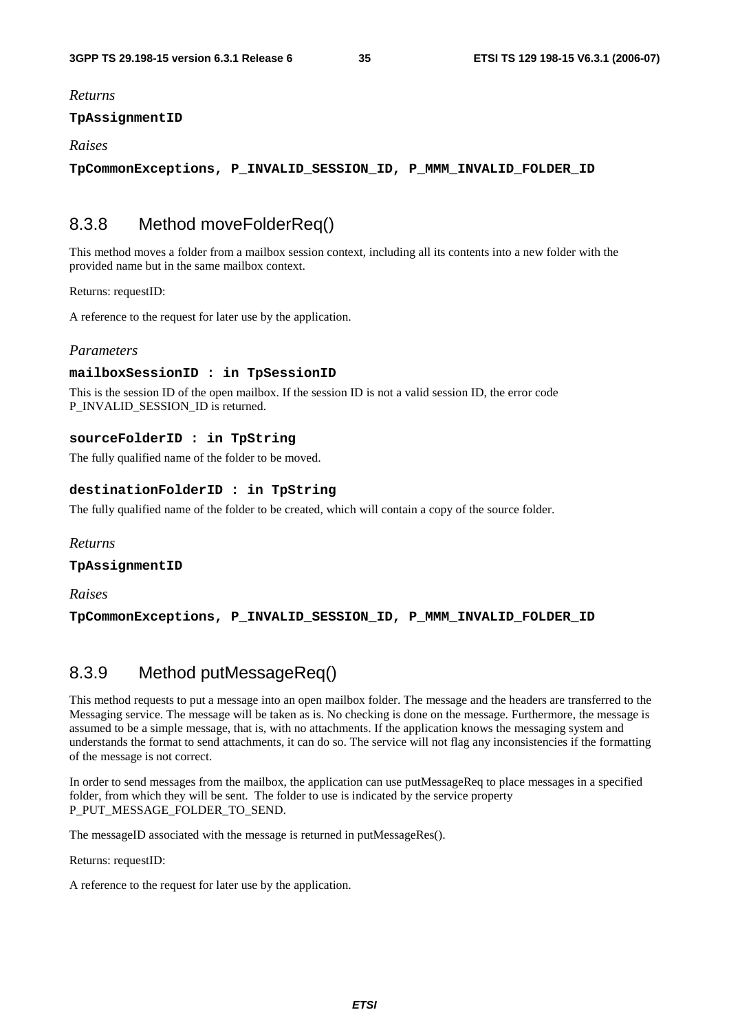*Returns*

**TpAssignmentID**

*Raises*

**TpCommonExceptions, P_INVALID_SESSION_ID, P_MMM_INVALID_FOLDER_ID**

## 8.3.8 Method moveFolderReq()

This method moves a folder from a mailbox session context, including all its contents into a new folder with the provided name but in the same mailbox context.

Returns: requestID:

A reference to the request for later use by the application.

*Parameters*

**mailboxSessionID : in TpSessionID**

This is the session ID of the open mailbox. If the session ID is not a valid session ID, the error code P_INVALID_SESSION_ID is returned.

**sourceFolderID : in TpString**

The fully qualified name of the folder to be moved.

**destinationFolderID : in TpString**

The fully qualified name of the folder to be created, which will contain a copy of the source folder.

*Returns*

**TpAssignmentID**

*Raises*

**TpCommonExceptions, P_INVALID_SESSION_ID, P_MMM_INVALID_FOLDER_ID**

## 8.3.9 Method putMessageReq()

This method requests to put a message into an open mailbox folder. The message and the headers are transferred to the Messaging service. The message will be taken as is. No checking is done on the message. Furthermore, the message is assumed to be a simple message, that is, with no attachments. If the application knows the messaging system and understands the format to send attachments, it can do so. The service will not flag any inconsistencies if the formatting of the message is not correct.

In order to send messages from the mailbox, the application can use putMessageReq to place messages in a specified folder, from which they will be sent. The folder to use is indicated by the service property P_PUT_MESSAGE_FOLDER_TO_SEND.

The messageID associated with the message is returned in putMessageRes().

Returns: requestID:

A reference to the request for later use by the application.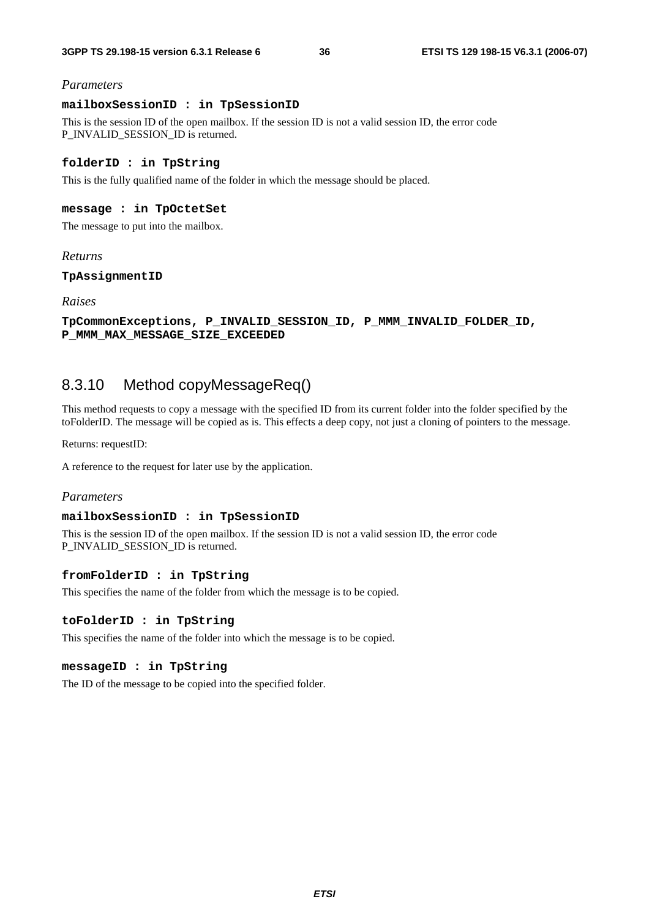*Parameters*

**mailboxSessionID : in TpSessionID**

This is the session ID of the open mailbox. If the session ID is not a valid session ID, the error code P_INVALID_SESSION_ID is returned.

**folderID : in TpString**

This is the fully qualified name of the folder in which the message should be placed.

**message : in TpOctetSet**

The message to put into the mailbox.

*Returns*

**TpAssignmentID**

*Raises*

**TpCommonExceptions, P_INVALID_SESSION_ID, P_MMM_INVALID_FOLDER_ID, P_MMM_MAX_MESSAGE_SIZE_EXCEEDED**

## 8.3.10 Method copyMessageReq()

This method requests to copy a message with the specified ID from its current folder into the folder specified by the toFolderID. The message will be copied as is. This effects a deep copy, not just a cloning of pointers to the message.

Returns: requestID:

A reference to the request for later use by the application.

*Parameters*

**mailboxSessionID : in TpSessionID**

This is the session ID of the open mailbox. If the session ID is not a valid session ID, the error code P_INVALID_SESSION_ID is returned.

**fromFolderID : in TpString**

This specifies the name of the folder from which the message is to be copied.

**toFolderID : in TpString**

This specifies the name of the folder into which the message is to be copied.

**messageID : in TpString**

The ID of the message to be copied into the specified folder.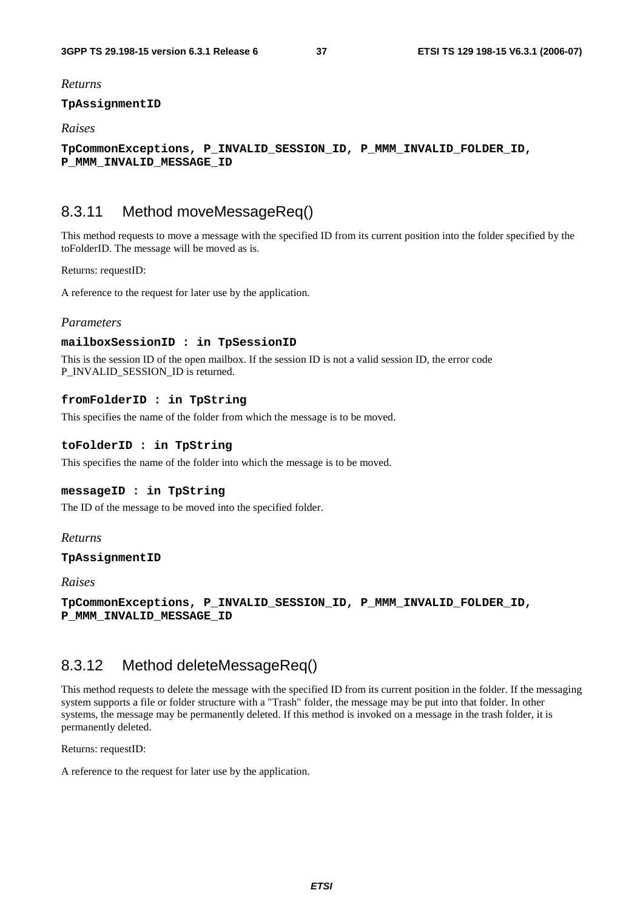*Returns*

**TpAssignmentID**

*Raises*

**TpCommonExceptions, P_INVALID_SESSION_ID, P_MMM_INVALID_FOLDER_ID, P_MMM_INVALID_MESSAGE_ID**

## 8.3.11 Method moveMessageReq()

This method requests to move a message with the specified ID from its current position into the folder specified by the toFolderID. The message will be moved as is.

Returns: requestID:

A reference to the request for later use by the application.

*Parameters*

**mailboxSessionID : in TpSessionID**

This is the session ID of the open mailbox. If the session ID is not a valid session ID, the error code P_INVALID_SESSION_ID is returned.

**fromFolderID : in TpString**

This specifies the name of the folder from which the message is to be moved.

**toFolderID : in TpString**

This specifies the name of the folder into which the message is to be moved.

**messageID : in TpString**

The ID of the message to be moved into the specified folder.

*Returns*

**TpAssignmentID**

*Raises*

**TpCommonExceptions, P_INVALID_SESSION_ID, P_MMM_INVALID_FOLDER_ID, P_MMM_INVALID_MESSAGE_ID**

## 8.3.12 Method deleteMessageReq()

This method requests to delete the message with the specified ID from its current position in the folder. If the messaging system supports a file or folder structure with a "Trash" folder, the message may be put into that folder. In other systems, the message may be permanently deleted. If this method is invoked on a message in the trash folder, it is permanently deleted.

Returns: requestID:

A reference to the request for later use by the application.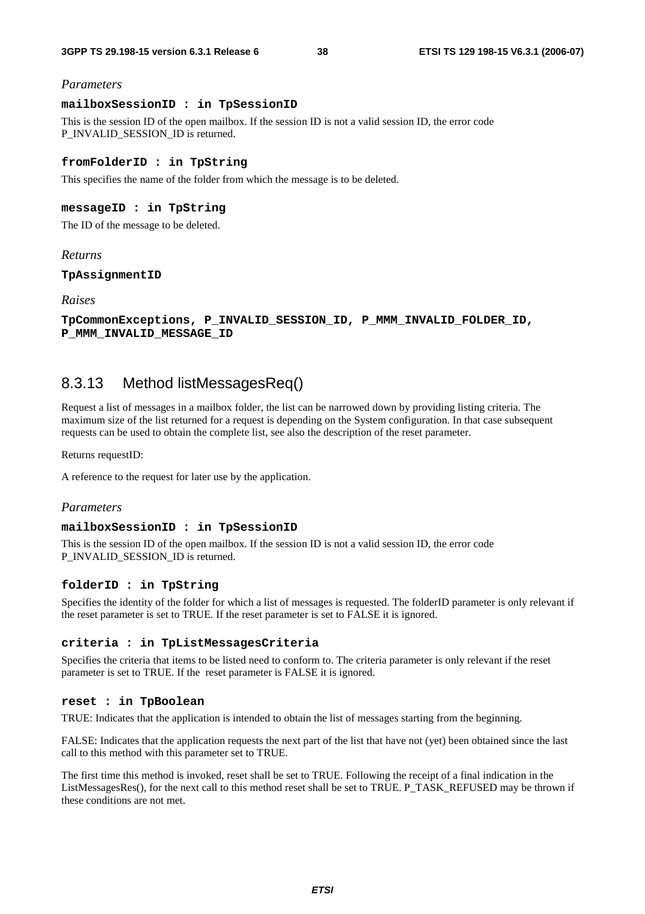*Parameters*

**mailboxSessionID : in TpSessionID**

This is the session ID of the open mailbox. If the session ID is not a valid session ID, the error code P_INVALID_SESSION_ID is returned.

**fromFolderID : in TpString**

This specifies the name of the folder from which the message is to be deleted.

**messageID : in TpString**

The ID of the message to be deleted.

*Returns*

**TpAssignmentID**

*Raises*

**TpCommonExceptions, P_INVALID_SESSION_ID, P_MMM_INVALID_FOLDER_ID, P_MMM_INVALID_MESSAGE_ID**

### 8.3.13 Method listMessagesReq()

Request a list of messages in a mailbox folder, the list can be narrowed down by providing listing criteria. The maximum size of the list returned for a request is depending on the System configuration. In that case subsequent requests can be used to obtain the complete list, see also the description of the reset parameter.

Returns requestID:

A reference to the request for later use by the application.

*Parameters*

**mailboxSessionID : in TpSessionID**

This is the session ID of the open mailbox. If the session ID is not a valid session ID, the error code P_INVALID_SESSION_ID is returned.

**folderID : in TpString**

Specifies the identity of the folder for which a list of messages is requested. The folderID parameter is only relevant if the reset parameter is set to TRUE. If the reset parameter is set to FALSE it is ignored.

**criteria : in TpListMessagesCriteria**

Specifies the criteria that items to be listed need to conform to. The criteria parameter is only relevant if the reset parameter is set to TRUE. If the reset parameter is FALSE it is ignored.

**reset : in TpBoolean**

TRUE: Indicates that the application is intended to obtain the list of messages starting from the beginning.

FALSE: Indicates that the application requests the next part of the list that have not (yet) been obtained since the last call to this method with this parameter set to TRUE.

The first time this method is invoked, reset shall be set to TRUE. Following the receipt of a final indication in the ListMessagesRes(), for the next call to this method reset shall be set to TRUE. P_TASK_REFUSED may be thrown if these conditions are not met.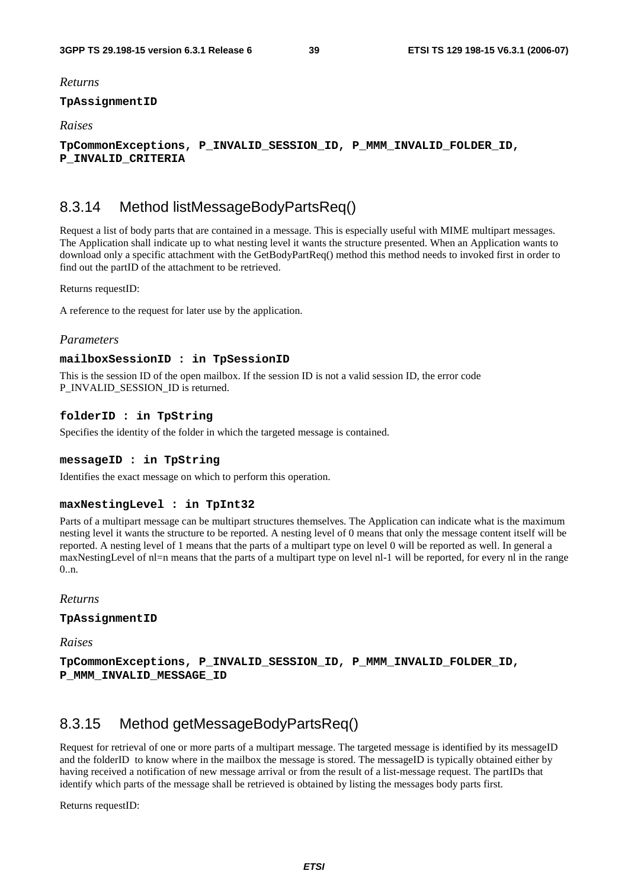*Returns*

**TpAssignmentID**

*Raises*

**TpCommonExceptions, P_INVALID_SESSION_ID, P_MMM_INVALID_FOLDER_ID, P_INVALID_CRITERIA**

## 8.3.14 Method listMessageBodyPartsReq()

Request a list of body parts that are contained in a message. This is especially useful with MIME multipart messages. The Application shall indicate up to what nesting level it wants the structure presented. When an Application wants to download only a specific attachment with the GetBodyPartReq() method this method needs to invoked first in order to find out the partID of the attachment to be retrieved.

Returns requestID:

A reference to the request for later use by the application.

*Parameters*

**mailboxSessionID : in TpSessionID**

This is the session ID of the open mailbox. If the session ID is not a valid session ID, the error code P_INVALID_SESSION_ID is returned.

**folderID : in TpString**

Specifies the identity of the folder in which the targeted message is contained.

**messageID : in TpString**

Identifies the exact message on which to perform this operation.

**maxNestingLevel : in TpInt32**

Parts of a multipart message can be multipart structures themselves. The Application can indicate what is the maximum nesting level it wants the structure to be reported. A nesting level of 0 means that only the message content itself will be reported. A nesting level of 1 means that the parts of a multipart type on level 0 will be reported as well. In general a maxNestingLevel of nl=n means that the parts of a multipart type on level nl-1 will be reported, for every nl in the range 0..n.

*Returns*

**TpAssignmentID**

*Raises*

**TpCommonExceptions, P_INVALID_SESSION_ID, P_MMM_INVALID_FOLDER_ID, P_MMM_INVALID_MESSAGE_ID**

## 8.3.15 Method getMessageBodyPartsReq()

Request for retrieval of one or more parts of a multipart message. The targeted message is identified by its messageID and the folderID to know where in the mailbox the message is stored. The messageID is typically obtained either by having received a notification of new message arrival or from the result of a list-message request. The partIDs that identify which parts of the message shall be retrieved is obtained by listing the messages body parts first.

Returns requestID: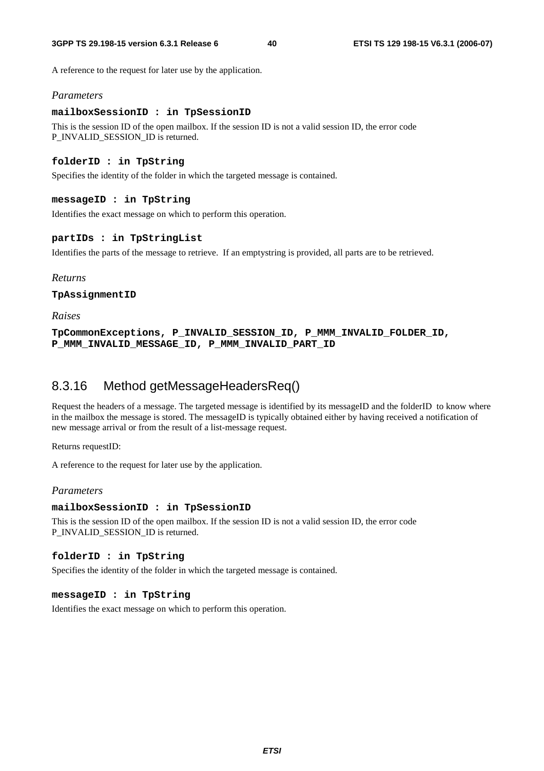A reference to the request for later use by the application.

*Parameters*

**mailboxSessionID : in TpSessionID**

This is the session ID of the open mailbox. If the session ID is not a valid session ID, the error code P_INVALID_SESSION_ID is returned.

**folderID : in TpString**

Specifies the identity of the folder in which the targeted message is contained.

**messageID : in TpString**

Identifies the exact message on which to perform this operation.

**partIDs : in TpStringList**

Identifies the parts of the message to retrieve. If an emptystring is provided, all parts are to be retrieved.

*Returns*

**TpAssignmentID**

*Raises*

**TpCommonExceptions, P_INVALID_SESSION_ID, P_MMM_INVALID_FOLDER_ID, P_MMM_INVALID_MESSAGE_ID, P_MMM_INVALID_PART_ID**

## 8.3.16 Method getMessageHeadersReq()

Request the headers of a message. The targeted message is identified by its messageID and the folderID to know where in the mailbox the message is stored. The messageID is typically obtained either by having received a notification of new message arrival or from the result of a list-message request.

Returns requestID:

A reference to the request for later use by the application.

*Parameters*

**mailboxSessionID : in TpSessionID**

This is the session ID of the open mailbox. If the session ID is not a valid session ID, the error code P_INVALID_SESSION_ID is returned.

**folderID : in TpString**

Specifies the identity of the folder in which the targeted message is contained.

**messageID : in TpString**

Identifies the exact message on which to perform this operation.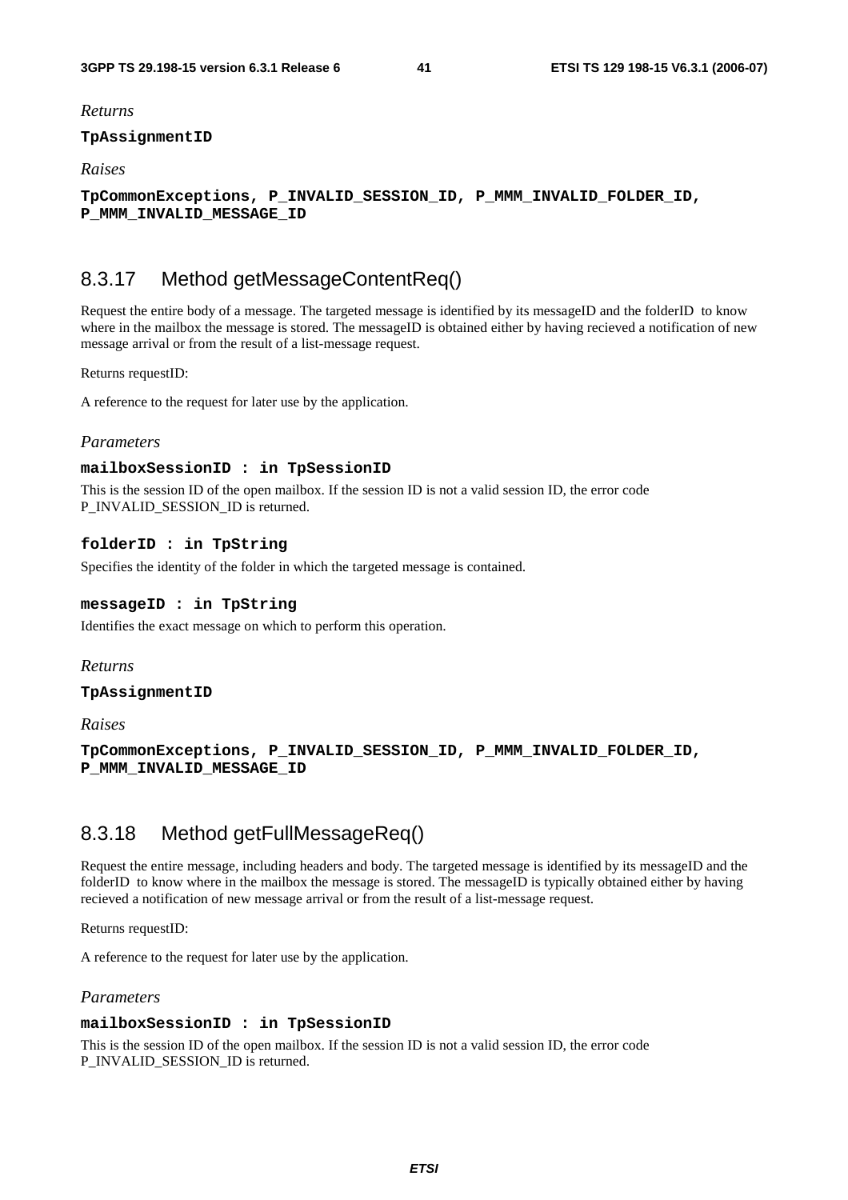*Returns*

**TpAssignmentID**

*Raises*

**TpCommonExceptions, P_INVALID_SESSION_ID, P_MMM_INVALID_FOLDER_ID, P_MMM_INVALID_MESSAGE_ID**

### 8.3.17 Method getMessageContentReq()

Request the entire body of a message. The targeted message is identified by its messageID and the folderID to know where in the mailbox the message is stored. The messageID is obtained either by having recieved a notification of new message arrival or from the result of a list-message request.

Returns requestID:

A reference to the request for later use by the application.

*Parameters*

**mailboxSessionID : in TpSessionID**

This is the session ID of the open mailbox. If the session ID is not a valid session ID, the error code P_INVALID_SESSION_ID is returned.

**folderID : in TpString**

Specifies the identity of the folder in which the targeted message is contained.

**messageID : in TpString**

Identifies the exact message on which to perform this operation.

*Returns*

**TpAssignmentID**

*Raises*

**TpCommonExceptions, P_INVALID_SESSION_ID, P_MMM_INVALID_FOLDER_ID, P_MMM_INVALID_MESSAGE_ID**

### 8.3.18 Method getFullMessageReq()

Request the entire message, including headers and body. The targeted message is identified by its messageID and the folderID to know where in the mailbox the message is stored. The messageID is typically obtained either by having recieved a notification of new message arrival or from the result of a list-message request.

Returns requestID:

A reference to the request for later use by the application.

*Parameters*

**mailboxSessionID : in TpSessionID**

This is the session ID of the open mailbox. If the session ID is not a valid session ID, the error code P_INVALID_SESSION_ID is returned.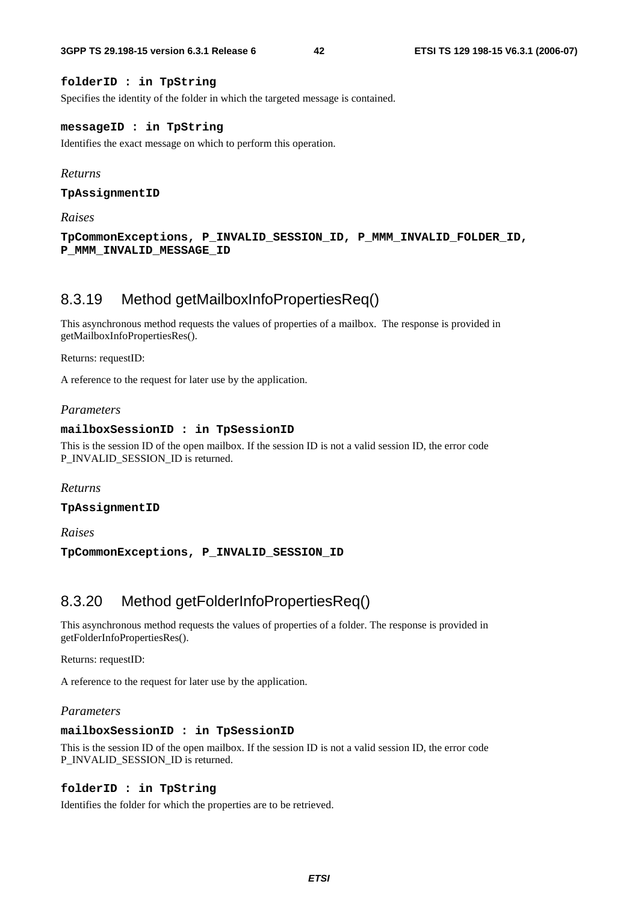**folderID : in TpString**

Specifies the identity of the folder in which the targeted message is contained.

**messageID : in TpString**

Identifies the exact message on which to perform this operation.

*Returns*

**TpAssignmentID**

*Raises*

**TpCommonExceptions, P_INVALID_SESSION_ID, P_MMM_INVALID_FOLDER_ID, P_MMM_INVALID_MESSAGE_ID**

### 8.3.19 Method getMailboxInfoPropertiesReq()

This asynchronous method requests the values of properties of a mailbox. The response is provided in getMailboxInfoPropertiesRes().

Returns: requestID:

A reference to the request for later use by the application.

*Parameters*

**mailboxSessionID : in TpSessionID**

This is the session ID of the open mailbox. If the session ID is not a valid session ID, the error code P_INVALID_SESSION_ID is returned.

*Returns*

**TpAssignmentID**

*Raises*

**TpCommonExceptions, P_INVALID_SESSION_ID**

### 8.3.20 Method getFolderInfoPropertiesReq()

This asynchronous method requests the values of properties of a folder. The response is provided in getFolderInfoPropertiesRes().

Returns: requestID:

A reference to the request for later use by the application.

*Parameters*

**mailboxSessionID : in TpSessionID**

This is the session ID of the open mailbox. If the session ID is not a valid session ID, the error code P_INVALID_SESSION_ID is returned.

**folderID : in TpString**

Identifies the folder for which the properties are to be retrieved.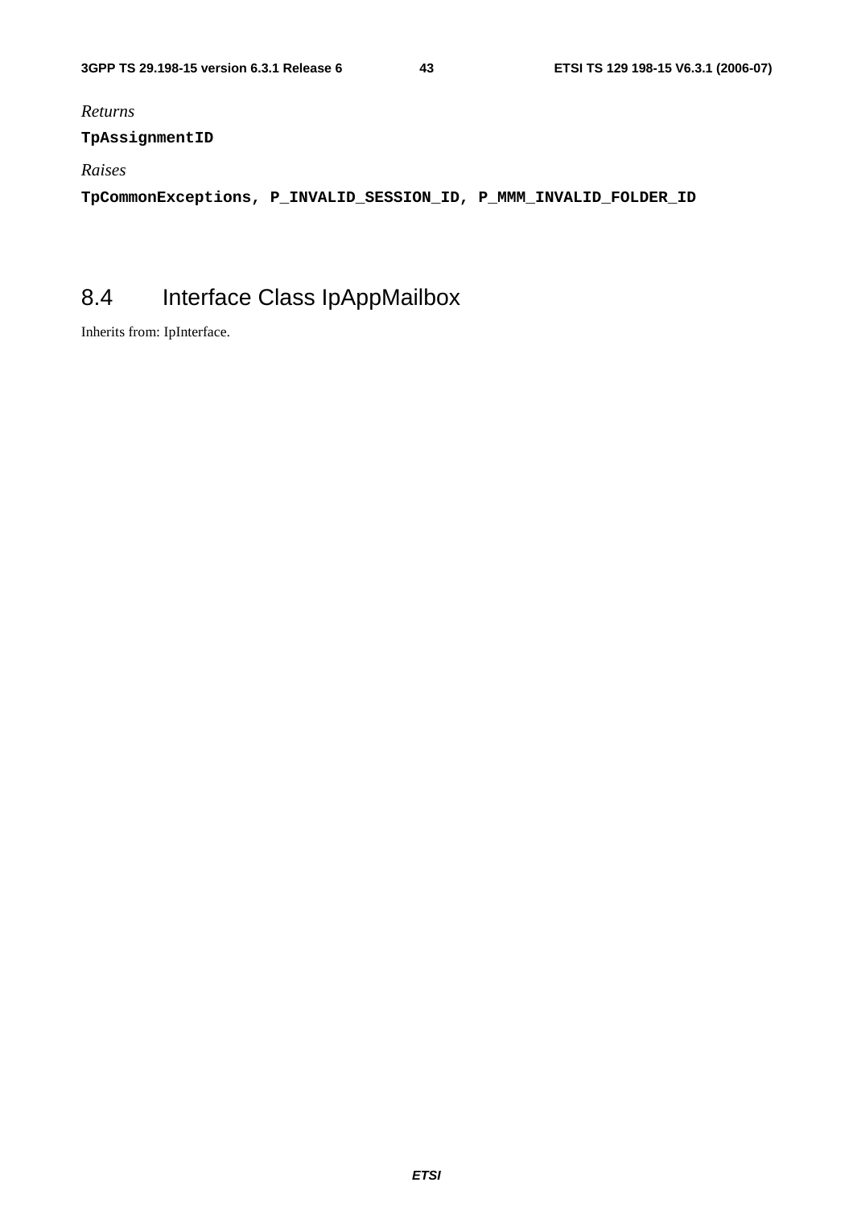*Returns*

**TpAssignmentID**

*Raises*

**TpCommonExceptions, P_INVALID_SESSION_ID, P_MMM_INVALID_FOLDER_ID**

## 8.4 Interface Class IpAppMailbox

Inherits from: IpInterface.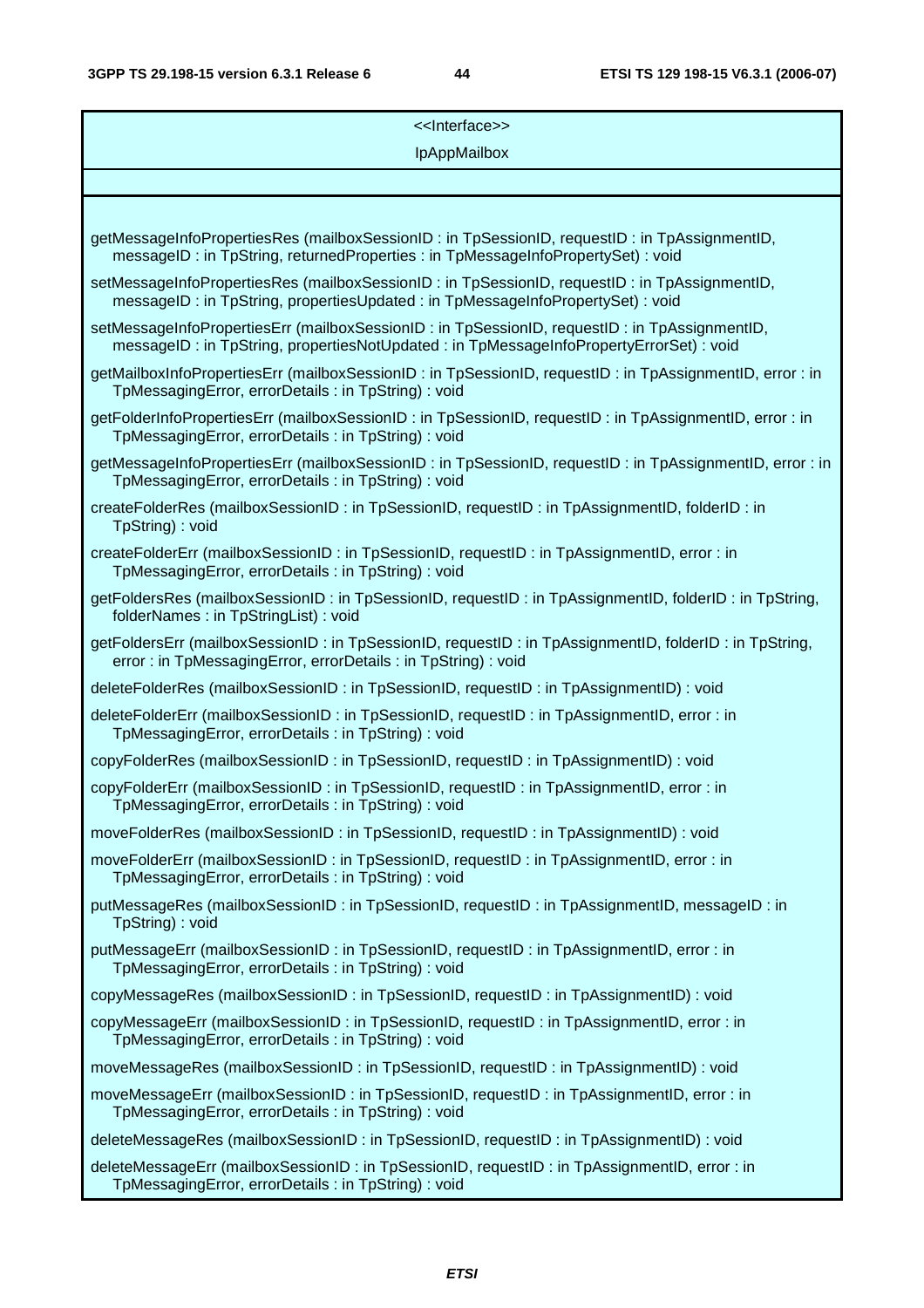<<Interface>>

IpAppMailbox

getMessageInfoPropertiesRes (mailboxSessionID : in TpSessionID, requestID : in TpAssignmentID, messageID : in TpString, returnedProperties : in TpMessageInfoPropertySet) : void

setMessageInfoPropertiesRes (mailboxSessionID : in TpSessionID, requestID : in TpAssignmentID, messageID : in TpString, propertiesUpdated : in TpMessageInfoPropertySet) : void

setMessageInfoPropertiesErr (mailboxSessionID : in TpSessionID, requestID : in TpAssignmentID, messageID : in TpString, propertiesNotUpdated : in TpMessageInfoPropertyErrorSet) : void

getMailboxInfoPropertiesErr (mailboxSessionID : in TpSessionID, requestID : in TpAssignmentID, error : in TpMessagingError, errorDetails : in TpString) : void

getFolderInfoPropertiesErr (mailboxSessionID : in TpSessionID, requestID : in TpAssignmentID, error : in TpMessagingError, errorDetails : in TpString) : void

getMessageInfoPropertiesErr (mailboxSessionID : in TpSessionID, requestID : in TpAssignmentID, error : in TpMessagingError, errorDetails : in TpString) : void

createFolderRes (mailboxSessionID : in TpSessionID, requestID : in TpAssignmentID, folderID : in TpString) : void

createFolderErr (mailboxSessionID : in TpSessionID, requestID : in TpAssignmentID, error : in TpMessagingError, errorDetails : in TpString) : void

getFoldersRes (mailboxSessionID : in TpSessionID, requestID : in TpAssignmentID, folderID : in TpString, folderNames : in TpStringList) : void

getFoldersErr (mailboxSessionID : in TpSessionID, requestID : in TpAssignmentID, folderID : in TpString, error : in TpMessagingError, errorDetails : in TpString) : void

deleteFolderRes (mailboxSessionID : in TpSessionID, requestID : in TpAssignmentID) : void

deleteFolderErr (mailboxSessionID : in TpSessionID, requestID : in TpAssignmentID, error : in TpMessagingError, errorDetails : in TpString) : void

copyFolderRes (mailboxSessionID : in TpSessionID, requestID : in TpAssignmentID) : void

copyFolderErr (mailboxSessionID : in TpSessionID, requestID : in TpAssignmentID, error : in TpMessagingError, errorDetails : in TpString) : void

moveFolderRes (mailboxSessionID : in TpSessionID, requestID : in TpAssignmentID) : void

moveFolderErr (mailboxSessionID : in TpSessionID, requestID : in TpAssignmentID, error : in TpMessagingError, errorDetails : in TpString) : void

putMessageRes (mailboxSessionID : in TpSessionID, requestID : in TpAssignmentID, messageID : in TpString) : void

putMessageErr (mailboxSessionID : in TpSessionID, requestID : in TpAssignmentID, error : in TpMessagingError, errorDetails : in TpString) : void

copyMessageRes (mailboxSessionID : in TpSessionID, requestID : in TpAssignmentID) : void

copyMessageErr (mailboxSessionID : in TpSessionID, requestID : in TpAssignmentID, error : in TpMessagingError, errorDetails : in TpString) : void

moveMessageRes (mailboxSessionID : in TpSessionID, requestID : in TpAssignmentID) : void

moveMessageErr (mailboxSessionID : in TpSessionID, requestID : in TpAssignmentID, error : in TpMessagingError, errorDetails : in TpString) : void

deleteMessageRes (mailboxSessionID : in TpSessionID, requestID : in TpAssignmentID) : void

deleteMessageErr (mailboxSessionID : in TpSessionID, requestID : in TpAssignmentID, error : in TpMessagingError, errorDetails : in TpString) : void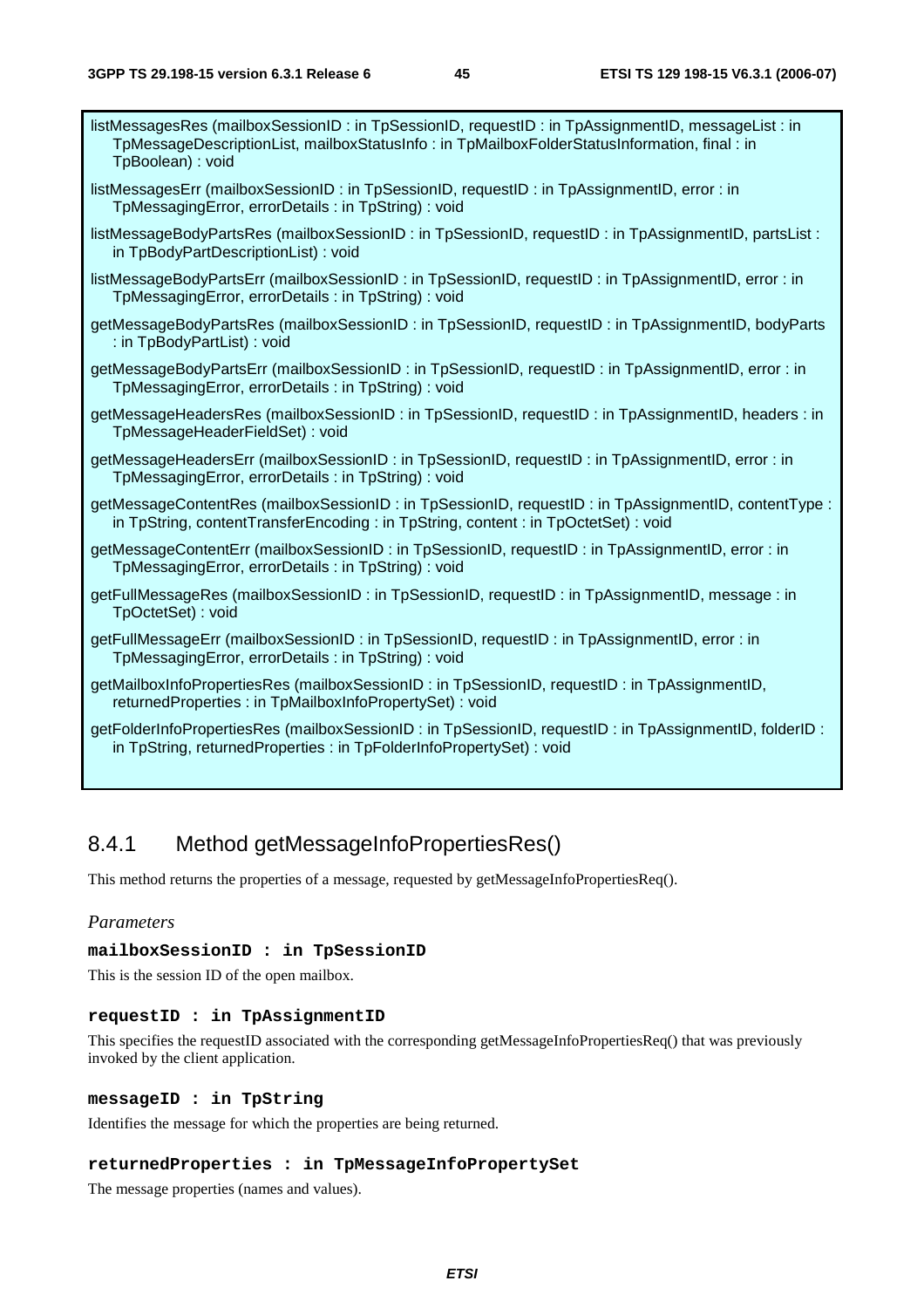listMessagesRes (mailboxSessionID : in TpSessionID, requestID : in TpAssignmentID, messageList : in TpMessageDescriptionList, mailboxStatusInfo : in TpMailboxFolderStatusInformation, final : in TpBoolean) : void

listMessagesErr (mailboxSessionID : in TpSessionID, requestID : in TpAssignmentID, error : in TpMessagingError, errorDetails : in TpString) : void

listMessageBodyPartsRes (mailboxSessionID : in TpSessionID, requestID : in TpAssignmentID, partsList : in TpBodyPartDescriptionList) : void

listMessageBodyPartsErr (mailboxSessionID : in TpSessionID, requestID : in TpAssignmentID, error : in TpMessagingError, errorDetails : in TpString) : void

getMessageBodyPartsRes (mailboxSessionID : in TpSessionID, requestID : in TpAssignmentID, bodyParts : in TpBodyPartList) : void

getMessageBodyPartsErr (mailboxSessionID : in TpSessionID, requestID : in TpAssignmentID, error : in TpMessagingError, errorDetails : in TpString) : void

getMessageHeadersRes (mailboxSessionID : in TpSessionID, requestID : in TpAssignmentID, headers : in TpMessageHeaderFieldSet) : void

getMessageHeadersErr (mailboxSessionID : in TpSessionID, requestID : in TpAssignmentID, error : in TpMessagingError, errorDetails : in TpString) : void

getMessageContentRes (mailboxSessionID : in TpSessionID, requestID : in TpAssignmentID, contentType : in TpString, contentTransferEncoding : in TpString, content : in TpOctetSet) : void

getMessageContentErr (mailboxSessionID : in TpSessionID, requestID : in TpAssignmentID, error : in TpMessagingError, errorDetails : in TpString) : void

getFullMessageRes (mailboxSessionID : in TpSessionID, requestID : in TpAssignmentID, message : in TpOctetSet) : void

getFullMessageErr (mailboxSessionID : in TpSessionID, requestID : in TpAssignmentID, error : in TpMessagingError, errorDetails : in TpString) : void

getMailboxInfoPropertiesRes (mailboxSessionID : in TpSessionID, requestID : in TpAssignmentID, returnedProperties : in TpMailboxInfoPropertySet) : void

getFolderInfoPropertiesRes (mailboxSessionID : in TpSessionID, requestID : in TpAssignmentID, folderID : in TpString, returnedProperties : in TpFolderInfoPropertySet) : void

### 8.4.1 Method getMessageInfoPropertiesRes()

This method returns the properties of a message, requested by getMessageInfoPropertiesReq().

*Parameters*

**mailboxSessionID : in TpSessionID**

This is the session ID of the open mailbox.

**requestID : in TpAssignmentID**

This specifies the requestID associated with the corresponding getMessageInfoPropertiesReq() that was previously invoked by the client application.

**messageID : in TpString**

Identifies the message for which the properties are being returned.

**returnedProperties : in TpMessageInfoPropertySet**

The message properties (names and values).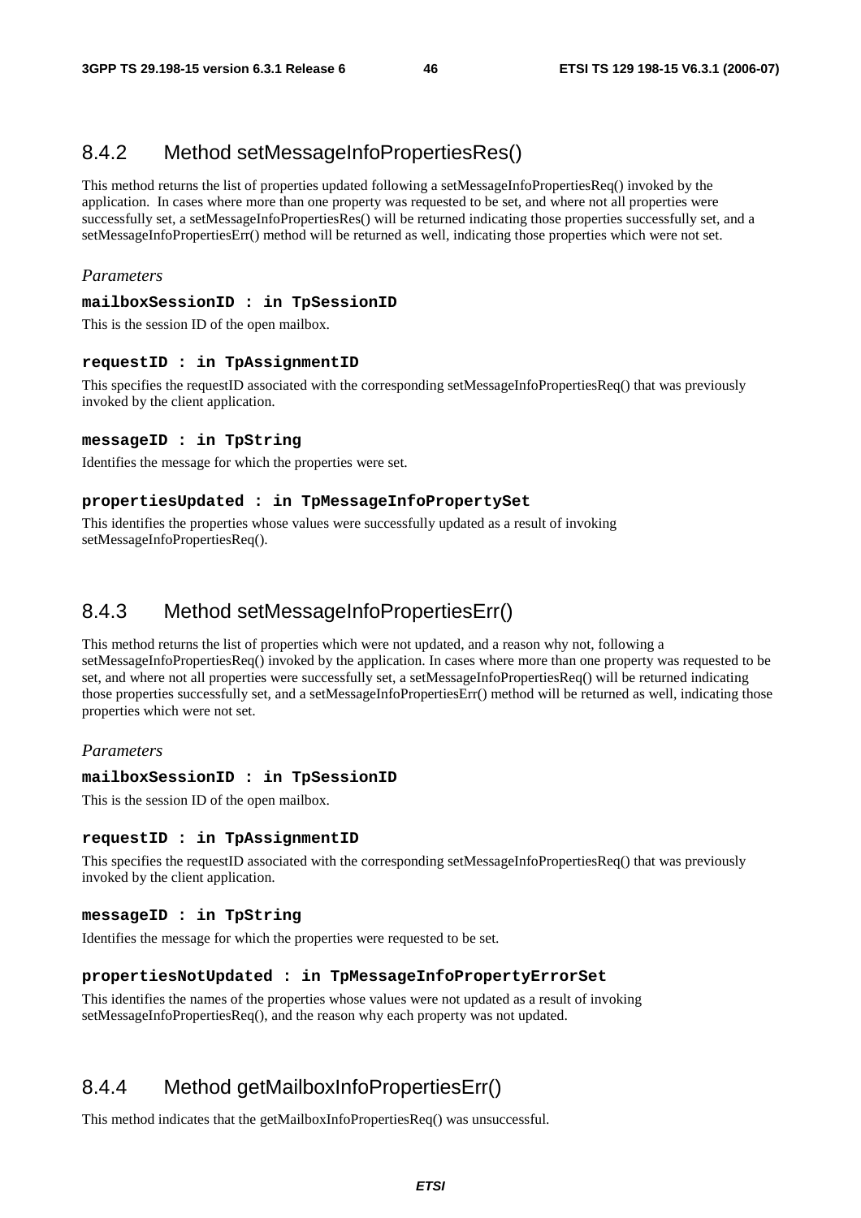### 8.4.2 Method setMessageInfoPropertiesRes()

This method returns the list of properties updated following a setMessageInfoPropertiesReq() invoked by the application. In cases where more than one property was requested to be set, and where not all properties were successfully set, a setMessageInfoPropertiesRes() will be returned indicating those properties successfully set, and a setMessageInfoPropertiesErr() method will be returned as well, indicating those properties which were not set.

*Parameters*

**mailboxSessionID : in TpSessionID**

This is the session ID of the open mailbox.

**requestID : in TpAssignmentID**

This specifies the requestID associated with the corresponding setMessageInfoPropertiesReq() that was previously invoked by the client application.

**messageID : in TpString**

Identifies the message for which the properties were set.

**propertiesUpdated : in TpMessageInfoPropertySet**

This identifies the properties whose values were successfully updated as a result of invoking setMessageInfoPropertiesReq().

### 8.4.3 Method setMessageInfoPropertiesErr()

This method returns the list of properties which were not updated, and a reason why not, following a setMessageInfoPropertiesReq() invoked by the application. In cases where more than one property was requested to be set, and where not all properties were successfully set, a setMessageInfoPropertiesReq() will be returned indicating those properties successfully set, and a setMessageInfoPropertiesErr() method will be returned as well, indicating those properties which were not set.

*Parameters*

**mailboxSessionID : in TpSessionID**

This is the session ID of the open mailbox.

**requestID : in TpAssignmentID**

This specifies the requestID associated with the corresponding setMessageInfoPropertiesReq() that was previously invoked by the client application.

**messageID : in TpString**

Identifies the message for which the properties were requested to be set.

**propertiesNotUpdated : in TpMessageInfoPropertyErrorSet**

This identifies the names of the properties whose values were not updated as a result of invoking setMessageInfoPropertiesReq(), and the reason why each property was not updated.

### 8.4.4 Method getMailboxInfoPropertiesErr()

This method indicates that the getMailboxInfoPropertiesReq() was unsuccessful.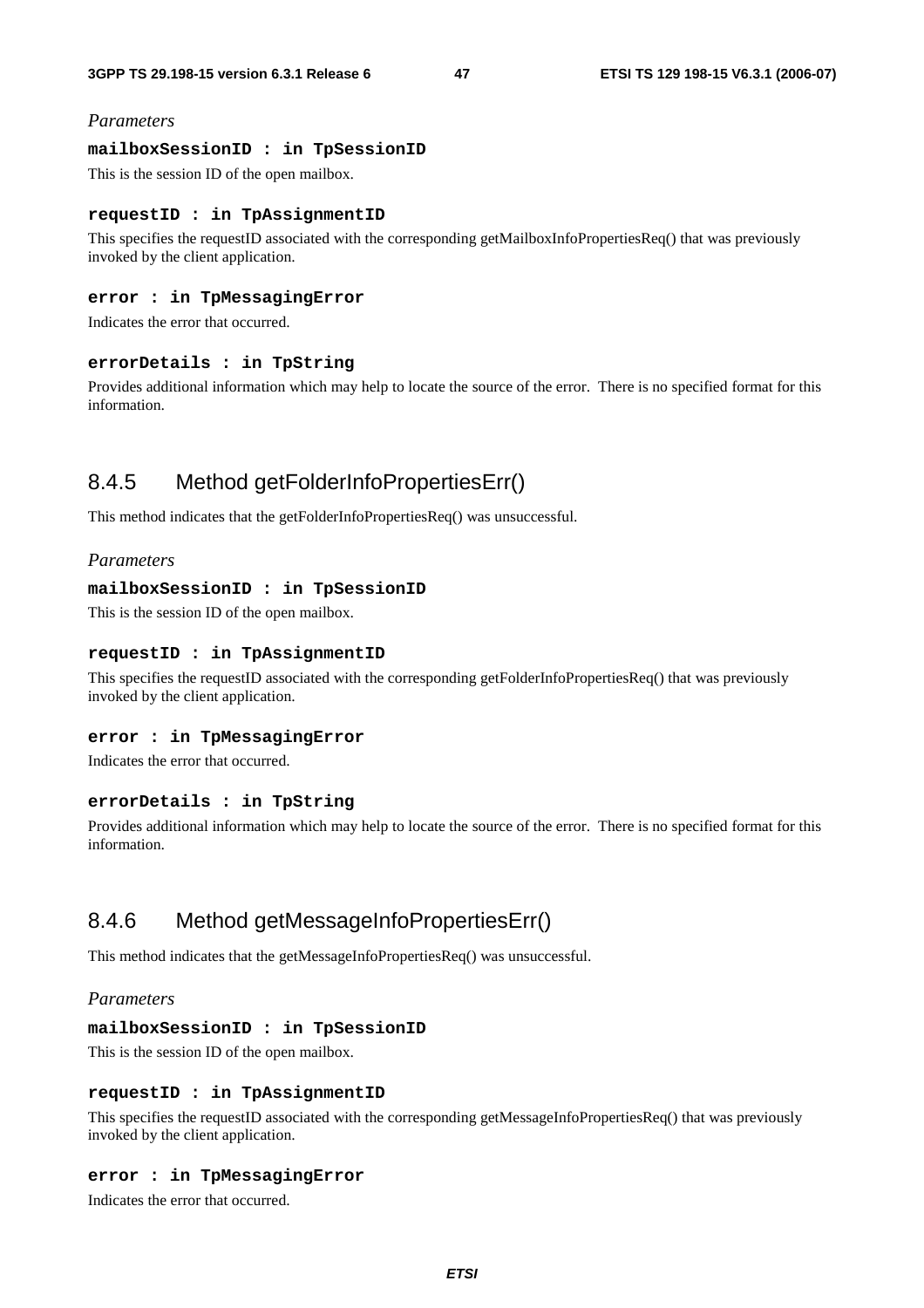*Parameters*

**mailboxSessionID : in TpSessionID**

This is the session ID of the open mailbox.

**requestID : in TpAssignmentID**

This specifies the requestID associated with the corresponding getMailboxInfoPropertiesReq() that was previously invoked by the client application.

**error : in TpMessagingError**

Indicates the error that occurred.

**errorDetails : in TpString**

Provides additional information which may help to locate the source of the error. There is no specified format for this information.

## 8.4.5 Method getFolderInfoPropertiesErr()

This method indicates that the getFolderInfoPropertiesReq() was unsuccessful.

*Parameters*

**mailboxSessionID : in TpSessionID**

This is the session ID of the open mailbox.

**requestID : in TpAssignmentID**

This specifies the requestID associated with the corresponding getFolderInfoPropertiesReq() that was previously invoked by the client application.

**error : in TpMessagingError**

Indicates the error that occurred.

**errorDetails : in TpString**

Provides additional information which may help to locate the source of the error. There is no specified format for this information.

## 8.4.6 Method getMessageInfoPropertiesErr()

This method indicates that the getMessageInfoPropertiesReq() was unsuccessful.

*Parameters*

**mailboxSessionID : in TpSessionID**

This is the session ID of the open mailbox.

**requestID : in TpAssignmentID**

This specifies the requestID associated with the corresponding getMessageInfoPropertiesReq() that was previously invoked by the client application.

**error : in TpMessagingError**

Indicates the error that occurred.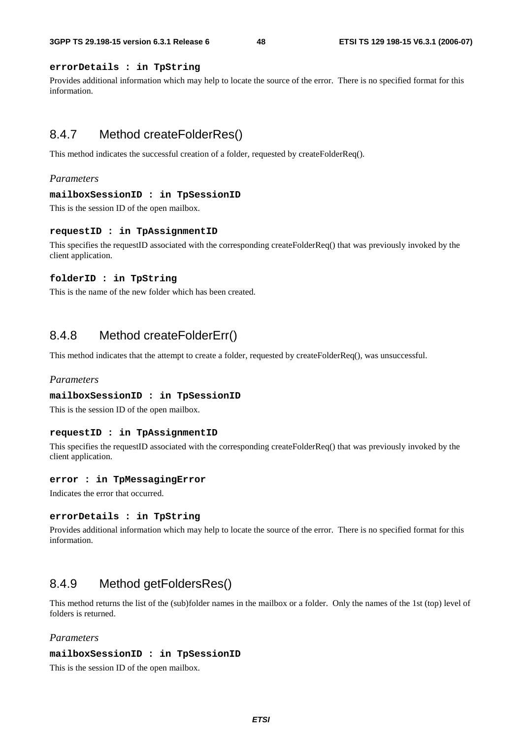**errorDetails : in TpString**

Provides additional information which may help to locate the source of the error. There is no specified format for this information.

### 8.4.7 Method createFolderRes()

This method indicates the successful creation of a folder, requested by createFolderReq().

*Parameters*

**mailboxSessionID : in TpSessionID**

This is the session ID of the open mailbox.

**requestID : in TpAssignmentID**

This specifies the requestID associated with the corresponding createFolderReq() that was previously invoked by the client application.

**folderID : in TpString**

This is the name of the new folder which has been created.

### 8.4.8 Method createFolderErr()

This method indicates that the attempt to create a folder, requested by createFolderReq(), was unsuccessful.

*Parameters*

**mailboxSessionID : in TpSessionID**

This is the session ID of the open mailbox.

**requestID : in TpAssignmentID**

This specifies the requestID associated with the corresponding createFolderReq() that was previously invoked by the client application.

**error : in TpMessagingError**

Indicates the error that occurred.

**errorDetails : in TpString**

Provides additional information which may help to locate the source of the error. There is no specified format for this information.

### 8.4.9 Method getFoldersRes()

This method returns the list of the (sub)folder names in the mailbox or a folder. Only the names of the 1st (top) level of folders is returned.

*Parameters*

**mailboxSessionID : in TpSessionID**

This is the session ID of the open mailbox.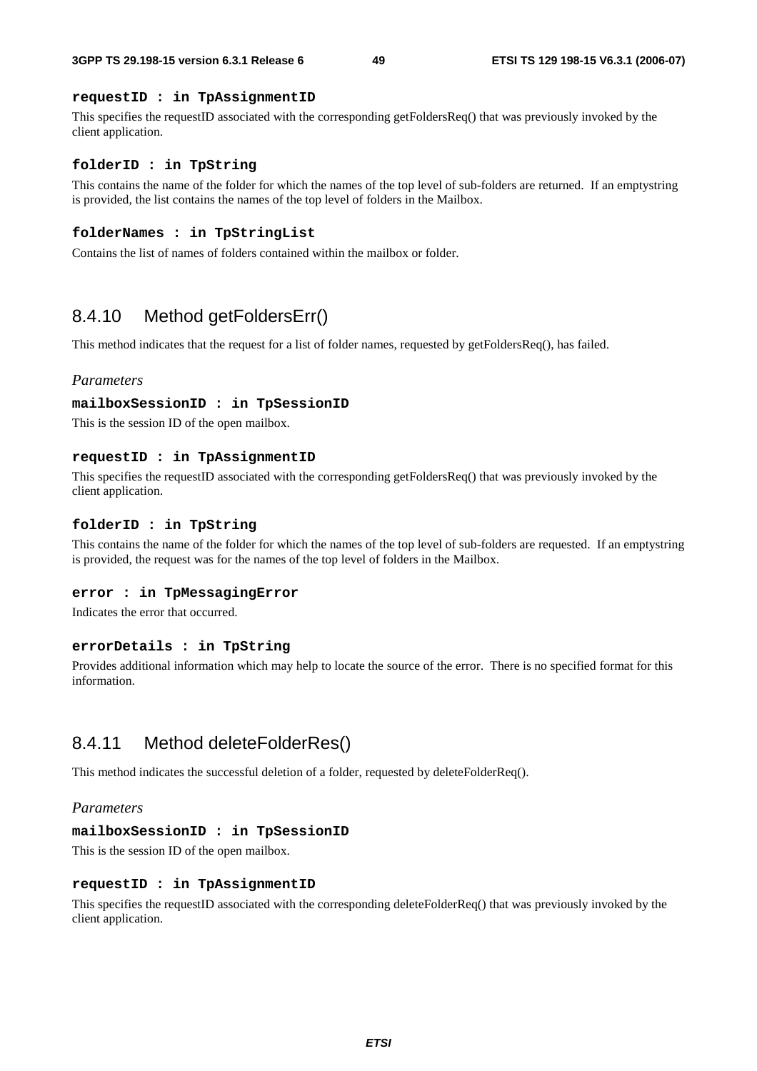**requestID : in TpAssignmentID**

This specifies the requestID associated with the corresponding getFoldersReq() that was previously invoked by the client application.

**folderID : in TpString**

This contains the name of the folder for which the names of the top level of sub-folders are returned. If an emptystring is provided, the list contains the names of the top level of folders in the Mailbox.

**folderNames : in TpStringList**

Contains the list of names of folders contained within the mailbox or folder.

## 8.4.10 Method getFoldersErr()

This method indicates that the request for a list of folder names, requested by getFoldersReq(), has failed.

*Parameters*

**mailboxSessionID : in TpSessionID**

This is the session ID of the open mailbox.

**requestID : in TpAssignmentID**

This specifies the requestID associated with the corresponding getFoldersReq() that was previously invoked by the client application.

**folderID : in TpString**

This contains the name of the folder for which the names of the top level of sub-folders are requested. If an emptystring is provided, the request was for the names of the top level of folders in the Mailbox.

**error : in TpMessagingError**

Indicates the error that occurred.

**errorDetails : in TpString**

Provides additional information which may help to locate the source of the error. There is no specified format for this information.

## 8.4.11 Method deleteFolderRes()

This method indicates the successful deletion of a folder, requested by deleteFolderReq().

*Parameters*

**mailboxSessionID : in TpSessionID**

This is the session ID of the open mailbox.

**requestID : in TpAssignmentID**

This specifies the requestID associated with the corresponding deleteFolderReq() that was previously invoked by the client application.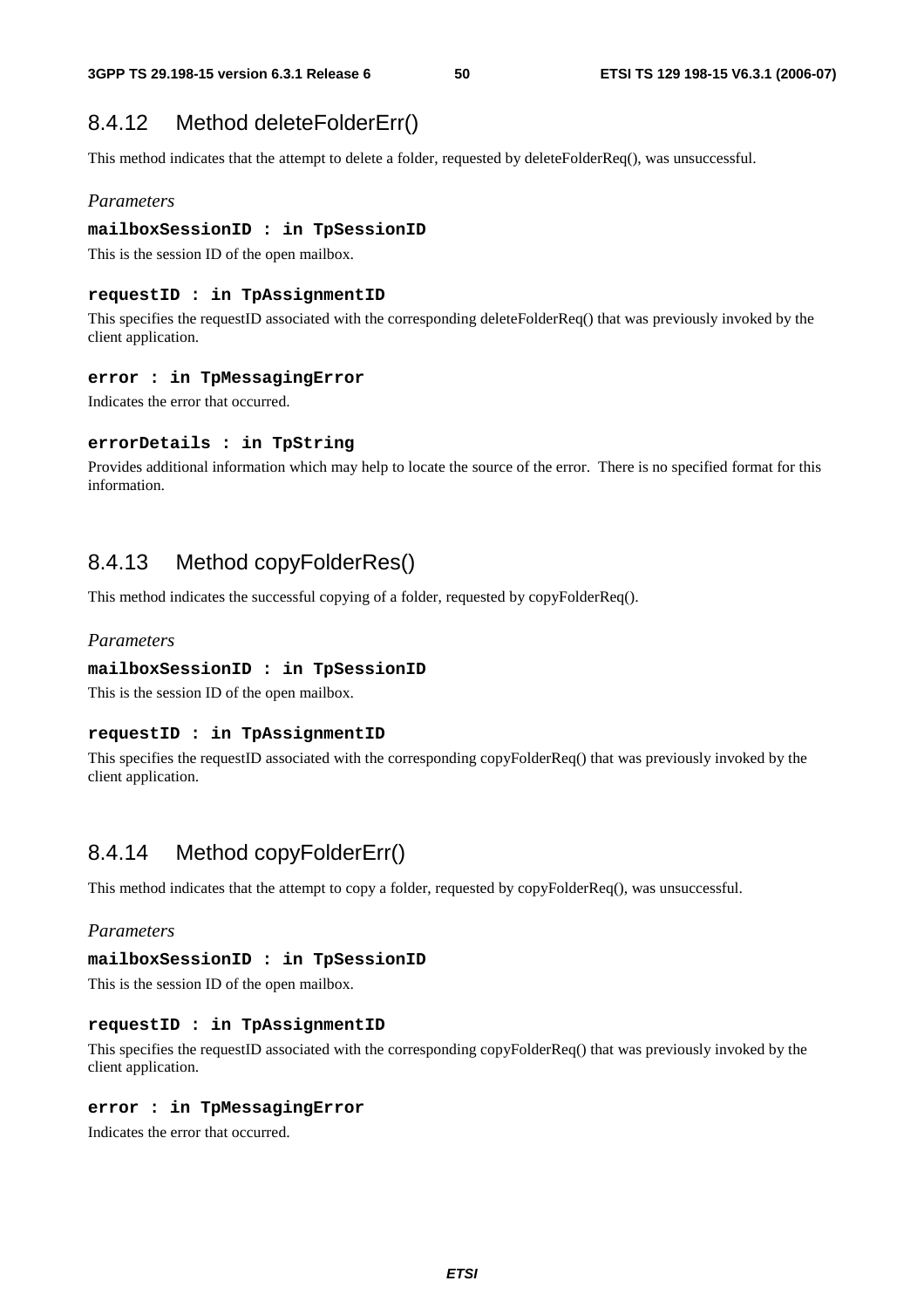## 8.4.12 Method deleteFolderErr()

This method indicates that the attempt to delete a folder, requested by deleteFolderReq(), was unsuccessful.

*Parameters*

**mailboxSessionID : in TpSessionID**

This is the session ID of the open mailbox.

**requestID : in TpAssignmentID**

This specifies the requestID associated with the corresponding deleteFolderReq() that was previously invoked by the client application.

**error : in TpMessagingError**

Indicates the error that occurred.

**errorDetails : in TpString**

Provides additional information which may help to locate the source of the error. There is no specified format for this information.

## 8.4.13 Method copyFolderRes()

This method indicates the successful copying of a folder, requested by copyFolderReq().

*Parameters*

**mailboxSessionID : in TpSessionID**

This is the session ID of the open mailbox.

**requestID : in TpAssignmentID**

This specifies the requestID associated with the corresponding copyFolderReq() that was previously invoked by the client application.

## 8.4.14 Method copyFolderErr()

This method indicates that the attempt to copy a folder, requested by copyFolderReq(), was unsuccessful.

*Parameters*

**mailboxSessionID : in TpSessionID**

This is the session ID of the open mailbox.

**requestID : in TpAssignmentID**

This specifies the requestID associated with the corresponding copyFolderReq() that was previously invoked by the client application.

**error : in TpMessagingError**

Indicates the error that occurred.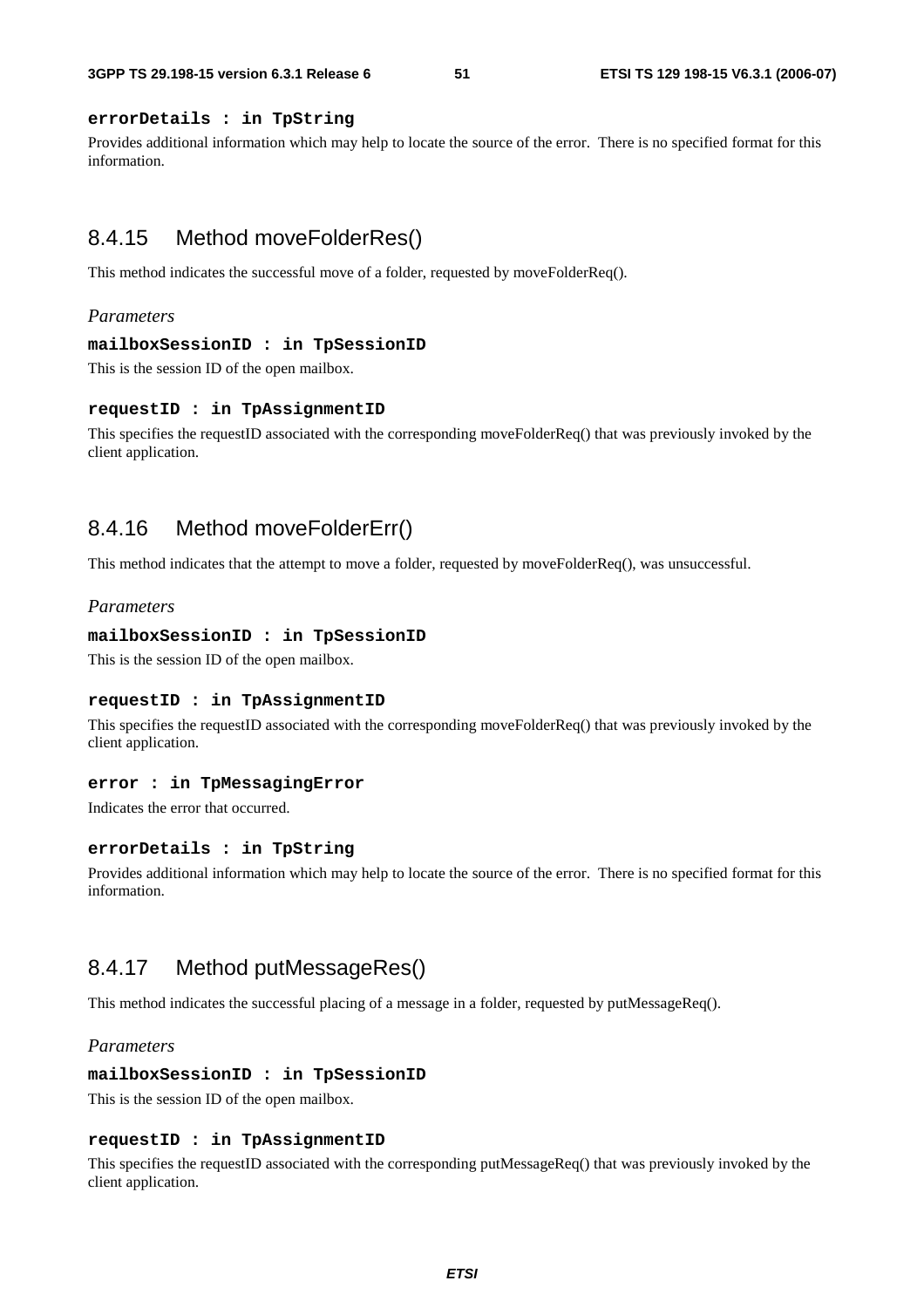**errorDetails : in TpString**

Provides additional information which may help to locate the source of the error. There is no specified format for this information.

### 8.4.15 Method moveFolderRes()

This method indicates the successful move of a folder, requested by moveFolderReq().

*Parameters*

**mailboxSessionID : in TpSessionID**

This is the session ID of the open mailbox.

**requestID : in TpAssignmentID**

This specifies the requestID associated with the corresponding moveFolderReq() that was previously invoked by the client application.

### 8.4.16 Method moveFolderErr()

This method indicates that the attempt to move a folder, requested by moveFolderReq(), was unsuccessful.

*Parameters*

**mailboxSessionID : in TpSessionID**

This is the session ID of the open mailbox.

**requestID : in TpAssignmentID**

This specifies the requestID associated with the corresponding moveFolderReq() that was previously invoked by the client application.

**error : in TpMessagingError**

Indicates the error that occurred.

**errorDetails : in TpString**

Provides additional information which may help to locate the source of the error. There is no specified format for this information.

### 8.4.17 Method putMessageRes()

This method indicates the successful placing of a message in a folder, requested by putMessageReq().

*Parameters*

**mailboxSessionID : in TpSessionID**

This is the session ID of the open mailbox.

**requestID : in TpAssignmentID**

This specifies the requestID associated with the corresponding putMessageReq() that was previously invoked by the client application.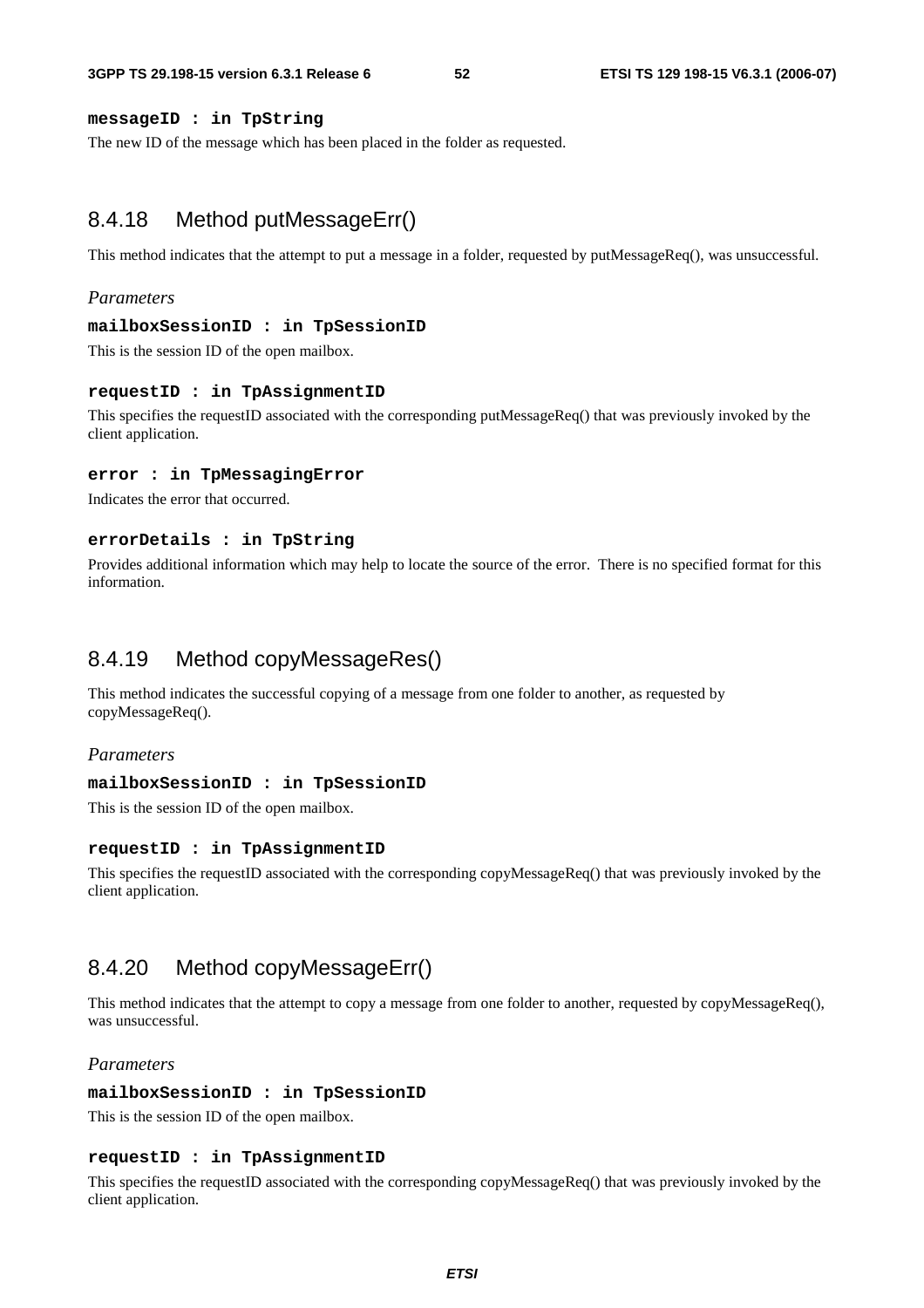**messageID : in TpString**

The new ID of the message which has been placed in the folder as requested.

### 8.4.18 Method putMessageErr()

This method indicates that the attempt to put a message in a folder, requested by putMessageReq(), was unsuccessful.

*Parameters*

**mailboxSessionID : in TpSessionID**

This is the session ID of the open mailbox.

**requestID : in TpAssignmentID**

This specifies the requestID associated with the corresponding putMessageReq() that was previously invoked by the client application.

**error : in TpMessagingError**

Indicates the error that occurred.

**errorDetails : in TpString**

Provides additional information which may help to locate the source of the error. There is no specified format for this information.

### 8.4.19 Method copyMessageRes()

This method indicates the successful copying of a message from one folder to another, as requested by copyMessageReq().

*Parameters*

**mailboxSessionID : in TpSessionID**

This is the session ID of the open mailbox.

**requestID : in TpAssignmentID**

This specifies the requestID associated with the corresponding copyMessageReq() that was previously invoked by the client application.

### 8.4.20 Method copyMessageErr()

This method indicates that the attempt to copy a message from one folder to another, requested by copyMessageReq(), was unsuccessful.

*Parameters*

**mailboxSessionID : in TpSessionID**

This is the session ID of the open mailbox.

**requestID : in TpAssignmentID**

This specifies the requestID associated with the corresponding copyMessageReq() that was previously invoked by the client application.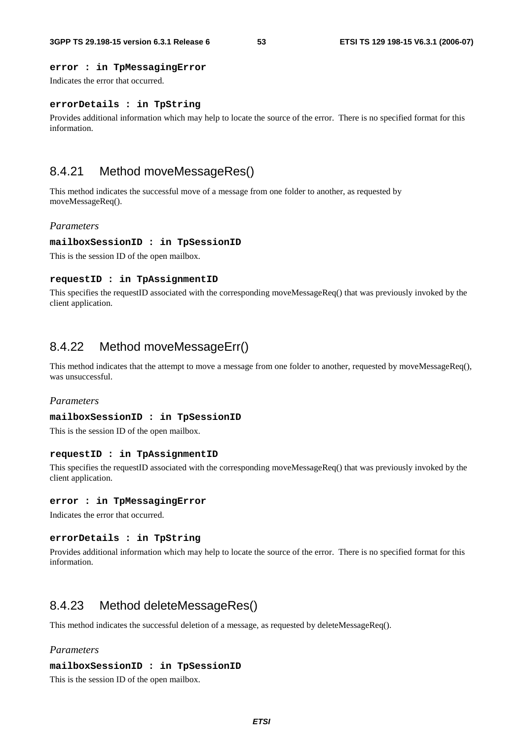**error : in TpMessagingError**

Indicates the error that occurred.

**errorDetails : in TpString**

Provides additional information which may help to locate the source of the error. There is no specified format for this information.

## 8.4.21 Method moveMessageRes()

This method indicates the successful move of a message from one folder to another, as requested by moveMessageReq().

*Parameters*

**mailboxSessionID : in TpSessionID**

This is the session ID of the open mailbox.

**requestID : in TpAssignmentID**

This specifies the requestID associated with the corresponding moveMessageReq() that was previously invoked by the client application.

## 8.4.22 Method moveMessageErr()

This method indicates that the attempt to move a message from one folder to another, requested by moveMessageReq(), was unsuccessful.

*Parameters*

**mailboxSessionID : in TpSessionID**

This is the session ID of the open mailbox.

**requestID : in TpAssignmentID**

This specifies the requestID associated with the corresponding moveMessageReq() that was previously invoked by the client application.

**error : in TpMessagingError**

Indicates the error that occurred.

**errorDetails : in TpString**

Provides additional information which may help to locate the source of the error. There is no specified format for this information.

## 8.4.23 Method deleteMessageRes()

This method indicates the successful deletion of a message, as requested by deleteMessageReq().

*Parameters*

**mailboxSessionID : in TpSessionID**

This is the session ID of the open mailbox.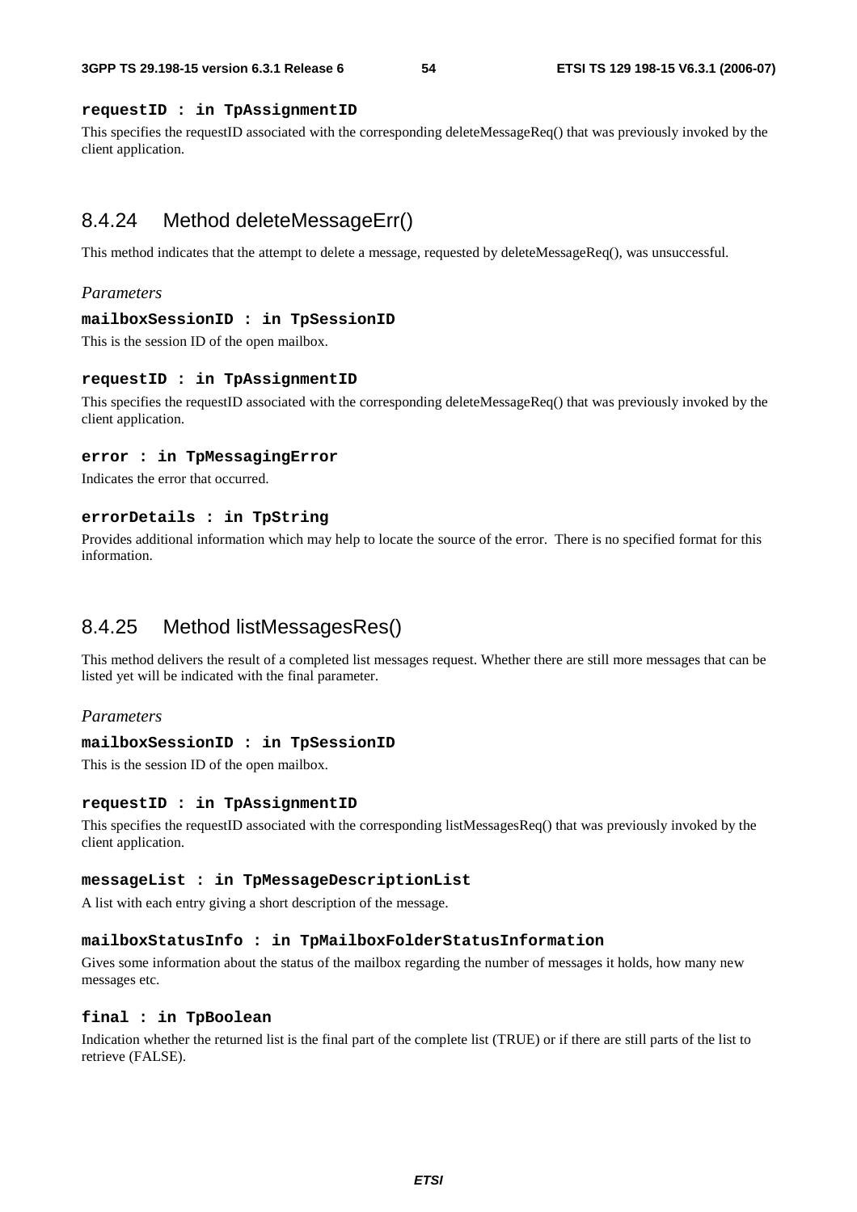**requestID : in TpAssignmentID**

This specifies the requestID associated with the corresponding deleteMessageReq() that was previously invoked by the client application.

## 8.4.24 Method deleteMessageErr()

This method indicates that the attempt to delete a message, requested by deleteMessageReq(), was unsuccessful.

*Parameters*

**mailboxSessionID : in TpSessionID**

This is the session ID of the open mailbox.

**requestID : in TpAssignmentID**

This specifies the requestID associated with the corresponding deleteMessageReq() that was previously invoked by the client application.

**error : in TpMessagingError**

Indicates the error that occurred.

**errorDetails : in TpString**

Provides additional information which may help to locate the source of the error. There is no specified format for this information.

## 8.4.25 Method listMessagesRes()

This method delivers the result of a completed list messages request. Whether there are still more messages that can be listed yet will be indicated with the final parameter.

*Parameters*

**mailboxSessionID : in TpSessionID**

This is the session ID of the open mailbox.

**requestID : in TpAssignmentID**

This specifies the requestID associated with the corresponding listMessagesReq() that was previously invoked by the client application.

**messageList : in TpMessageDescriptionList**

A list with each entry giving a short description of the message.

**mailboxStatusInfo : in TpMailboxFolderStatusInformation**

Gives some information about the status of the mailbox regarding the number of messages it holds, how many new messages etc.

**final : in TpBoolean**

Indication whether the returned list is the final part of the complete list (TRUE) or if there are still parts of the list to retrieve (FALSE).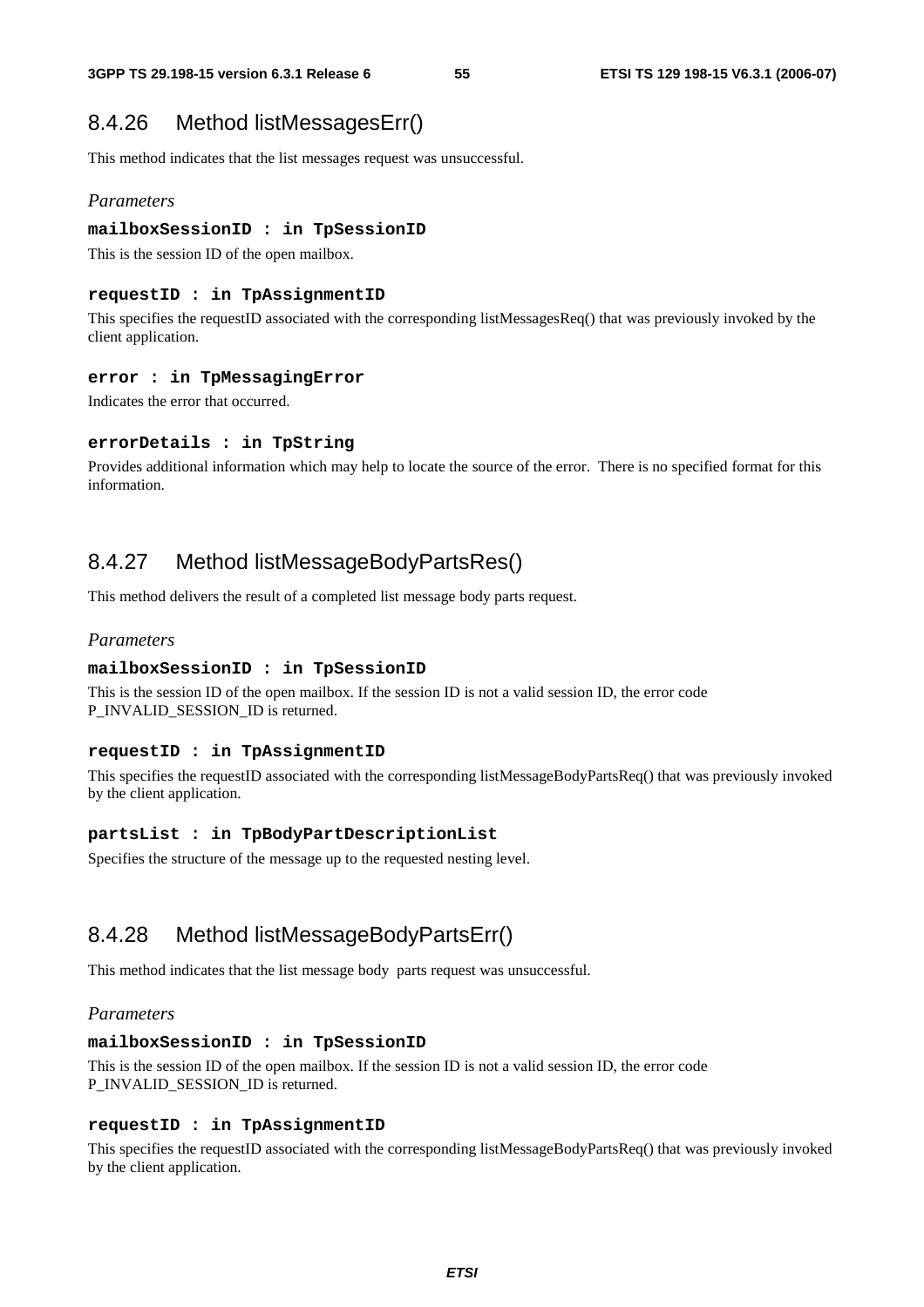## 8.4.26 Method listMessagesErr()

This method indicates that the list messages request was unsuccessful.

*Parameters*

**mailboxSessionID : in TpSessionID**

This is the session ID of the open mailbox.

**requestID : in TpAssignmentID**

This specifies the requestID associated with the corresponding listMessagesReq() that was previously invoked by the client application.

**error : in TpMessagingError**

Indicates the error that occurred.

**errorDetails : in TpString**

Provides additional information which may help to locate the source of the error. There is no specified format for this information.

## 8.4.27 Method listMessageBodyPartsRes()

This method delivers the result of a completed list message body parts request.

*Parameters*

**mailboxSessionID : in TpSessionID**

This is the session ID of the open mailbox. If the session ID is not a valid session ID, the error code P_INVALID_SESSION_ID is returned.

**requestID : in TpAssignmentID**

This specifies the requestID associated with the corresponding listMessageBodyPartsReq() that was previously invoked by the client application.

**partsList : in TpBodyPartDescriptionList**

Specifies the structure of the message up to the requested nesting level.

## 8.4.28 Method listMessageBodyPartsErr()

This method indicates that the list message body parts request was unsuccessful.

*Parameters*

**mailboxSessionID : in TpSessionID**

This is the session ID of the open mailbox. If the session ID is not a valid session ID, the error code P_INVALID_SESSION_ID is returned.

**requestID : in TpAssignmentID**

This specifies the requestID associated with the corresponding listMessageBodyPartsReq() that was previously invoked by the client application.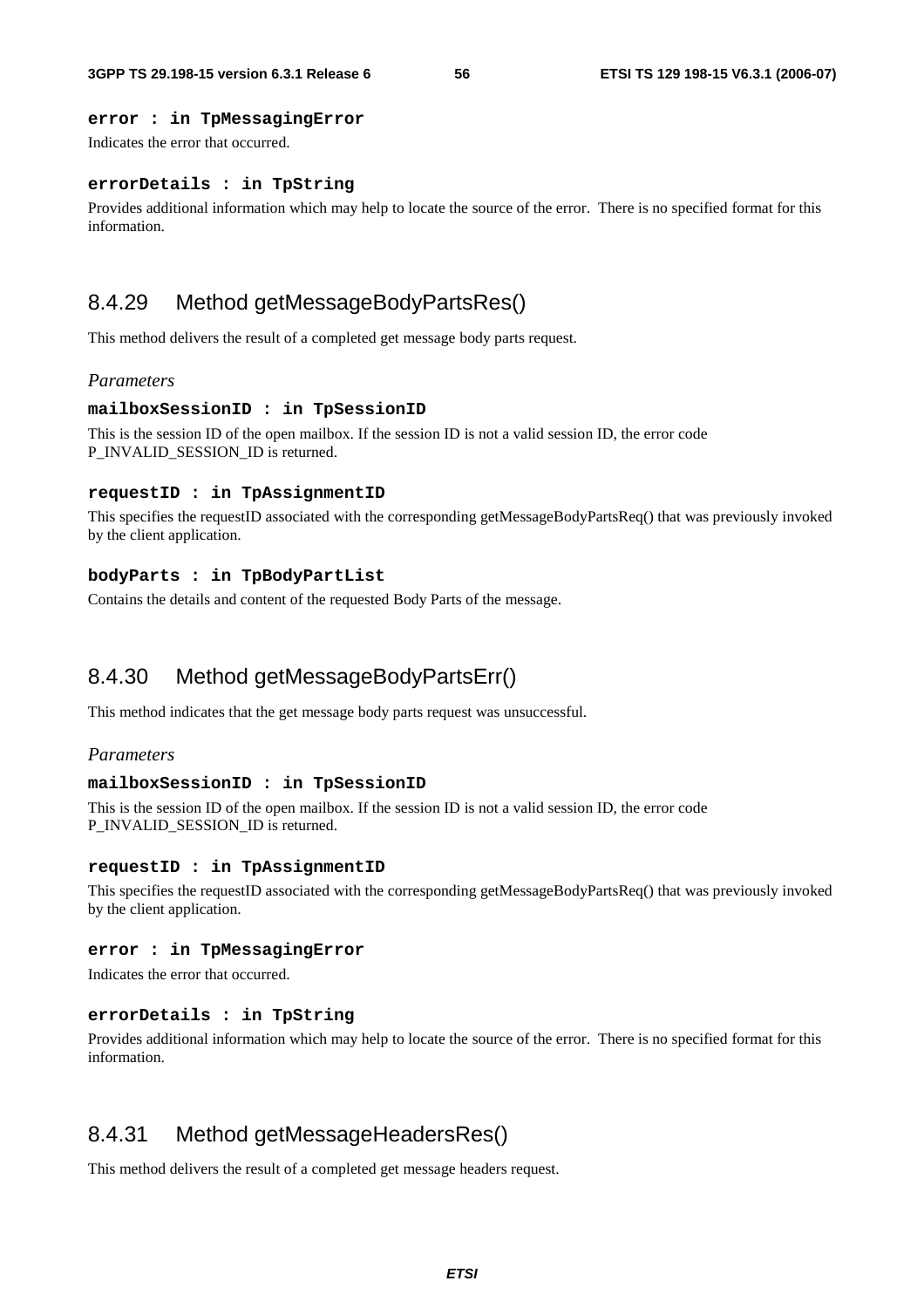**error : in TpMessagingError**

Indicates the error that occurred.

**errorDetails : in TpString**

Provides additional information which may help to locate the source of the error. There is no specified format for this information.

## 8.4.29 Method getMessageBodyPartsRes()

This method delivers the result of a completed get message body parts request.

*Parameters*

**mailboxSessionID : in TpSessionID**

This is the session ID of the open mailbox. If the session ID is not a valid session ID, the error code P_INVALID_SESSION_ID is returned.

**requestID : in TpAssignmentID**

This specifies the requestID associated with the corresponding getMessageBodyPartsReq() that was previously invoked by the client application.

**bodyParts : in TpBodyPartList**

Contains the details and content of the requested Body Parts of the message.

## 8.4.30 Method getMessageBodyPartsErr()

This method indicates that the get message body parts request was unsuccessful.

*Parameters*

**mailboxSessionID : in TpSessionID**

This is the session ID of the open mailbox. If the session ID is not a valid session ID, the error code P_INVALID_SESSION_ID is returned.

**requestID : in TpAssignmentID**

This specifies the requestID associated with the corresponding getMessageBodyPartsReq() that was previously invoked by the client application.

**error : in TpMessagingError**

Indicates the error that occurred.

**errorDetails : in TpString**

Provides additional information which may help to locate the source of the error. There is no specified format for this information.

## 8.4.31 Method getMessageHeadersRes()

This method delivers the result of a completed get message headers request.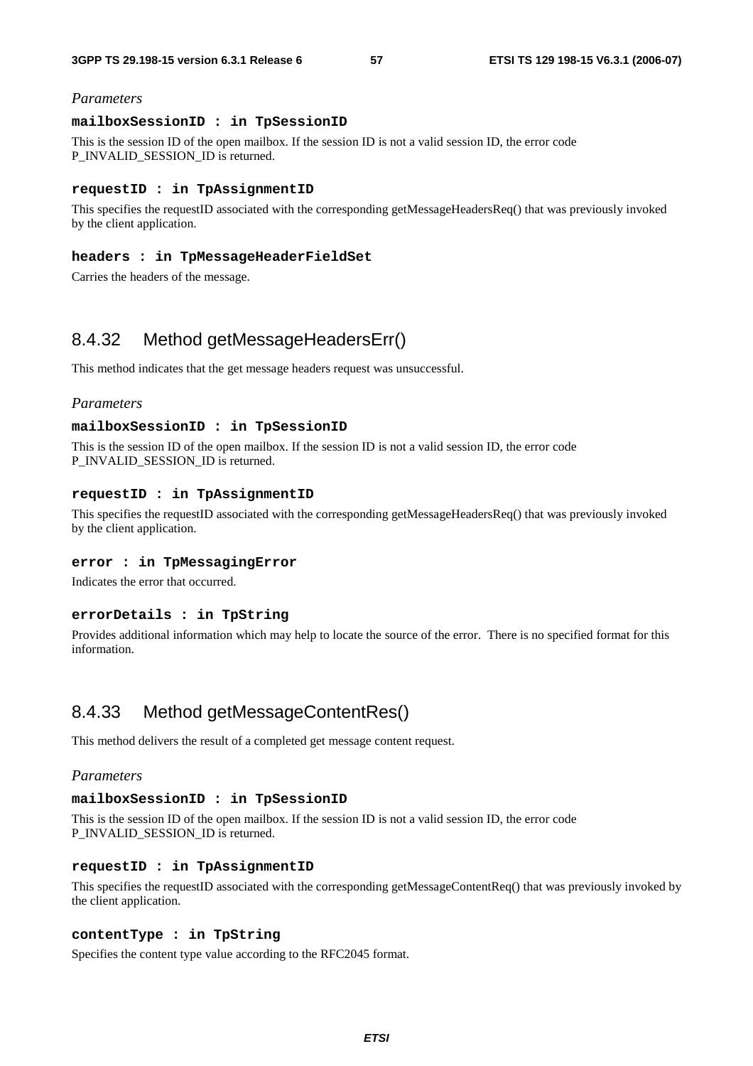*Parameters*

**mailboxSessionID : in TpSessionID**

This is the session ID of the open mailbox. If the session ID is not a valid session ID, the error code P_INVALID_SESSION_ID is returned.

**requestID : in TpAssignmentID**

This specifies the requestID associated with the corresponding getMessageHeadersReq() that was previously invoked by the client application.

**headers : in TpMessageHeaderFieldSet**

Carries the headers of the message.

## 8.4.32 Method getMessageHeadersErr()

This method indicates that the get message headers request was unsuccessful.

*Parameters*

**mailboxSessionID : in TpSessionID**

This is the session ID of the open mailbox. If the session ID is not a valid session ID, the error code P_INVALID_SESSION_ID is returned.

**requestID : in TpAssignmentID**

This specifies the requestID associated with the corresponding getMessageHeadersReq() that was previously invoked by the client application.

**error : in TpMessagingError**

Indicates the error that occurred.

**errorDetails : in TpString**

Provides additional information which may help to locate the source of the error. There is no specified format for this information.

## 8.4.33 Method getMessageContentRes()

This method delivers the result of a completed get message content request.

*Parameters*

**mailboxSessionID : in TpSessionID**

This is the session ID of the open mailbox. If the session ID is not a valid session ID, the error code P_INVALID_SESSION_ID is returned.

**requestID : in TpAssignmentID**

This specifies the requestID associated with the corresponding getMessageContentReq() that was previously invoked by the client application.

**contentType : in TpString**

Specifies the content type value according to the RFC2045 format.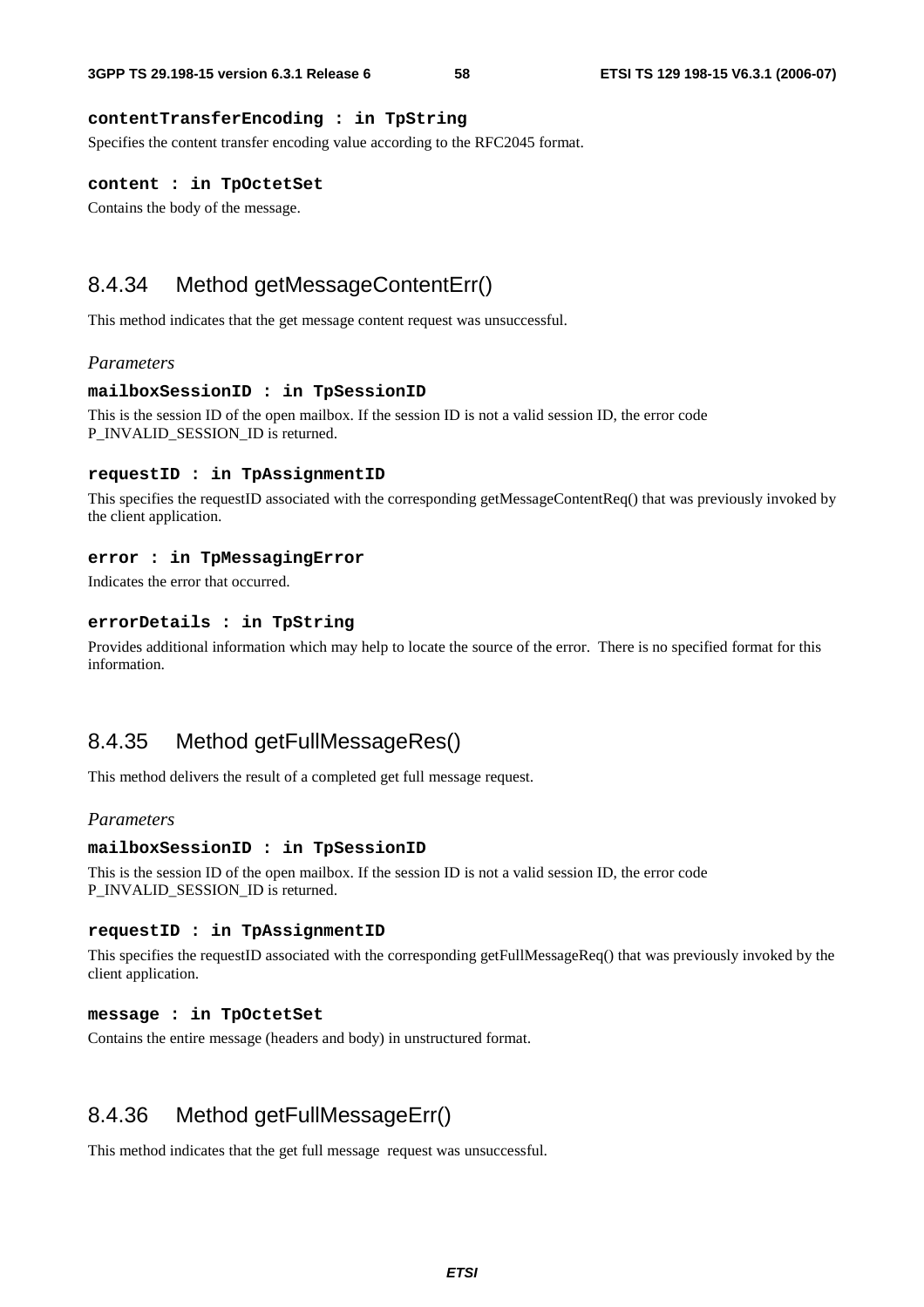**contentTransferEncoding : in TpString**

Specifies the content transfer encoding value according to the RFC2045 format.

**content : in TpOctetSet**

Contains the body of the message.

## 8.4.34 Method getMessageContentErr()

This method indicates that the get message content request was unsuccessful.

*Parameters*

**mailboxSessionID : in TpSessionID**

This is the session ID of the open mailbox. If the session ID is not a valid session ID, the error code P_INVALID_SESSION_ID is returned.

**requestID : in TpAssignmentID**

This specifies the requestID associated with the corresponding getMessageContentReq() that was previously invoked by the client application.

**error : in TpMessagingError**

Indicates the error that occurred.

**errorDetails : in TpString**

Provides additional information which may help to locate the source of the error. There is no specified format for this information.

## 8.4.35 Method getFullMessageRes()

This method delivers the result of a completed get full message request.

*Parameters*

**mailboxSessionID : in TpSessionID**

This is the session ID of the open mailbox. If the session ID is not a valid session ID, the error code P_INVALID_SESSION_ID is returned.

**requestID : in TpAssignmentID**

This specifies the requestID associated with the corresponding getFullMessageReq() that was previously invoked by the client application.

**message : in TpOctetSet**

Contains the entire message (headers and body) in unstructured format.

## 8.4.36 Method getFullMessageErr()

This method indicates that the get full message request was unsuccessful.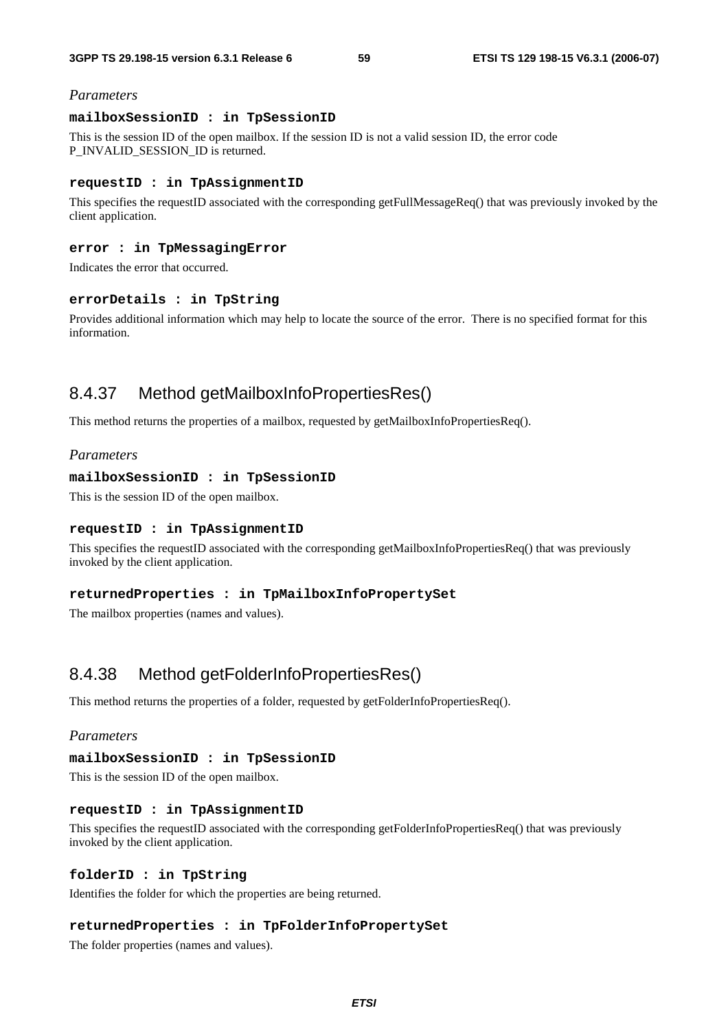*Parameters*

**mailboxSessionID : in TpSessionID**

This is the session ID of the open mailbox. If the session ID is not a valid session ID, the error code P_INVALID_SESSION_ID is returned.

**requestID : in TpAssignmentID**

This specifies the requestID associated with the corresponding getFullMessageReq() that was previously invoked by the client application.

**error : in TpMessagingError**

Indicates the error that occurred.

**errorDetails : in TpString**

Provides additional information which may help to locate the source of the error. There is no specified format for this information.

## 8.4.37 Method getMailboxInfoPropertiesRes()

This method returns the properties of a mailbox, requested by getMailboxInfoPropertiesReq().

*Parameters*

**mailboxSessionID : in TpSessionID**

This is the session ID of the open mailbox.

**requestID : in TpAssignmentID**

This specifies the requestID associated with the corresponding getMailboxInfoPropertiesReq() that was previously invoked by the client application.

**returnedProperties : in TpMailboxInfoPropertySet**

The mailbox properties (names and values).

## 8.4.38 Method getFolderInfoPropertiesRes()

This method returns the properties of a folder, requested by getFolderInfoPropertiesReq().

*Parameters*

**mailboxSessionID : in TpSessionID**

This is the session ID of the open mailbox.

**requestID : in TpAssignmentID**

This specifies the requestID associated with the corresponding getFolderInfoPropertiesReq() that was previously invoked by the client application.

**folderID : in TpString**

Identifies the folder for which the properties are being returned.

**returnedProperties : in TpFolderInfoPropertySet**

The folder properties (names and values).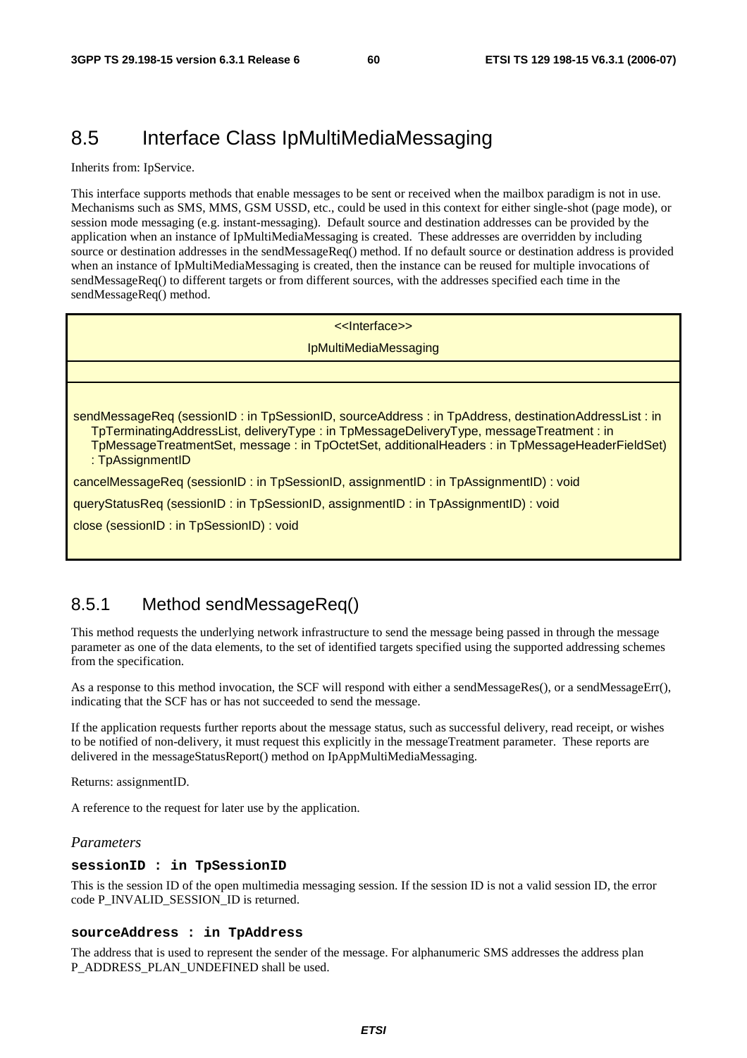## 8.5 Interface Class IpMultiMediaMessaging

Inherits from: IpService.

This interface supports methods that enable messages to be sent or received when the mailbox paradigm is not in use. Mechanisms such as SMS, MMS, GSM USSD, etc., could be used in this context for either single-shot (page mode), or session mode messaging (e.g. instant-messaging). Default source and destination addresses can be provided by the application when an instance of IpMultiMediaMessaging is created. These addresses are overridden by including source or destination addresses in the sendMessageReq() method. If no default source or destination address is provided when an instance of IpMultiMediaMessaging is created, then the instance can be reused for multiple invocations of sendMessageReq() to different targets or from different sources, with the addresses specified each time in the sendMessageReq() method.

| <<Interface>><br>IpMultiMediaMessaging |
|---|
| |
| sendMessageReq (sessionID : in TpSessionID, sourceAddress : in TpAddress, destinationAddressList : in TpTerminatingAddressList, deliveryType : in TpMessageDeliveryType, messageTreatment : in TpMessageTreatmentSet, message : in TpOctetSet, additionalHeaders : in TpMessageHeaderFieldSet) : TpAssignmentID<br>cancelMessageReq (sessionID : in TpSessionID, assignmentID : in TpAssignmentID) : void<br>queryStatusReq (sessionID : in TpSessionID, assignmentID : in TpAssignmentID) : void<br>close (sessionID : in TpSessionID) : void |

### 8.5.1 Method sendMessageReq()

This method requests the underlying network infrastructure to send the message being passed in through the message parameter as one of the data elements, to the set of identified targets specified using the supported addressing schemes from the specification.

As a response to this method invocation, the SCF will respond with either a sendMessageRes(), or a sendMessageErr(), indicating that the SCF has or has not succeeded to send the message.

If the application requests further reports about the message status, such as successful delivery, read receipt, or wishes to be notified of non-delivery, it must request this explicitly in the messageTreatment parameter. These reports are delivered in the messageStatusReport() method on IpAppMultiMediaMessaging.

Returns: assignmentID.

A reference to the request for later use by the application.

*Parameters*

**sessionID : in TpSessionID**

This is the session ID of the open multimedia messaging session. If the session ID is not a valid session ID, the error code P_INVALID_SESSION_ID is returned.

**sourceAddress : in TpAddress**

The address that is used to represent the sender of the message. For alphanumeric SMS addresses the address plan P_ADDRESS_PLAN_UNDEFINED shall be used.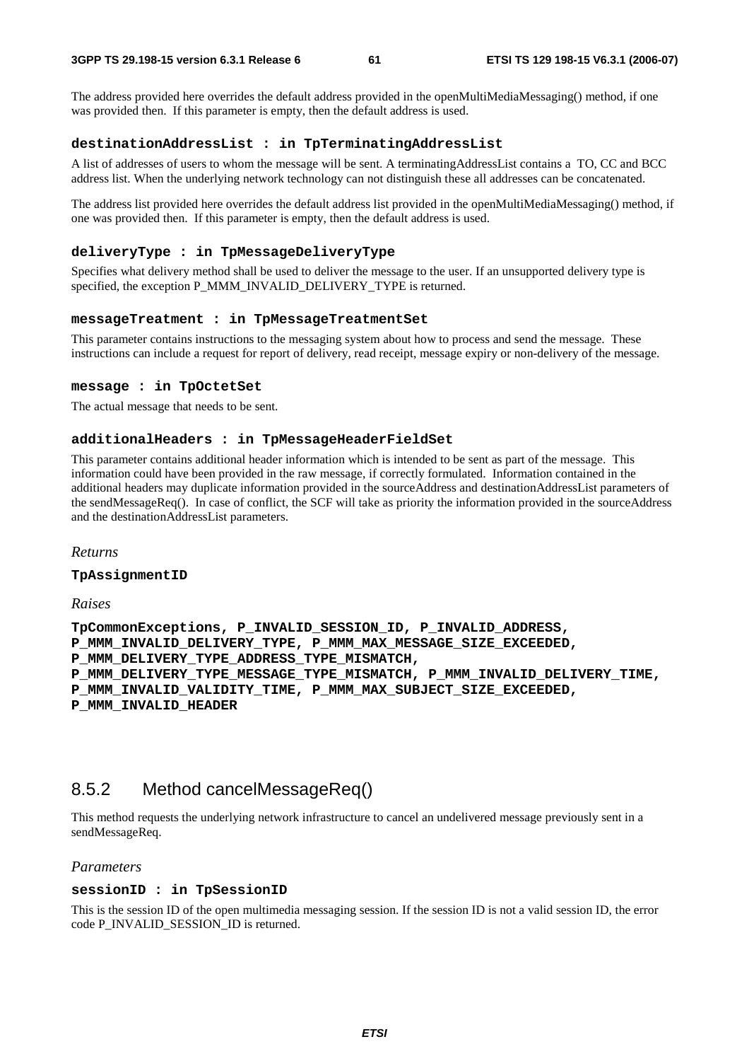The address provided here overrides the default address provided in the openMultiMediaMessaging() method, if one was provided then. If this parameter is empty, then the default address is used.

#### **destinationAddressList : in TpTerminatingAddressList**

A list of addresses of users to whom the message will be sent. A terminatingAddressList contains a TO, CC and BCC address list. When the underlying network technology can not distinguish these all addresses can be concatenated.

The address list provided here overrides the default address list provided in the openMultiMediaMessaging() method, if one was provided then. If this parameter is empty, then the default address is used.

#### **deliveryType : in TpMessageDeliveryType**

Specifies what delivery method shall be used to deliver the message to the user. If an unsupported delivery type is specified, the exception P_MMM_INVALID_DELIVERY_TYPE is returned.

#### **messageTreatment : in TpMessageTreatmentSet**

This parameter contains instructions to the messaging system about how to process and send the message. These instructions can include a request for report of delivery, read receipt, message expiry or non-delivery of the message.

#### **message : in TpOctetSet**

The actual message that needs to be sent.

#### **additionalHeaders : in TpMessageHeaderFieldSet**

This parameter contains additional header information which is intended to be sent as part of the message. This information could have been provided in the raw message, if correctly formulated. Information contained in the additional headers may duplicate information provided in the sourceAddress and destinationAddressList parameters of the sendMessageReq(). In case of conflict, the SCF will take as priority the information provided in the sourceAddress and the destinationAddressList parameters.

*Returns*

**TpAssignmentID**

*Raises*

**TpCommonExceptions, P_INVALID_SESSION_ID, P_INVALID_ADDRESS, P_MMM_INVALID_DELIVERY_TYPE, P_MMM_MAX_MESSAGE_SIZE_EXCEEDED, P_MMM_DELIVERY_TYPE_ADDRESS_TYPE_MISMATCH, P_MMM_DELIVERY_TYPE_MESSAGE_TYPE_MISMATCH, P_MMM_INVALID_DELIVERY_TIME, P_MMM_INVALID_VALIDITY_TIME, P_MMM_MAX_SUBJECT_SIZE_EXCEEDED, P_MMM_INVALID_HEADER**

### 8.5.2 Method cancelMessageReq()

This method requests the underlying network infrastructure to cancel an undelivered message previously sent in a sendMessageReq.

*Parameters*

#### **sessionID : in TpSessionID**

This is the session ID of the open multimedia messaging session. If the session ID is not a valid session ID, the error code P_INVALID_SESSION_ID is returned.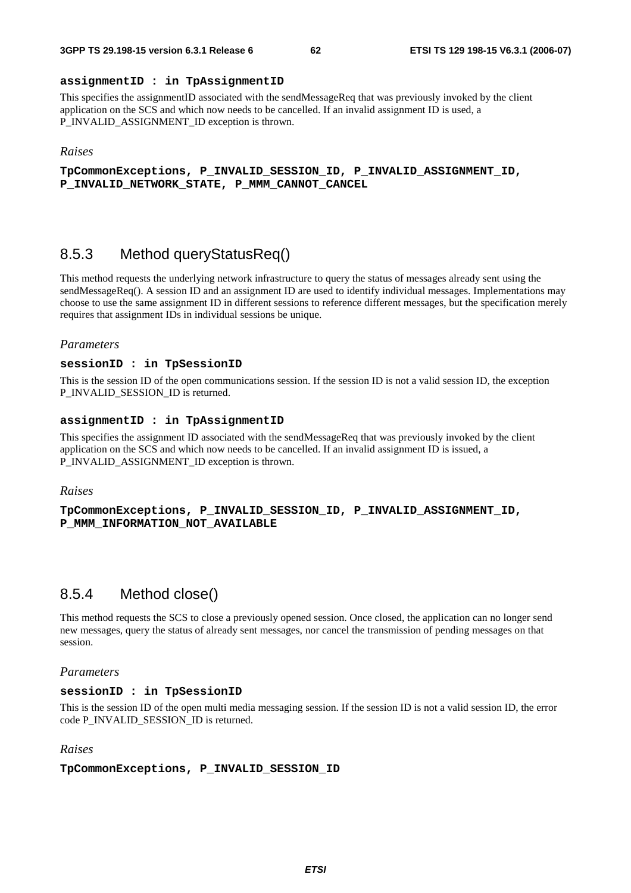**assignmentID : in TpAssignmentID**

This specifies the assignmentID associated with the sendMessageReq that was previously invoked by the client application on the SCS and which now needs to be cancelled. If an invalid assignment ID is used, a P_INVALID_ASSIGNMENT_ID exception is thrown.

*Raises*

**TpCommonExceptions, P_INVALID_SESSION_ID, P_INVALID_ASSIGNMENT_ID, P_INVALID_NETWORK_STATE, P_MMM_CANNOT_CANCEL**

## 8.5.3 Method queryStatusReq()

This method requests the underlying network infrastructure to query the status of messages already sent using the sendMessageReq(). A session ID and an assignment ID are used to identify individual messages. Implementations may choose to use the same assignment ID in different sessions to reference different messages, but the specification merely requires that assignment IDs in individual sessions be unique.

*Parameters*

**sessionID : in TpSessionID**

This is the session ID of the open communications session. If the session ID is not a valid session ID, the exception P_INVALID_SESSION_ID is returned.

**assignmentID : in TpAssignmentID**

This specifies the assignment ID associated with the sendMessageReq that was previously invoked by the client application on the SCS and which now needs to be cancelled. If an invalid assignment ID is issued, a P_INVALID_ASSIGNMENT_ID exception is thrown.

*Raises*

**TpCommonExceptions, P_INVALID_SESSION_ID, P_INVALID_ASSIGNMENT_ID, P_MMM_INFORMATION_NOT_AVAILABLE**

## 8.5.4 Method close()

This method requests the SCS to close a previously opened session. Once closed, the application can no longer send new messages, query the status of already sent messages, nor cancel the transmission of pending messages on that session.

*Parameters*

**sessionID : in TpSessionID**

This is the session ID of the open multi media messaging session. If the session ID is not a valid session ID, the error code P_INVALID_SESSION_ID is returned.

*Raises*

**TpCommonExceptions, P_INVALID_SESSION_ID**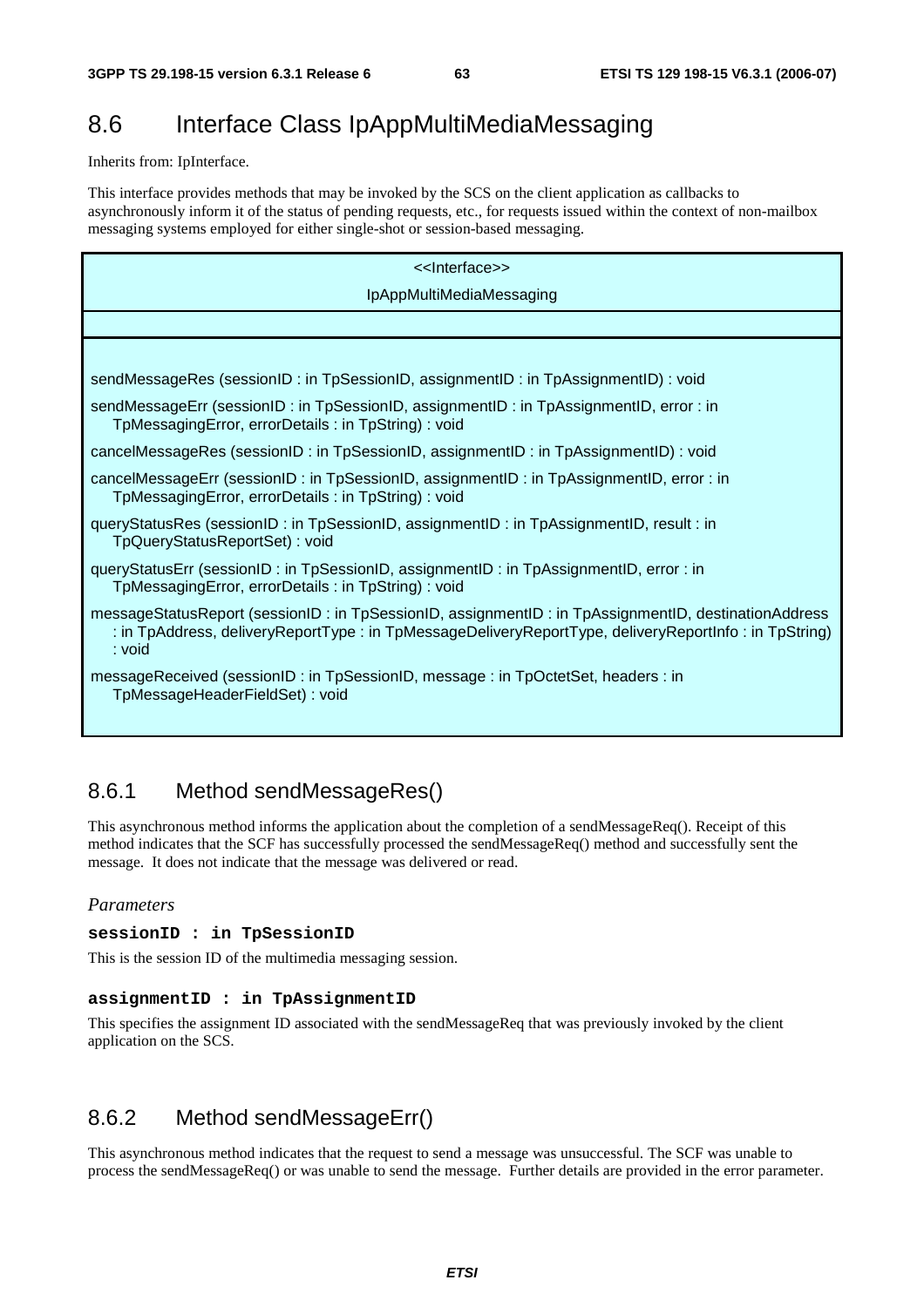## 8.6 Interface Class IpAppMultiMediaMessaging

Inherits from: IpInterface.

This interface provides methods that may be invoked by the SCS on the client application as callbacks to asynchronously inform it of the status of pending requests, etc., for requests issued within the context of non-mailbox messaging systems employed for either single-shot or session-based messaging.

| <<Interface>> IpAppMultiMediaMessaging |
|---|
| |
| sendMessageRes (sessionID : in TpSessionID, assignmentID : in TpAssignmentID) : void<br>sendMessageErr (sessionID : in TpSessionID, assignmentID : in TpAssignmentID, error : in TpMessagingError, errorDetails : in TpString) : void<br>cancelMessageRes (sessionID : in TpSessionID, assignmentID : in TpAssignmentID) : void<br>cancelMessageErr (sessionID : in TpSessionID, assignmentID : in TpAssignmentID, error : in TpMessagingError, errorDetails : in TpString) : void<br>queryStatusRes (sessionID : in TpSessionID, assignmentID : in TpAssignmentID, result : in TpQueryStatusReportSet) : void<br>queryStatusErr (sessionID : in TpSessionID, assignmentID : in TpAssignmentID, error : in TpMessagingError, errorDetails : in TpString) : void<br>messageStatusReport (sessionID : in TpSessionID, assignmentID : in TpAssignmentID, destinationAddress : in TpAddress, deliveryReportType : in TpMessageDeliveryReportType, deliveryReportInfo : in TpString) : void<br>messageReceived (sessionID : in TpSessionID, message : in TpOctetSet, headers : in TpMessageHeaderFieldSet) : void |

### 8.6.1 Method sendMessageRes()

This asynchronous method informs the application about the completion of a sendMessageReq(). Receipt of this method indicates that the SCF has successfully processed the sendMessageReq() method and successfully sent the message. It does not indicate that the message was delivered or read.

*Parameters*

**sessionID : in TpSessionID**

This is the session ID of the multimedia messaging session.

**assignmentID : in TpAssignmentID**

This specifies the assignment ID associated with the sendMessageReq that was previously invoked by the client application on the SCS.

### 8.6.2 Method sendMessageErr()

This asynchronous method indicates that the request to send a message was unsuccessful. The SCF was unable to process the sendMessageReq() or was unable to send the message. Further details are provided in the error parameter.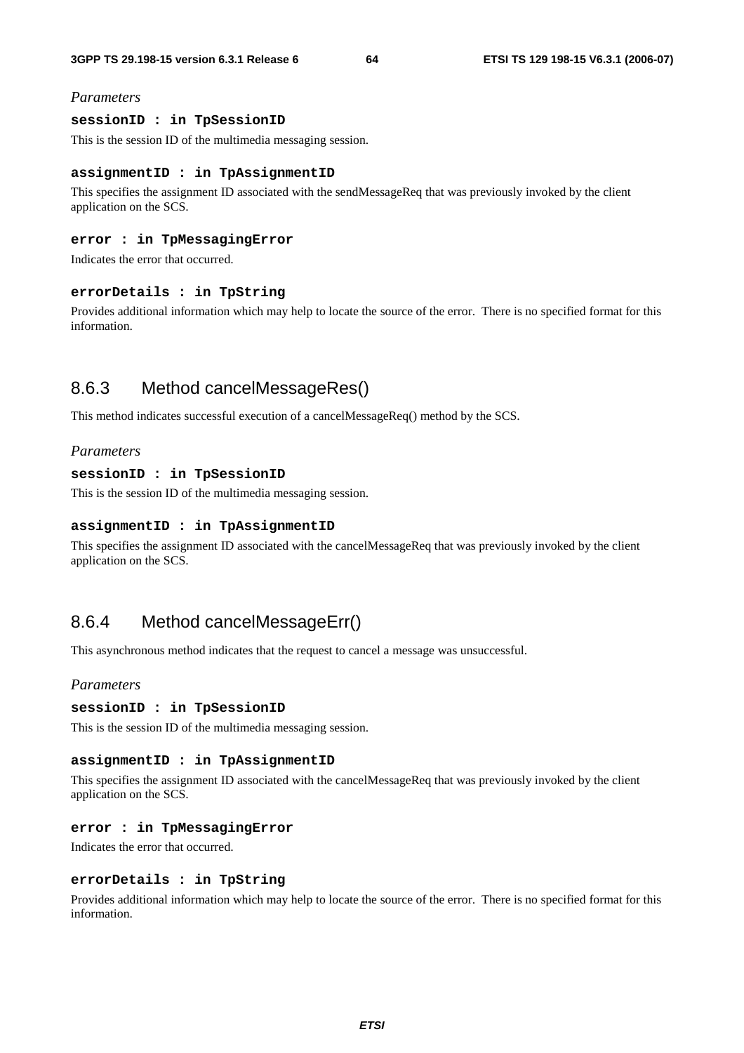*Parameters*

**sessionID : in TpSessionID**

This is the session ID of the multimedia messaging session.

**assignmentID : in TpAssignmentID**

This specifies the assignment ID associated with the sendMessageReq that was previously invoked by the client application on the SCS.

**error : in TpMessagingError**

Indicates the error that occurred.

**errorDetails : in TpString**

Provides additional information which may help to locate the source of the error. There is no specified format for this information.

## 8.6.3 Method cancelMessageRes()

This method indicates successful execution of a cancelMessageReq() method by the SCS.

*Parameters*

**sessionID : in TpSessionID**

This is the session ID of the multimedia messaging session.

**assignmentID : in TpAssignmentID**

This specifies the assignment ID associated with the cancelMessageReq that was previously invoked by the client application on the SCS.

## 8.6.4 Method cancelMessageErr()

This asynchronous method indicates that the request to cancel a message was unsuccessful.

*Parameters*

**sessionID : in TpSessionID**

This is the session ID of the multimedia messaging session.

**assignmentID : in TpAssignmentID**

This specifies the assignment ID associated with the cancelMessageReq that was previously invoked by the client application on the SCS.

**error : in TpMessagingError**

Indicates the error that occurred.

**errorDetails : in TpString**

Provides additional information which may help to locate the source of the error. There is no specified format for this information.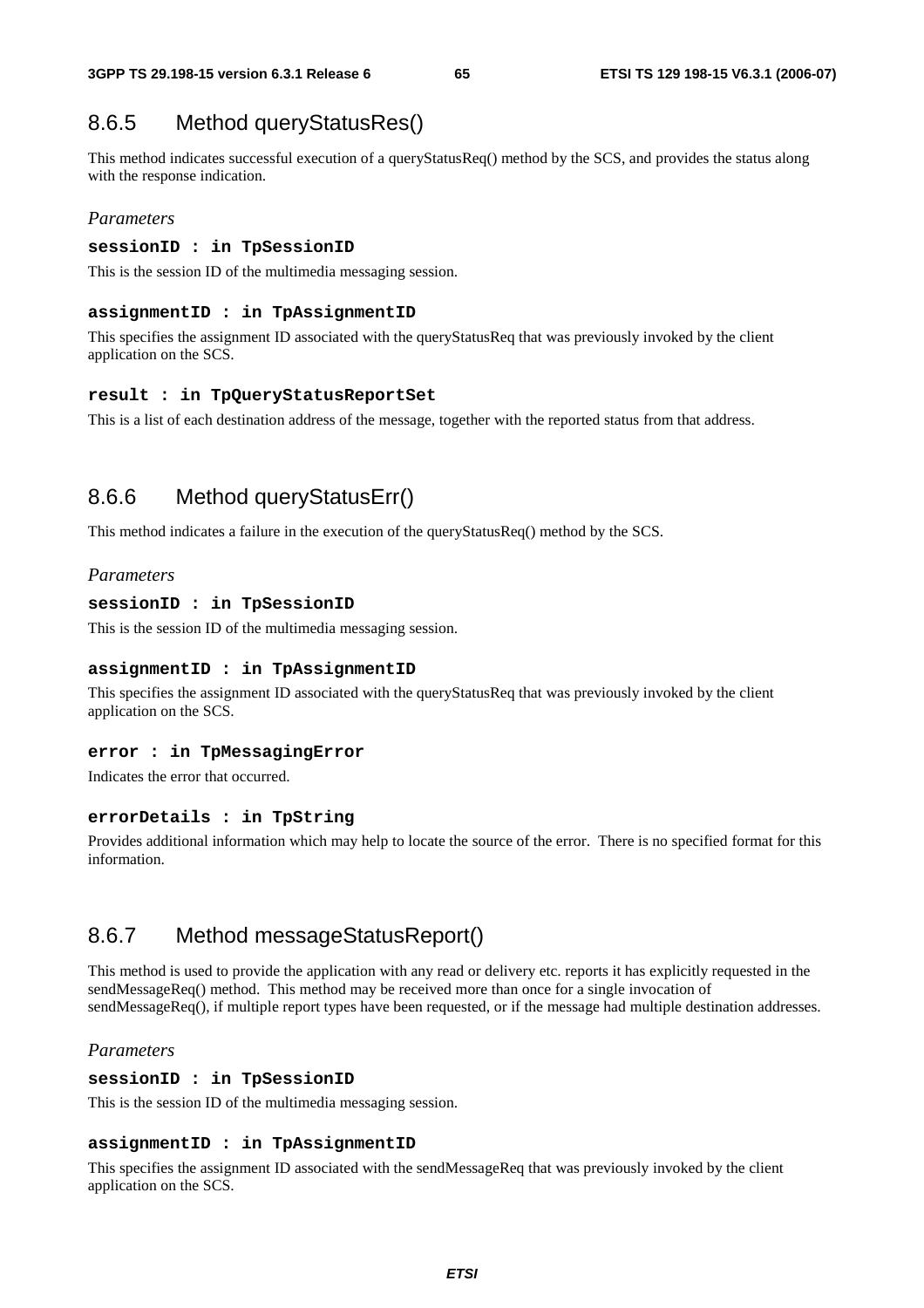## 8.6.5 Method queryStatusRes()

This method indicates successful execution of a queryStatusReq() method by the SCS, and provides the status along with the response indication.

*Parameters*

**sessionID : in TpSessionID**

This is the session ID of the multimedia messaging session.

**assignmentID : in TpAssignmentID**

This specifies the assignment ID associated with the queryStatusReq that was previously invoked by the client application on the SCS.

**result : in TpQueryStatusReportSet**

This is a list of each destination address of the message, together with the reported status from that address.

## 8.6.6 Method queryStatusErr()

This method indicates a failure in the execution of the queryStatusReq() method by the SCS.

*Parameters*

**sessionID : in TpSessionID**

This is the session ID of the multimedia messaging session.

**assignmentID : in TpAssignmentID**

This specifies the assignment ID associated with the queryStatusReq that was previously invoked by the client application on the SCS.

**error : in TpMessagingError**

Indicates the error that occurred.

**errorDetails : in TpString**

Provides additional information which may help to locate the source of the error. There is no specified format for this information.

## 8.6.7 Method messageStatusReport()

This method is used to provide the application with any read or delivery etc. reports it has explicitly requested in the sendMessageReq() method. This method may be received more than once for a single invocation of sendMessageReq(), if multiple report types have been requested, or if the message had multiple destination addresses.

*Parameters*

**sessionID : in TpSessionID**

This is the session ID of the multimedia messaging session.

**assignmentID : in TpAssignmentID**

This specifies the assignment ID associated with the sendMessageReq that was previously invoked by the client application on the SCS.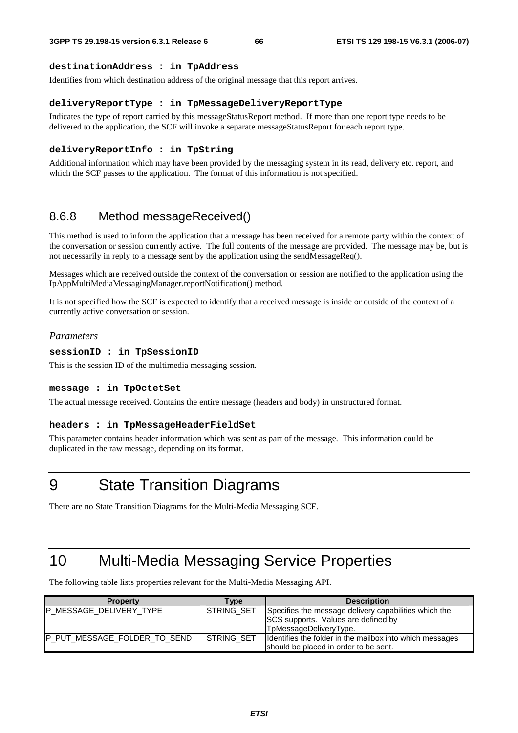**destinationAddress : in TpAddress**

Identifies from which destination address of the original message that this report arrives.

**deliveryReportType : in TpMessageDeliveryReportType**

Indicates the type of report carried by this messageStatusReport method. If more than one report type needs to be delivered to the application, the SCF will invoke a separate messageStatusReport for each report type.

**deliveryReportInfo : in TpString**

Additional information which may have been provided by the messaging system in its read, delivery etc. report, and which the SCF passes to the application. The format of this information is not specified.

### 8.6.8 Method messageReceived()

This method is used to inform the application that a message has been received for a remote party within the context of the conversation or session currently active. The full contents of the message are provided. The message may be, but is not necessarily in reply to a message sent by the application using the sendMessageReq().

Messages which are received outside the context of the conversation or session are notified to the application using the IpAppMultiMediaMessagingManager.reportNotification() method.

It is not specified how the SCF is expected to identify that a received message is inside or outside of the context of a currently active conversation or session.

*Parameters*

**sessionID : in TpSessionID**

This is the session ID of the multimedia messaging session.

**message : in TpOctetSet**

The actual message received. Contains the entire message (headers and body) in unstructured format.

**headers : in TpMessageHeaderFieldSet**

This parameter contains header information which was sent as part of the message. This information could be duplicated in the raw message, depending on its format.

# 9 State Transition Diagrams

There are no State Transition Diagrams for the Multi-Media Messaging SCF.

# 10 Multi-Media Messaging Service Properties

The following table lists properties relevant for the Multi-Media Messaging API.

| Property | Type | Description |
|---|---|---|
| P_MESSAGE_DELIVERY_TYPE | STRING_SET | Specifies the message delivery capabilities which the SCS supports. Values are defined by TpMessageDeliveryType. |
| P_PUT_MESSAGE_FOLDER_TO_SEND | STRING_SET | Identifies the folder in the mailbox into which messages should be placed in order to be sent. |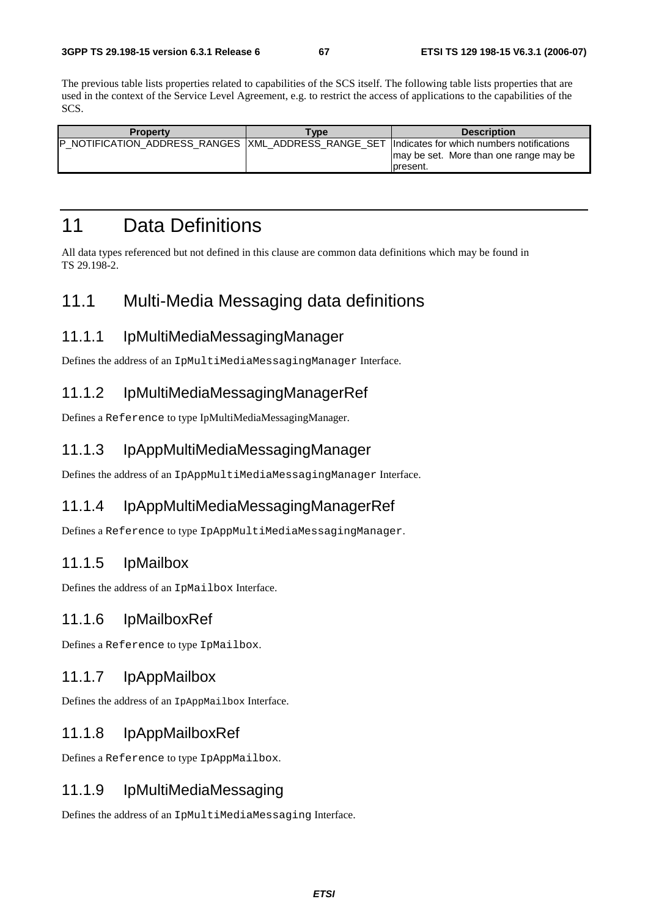The previous table lists properties related to capabilities of the SCS itself. The following table lists properties that are used in the context of the Service Level Agreement, e.g. to restrict the access of applications to the capabilities of the SCS.

| Property | Type | Description |
|---|---|---|
| P_NOTIFICATION_ADDRESS_RANGES | XML_ADDRESS_RANGE_SET | Indicates for which numbers notifications may be set. More than one range may be present. |

# 11 Data Definitions

All data types referenced but not defined in this clause are common data definitions which may be found in TS 29.198-2.

## 11.1 Multi-Media Messaging data definitions

### 11.1.1 IpMultiMediaMessagingManager

Defines the address of an `IpMultiMediaMessagingManager` Interface.

### 11.1.2 IpMultiMediaMessagingManagerRef

Defines a `Reference` to type IpMultiMediaMessagingManager.

### 11.1.3 IpAppMultiMediaMessagingManager

Defines the address of an `IpAppMultiMediaMessagingManager` Interface.

### 11.1.4 IpAppMultiMediaMessagingManagerRef

Defines a `Reference` to type `IpAppMultiMediaMessagingManager`.

### 11.1.5 IpMailbox

Defines the address of an `IpMailbox` Interface.

### 11.1.6 IpMailboxRef

Defines a `Reference` to type `IpMailbox`.

### 11.1.7 IpAppMailbox

Defines the address of an `IpAppMailbox` Interface.

### 11.1.8 IpAppMailboxRef

Defines a `Reference` to type `IpAppMailbox`.

### 11.1.9 IpMultiMediaMessaging

Defines the address of an `IpMultiMediaMessaging` Interface.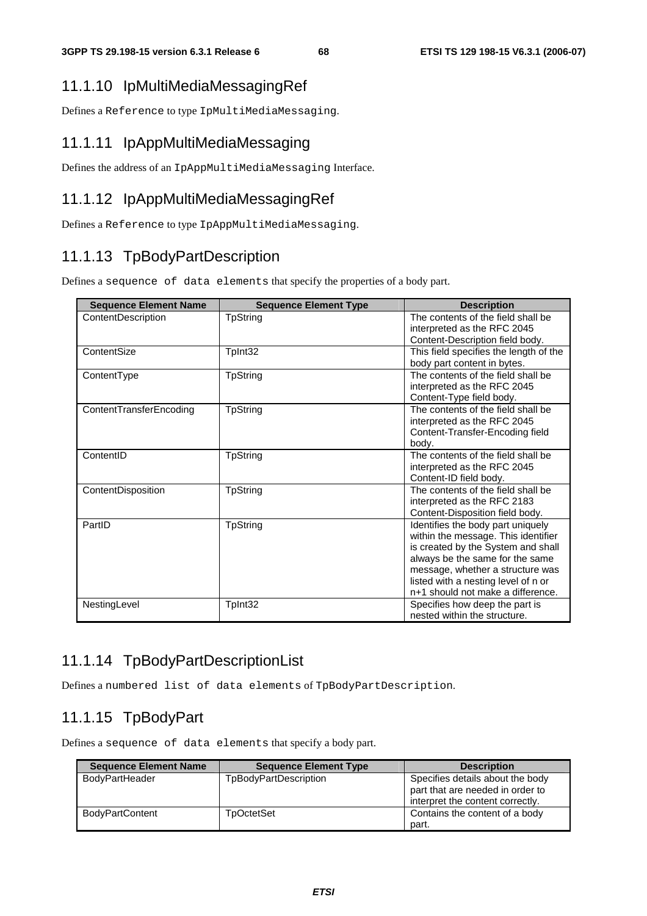### 11.1.10 IpMultiMediaMessagingRef

Defines a `Reference` to type `IpMultiMediaMessaging`.

### 11.1.11 IpAppMultiMediaMessaging

Defines the address of an `IpAppMultiMediaMessaging` Interface.

### 11.1.12 IpAppMultiMediaMessagingRef

Defines a `Reference` to type `IpAppMultiMediaMessaging`.

### 11.1.13 TpBodyPartDescription

Defines a `sequence of data elements` that specify the properties of a body part.

| Sequence Element Name | Sequence Element Type | Description |
|---|---|---|
| ContentDescription | TpString | The contents of the field shall be interpreted as the RFC 2045 Content-Description field body. |
| ContentSize | TpInt32 | This field specifies the length of the body part content in bytes. |
| ContentType | TpString | The contents of the field shall be interpreted as the RFC 2045 Content-Type field body. |
| ContentTransferEncoding | TpString | The contents of the field shall be interpreted as the RFC 2045 Content-Transfer-Encoding field body. |
| ContentID | TpString | The contents of the field shall be interpreted as the RFC 2045 Content-ID field body. |
| ContentDisposition | TpString | The contents of the field shall be interpreted as the RFC 2183 Content-Disposition field body. |
| PartID | TpString | Identifies the body part uniquely within the message. This identifier is created by the System and shall always be the same for the same message, whether a structure was listed with a nesting level of n or n+1 should not make a difference. |
| NestingLevel | TpInt32 | Specifies how deep the part is nested within the structure. |

### 11.1.14 TpBodyPartDescriptionList

Defines a `numbered list of data elements` of `TpBodyPartDescription`.

### 11.1.15 TpBodyPart

Defines a `sequence of data elements` that specify a body part.

| Sequence Element Name | Sequence Element Type | Description |
|---|---|---|
| BodyPartHeader | TpBodyPartDescription | Specifies details about the body part that are needed in order to interpret the content correctly. |
| BodyPartContent | TpOctetSet | Contains the content of a body part. |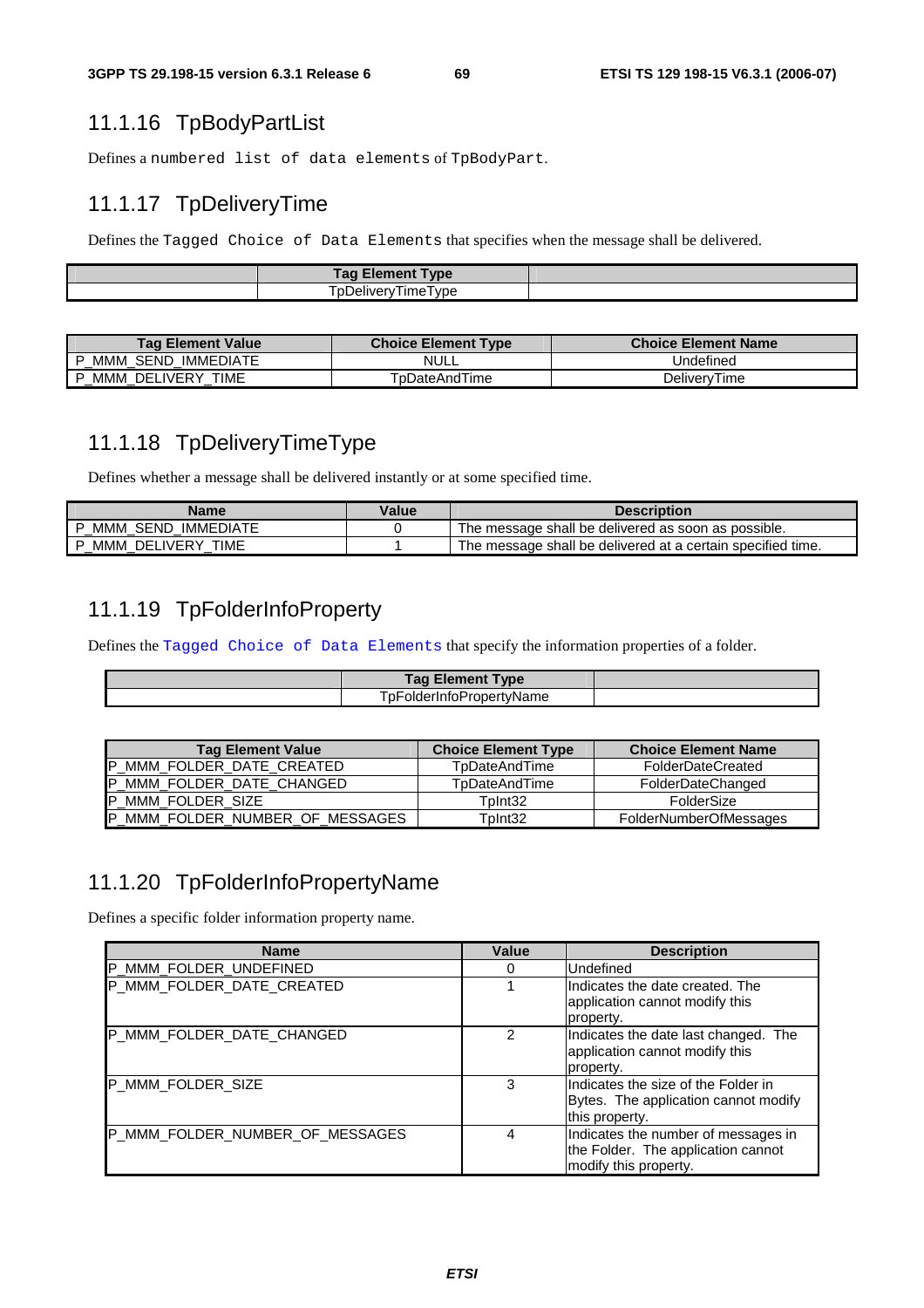### 11.1.16 TpBodyPartList

Defines a `numbered list of data elements` of `TpBodyPart`.

### 11.1.17 TpDeliveryTime

Defines the `Tagged Choice of Data Elements` that specifies when the message shall be delivered.

| | Tag Element Type | |
|---|---|---|
| | TpDeliveryTimeType | |

| Tag Element Value | Choice Element Type | Choice Element Name |
|---|---|---|
| P_MMM_SEND_IMMEDIATE | NULL | Undefined |
| P_MMM_DELIVERY_TIME | TpDateAndTime | DeliveryTime |

### 11.1.18 TpDeliveryTimeType

Defines whether a message shall be delivered instantly or at some specified time.

| Name | Value | Description |
|---|---|---|
| P_MMM_SEND_IMMEDIATE | 0 | The message shall be delivered as soon as possible. |
| P_MMM_DELIVERY_TIME | 1 | The message shall be delivered at a certain specified time. |

### 11.1.19 TpFolderInfoProperty

Defines the `Tagged Choice of Data Elements` that specify the information properties of a folder.

| | Tag Element Type | |
|---|---|---|
| | TpFolderInfoPropertyName | |

| Tag Element Value | Choice Element Type | Choice Element Name |
|---|---|---|
| P_MMM_FOLDER_DATE_CREATED | TpDateAndTime | FolderDateCreated |
| P_MMM_FOLDER_DATE_CHANGED | TpDateAndTime | FolderDateChanged |
| P_MMM_FOLDER_SIZE | TpInt32 | FolderSize |
| P_MMM_FOLDER_NUMBER_OF_MESSAGES | TpInt32 | FolderNumberOfMessages |

### 11.1.20 TpFolderInfoPropertyName

Defines a specific folder information property name.

| Name | Value | Description |
|---|---|---|
| P_MMM_FOLDER_UNDEFINED | 0 | Undefined |
| P_MMM_FOLDER_DATE_CREATED | 1 | Indicates the date created. The application cannot modify this property. |
| P_MMM_FOLDER_DATE_CHANGED | 2 | Indicates the date last changed. The application cannot modify this property. |
| P_MMM_FOLDER_SIZE | 3 | Indicates the size of the Folder in Bytes. The application cannot modify this property. |
| P_MMM_FOLDER_NUMBER_OF_MESSAGES | 4 | Indicates the number of messages in the Folder. The application cannot modify this property. |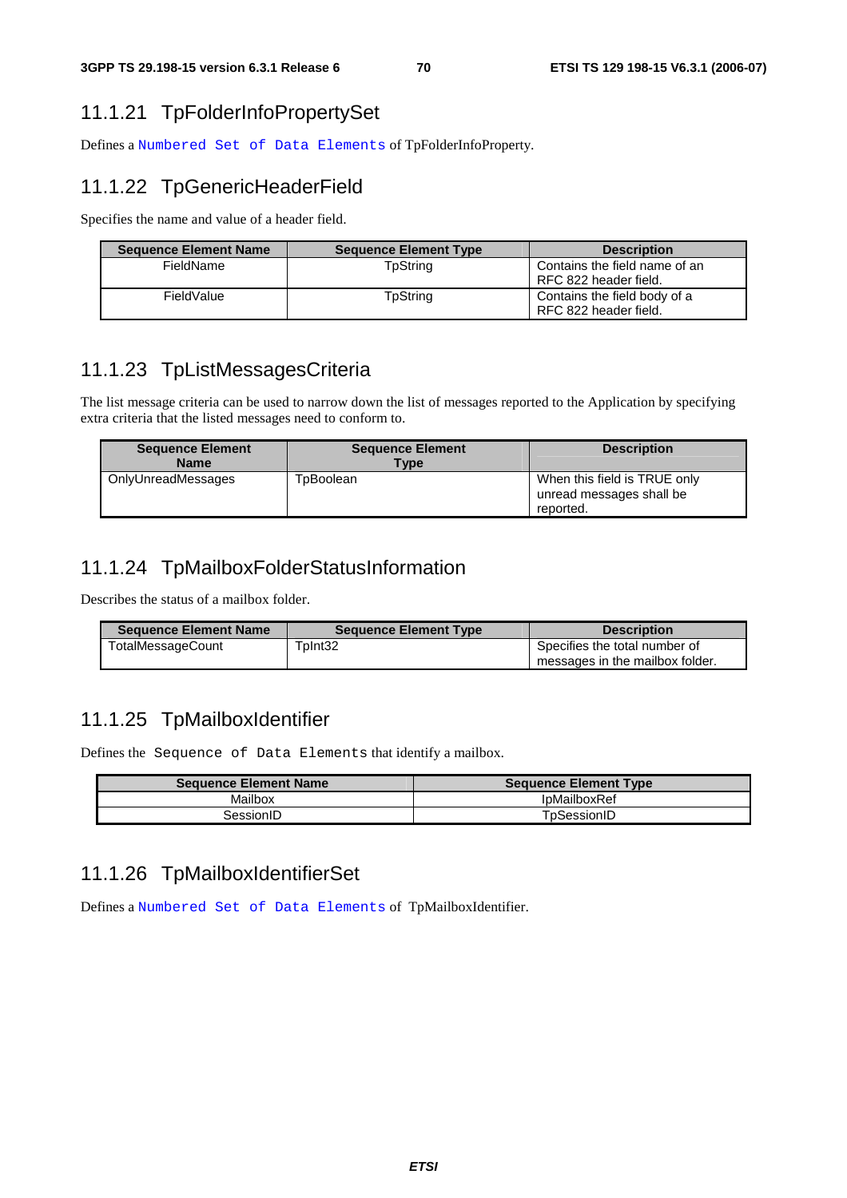### 11.1.21 TpFolderInfoPropertySet

Defines a `Numbered Set of Data Elements` of TpFolderInfoProperty.

### 11.1.22 TpGenericHeaderField

Specifies the name and value of a header field.

| Sequence Element Name | Sequence Element Type | Description |
|---|---|---|
| FieldName | TpString | Contains the field name of an RFC 822 header field. |
| FieldValue | TpString | Contains the field body of a RFC 822 header field. |

### 11.1.23 TpListMessagesCriteria

The list message criteria can be used to narrow down the list of messages reported to the Application by specifying extra criteria that the listed messages need to conform to.

| Sequence Element Name | Sequence Element Type | Description |
|---|---|---|
| OnlyUnreadMessages | TpBoolean | When this field is TRUE only unread messages shall be reported. |

### 11.1.24 TpMailboxFolderStatusInformation

Describes the status of a mailbox folder.

| Sequence Element Name | Sequence Element Type | Description |
|---|---|---|
| TotalMessageCount | TpInt32 | Specifies the total number of messages in the mailbox folder. |

### 11.1.25 TpMailboxIdentifier

Defines the `Sequence of Data Elements` that identify a mailbox.

| Sequence Element Name | Sequence Element Type |
|---|---|
| Mailbox | IpMailboxRef |
| SessionID | TpSessionID |

### 11.1.26 TpMailboxIdentifierSet

Defines a `Numbered Set of Data Elements` of TpMailboxIdentifier.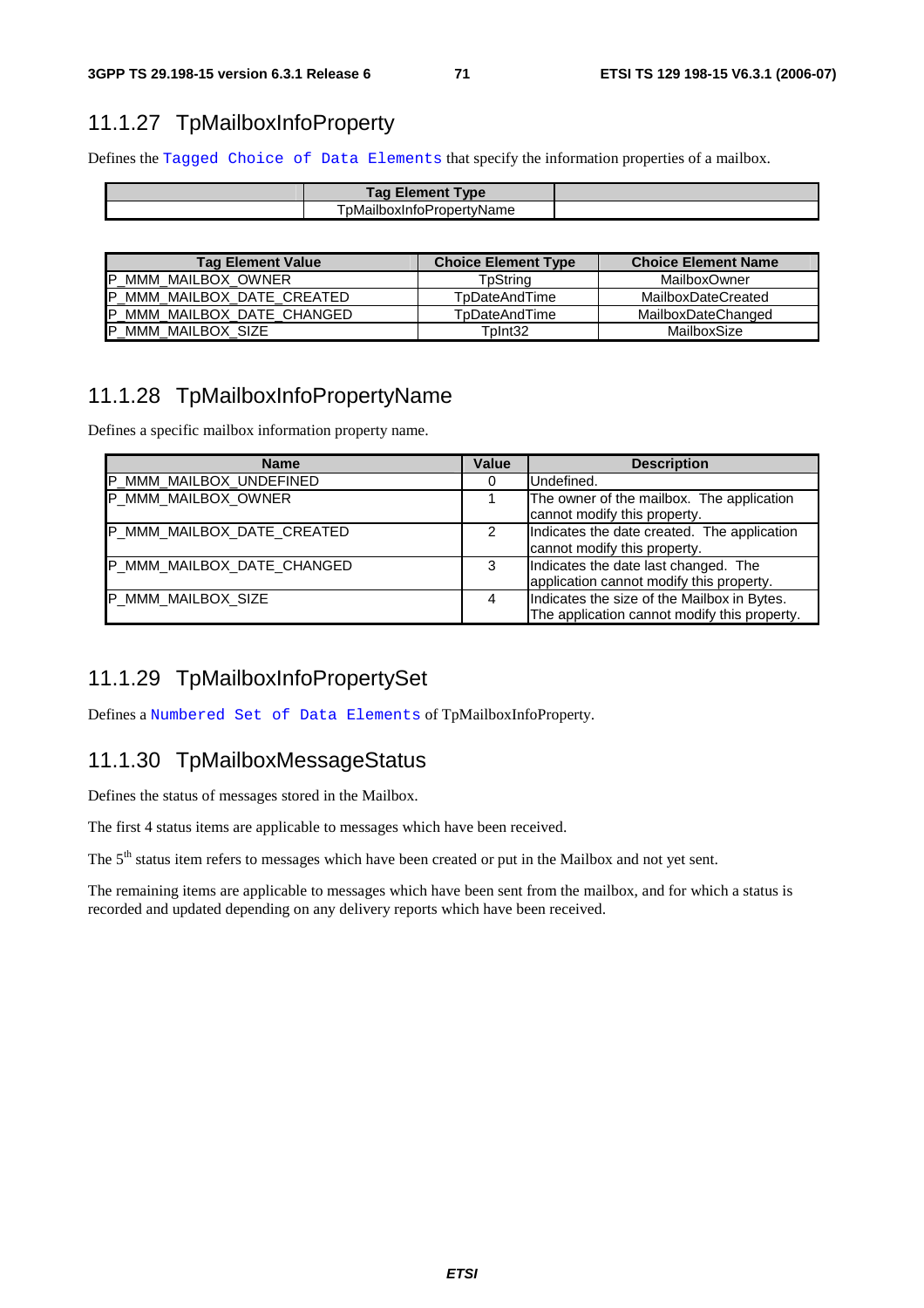## 11.1.27 TpMailboxInfoProperty

Defines the `Tagged Choice of Data Elements` that specify the information properties of a mailbox.

| | Tag Element Type | |
|---|---|---|
| | TpMailboxInfoPropertyName | |

| Tag Element Value | Choice Element Type | Choice Element Name |
|---|---|---|
| P_MMM_MAILBOX_OWNER | TpString | MailboxOwner |
| P_MMM_MAILBOX_DATE_CREATED | TpDateAndTime | MailboxDateCreated |
| P_MMM_MAILBOX_DATE_CHANGED | TpDateAndTime | MailboxDateChanged |
| P_MMM_MAILBOX_SIZE | TpInt32 | MailboxSize |

## 11.1.28 TpMailboxInfoPropertyName

Defines a specific mailbox information property name.

| Name | Value | Description |
|---|---|---|
| P_MMM_MAILBOX_UNDEFINED | 0 | Undefined. |
| P_MMM_MAILBOX_OWNER | 1 | The owner of the mailbox. The application cannot modify this property. |
| P_MMM_MAILBOX_DATE_CREATED | 2 | Indicates the date created. The application cannot modify this property. |
| P_MMM_MAILBOX_DATE_CHANGED | 3 | Indicates the date last changed. The application cannot modify this property. |
| P_MMM_MAILBOX_SIZE | 4 | Indicates the size of the Mailbox in Bytes. The application cannot modify this property. |

## 11.1.29 TpMailboxInfoPropertySet

Defines a `Numbered Set of Data Elements` of TpMailboxInfoProperty.

## 11.1.30 TpMailboxMessageStatus

Defines the status of messages stored in the Mailbox.

The first 4 status items are applicable to messages which have been received.

The 5th status item refers to messages which have been created or put in the Mailbox and not yet sent.

The remaining items are applicable to messages which have been sent from the mailbox, and for which a status is recorded and updated depending on any delivery reports which have been received.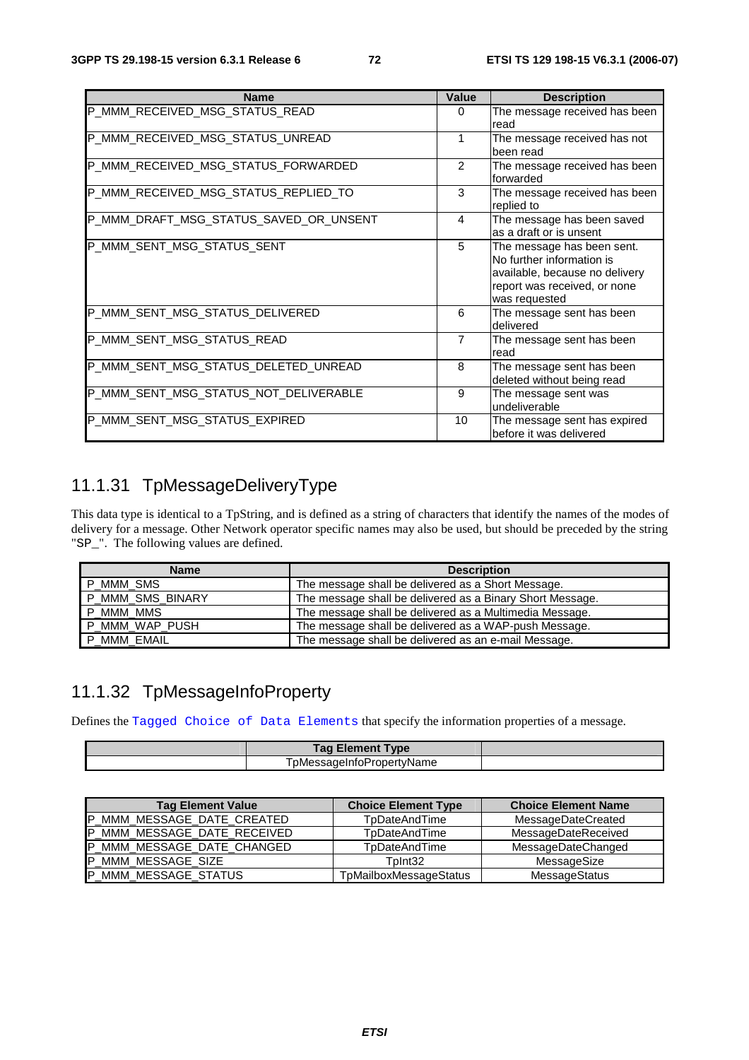| Name | Value | Description |
|---|---|---|
| P_MMM_RECEIVED_MSG_STATUS_READ | 0 | The message received has been read |
| P_MMM_RECEIVED_MSG_STATUS_UNREAD | 1 | The message received has not been read |
| P_MMM_RECEIVED_MSG_STATUS_FORWARDED | 2 | The message received has been forwarded |
| P_MMM_RECEIVED_MSG_STATUS_REPLIED_TO | 3 | The message received has been replied to |
| P_MMM_DRAFT_MSG_STATUS_SAVED_OR_UNSENT | 4 | The message has been saved as a draft or is unsent |
| P_MMM_SENT_MSG_STATUS_SENT | 5 | The message has been sent. No further information is available, because no delivery report was received, or none was requested |
| P_MMM_SENT_MSG_STATUS_DELIVERED | 6 | The message sent has been delivered |
| P_MMM_SENT_MSG_STATUS_READ | 7 | The message sent has been read |
| P_MMM_SENT_MSG_STATUS_DELETED_UNREAD | 8 | The message sent has been deleted without being read |
| P_MMM_SENT_MSG_STATUS_NOT_DELIVERABLE | 9 | The message sent was undeliverable |
| P_MMM_SENT_MSG_STATUS_EXPIRED | 10 | The message sent has expired before it was delivered |

## 11.1.31 TpMessageDeliveryType

This data type is identical to a TpString, and is defined as a string of characters that identify the names of the modes of delivery for a message. Other Network operator specific names may also be used, but should be preceded by the string "SP_". The following values are defined.

| Name | Description |
|---|---|
| P_MMM_SMS | The message shall be delivered as a Short Message. |
| P_MMM_SMS_BINARY | The message shall be delivered as a Binary Short Message. |
| P_MMM_MMS | The message shall be delivered as a Multimedia Message. |
| P_MMM_WAP_PUSH | The message shall be delivered as a WAP-push Message. |
| P_MMM_EMAIL | The message shall be delivered as an e-mail Message. |

## 11.1.32 TpMessageInfoProperty

Defines the Tagged Choice of Data Elements that specify the information properties of a message.

| | Tag Element Type | |
|---|---|---|
| | TpMessageInfoPropertyName | |

| Tag Element Value | Choice Element Type | Choice Element Name |
|---|---|---|
| P_MMM_MESSAGE_DATE_CREATED | TpDateAndTime | MessageDateCreated |
| P_MMM_MESSAGE_DATE_RECEIVED | TpDateAndTime | MessageDateReceived |
| P_MMM_MESSAGE_DATE_CHANGED | TpDateAndTime | MessageDateChanged |
| P_MMM_MESSAGE_SIZE | TpInt32 | MessageSize |
| P_MMM_MESSAGE_STATUS | TpMailboxMessageStatus | MessageStatus |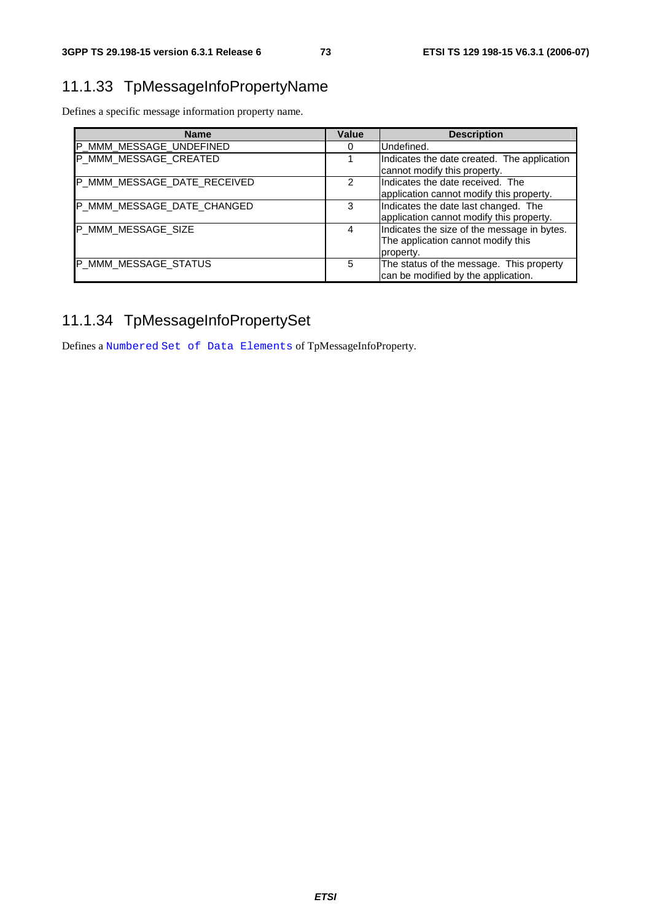### 11.1.33 TpMessageInfoPropertyName

Defines a specific message information property name.

| Name | Value | Description |
|---|---|---|
| P_MMM_MESSAGE_UNDEFINED | 0 | Undefined. |
| P_MMM_MESSAGE_CREATED | 1 | Indicates the date created. The application cannot modify this property. |
| P_MMM_MESSAGE_DATE_RECEIVED | 2 | Indicates the date received. The application cannot modify this property. |
| P_MMM_MESSAGE_DATE_CHANGED | 3 | Indicates the date last changed. The application cannot modify this property. |
| P_MMM_MESSAGE_SIZE | 4 | Indicates the size of the message in bytes. The application cannot modify this property. |
| P_MMM_MESSAGE_STATUS | 5 | The status of the message. This property can be modified by the application. |

### 11.1.34 TpMessageInfoPropertySet

Defines a `Numbered Set of Data Elements` of TpMessageInfoProperty.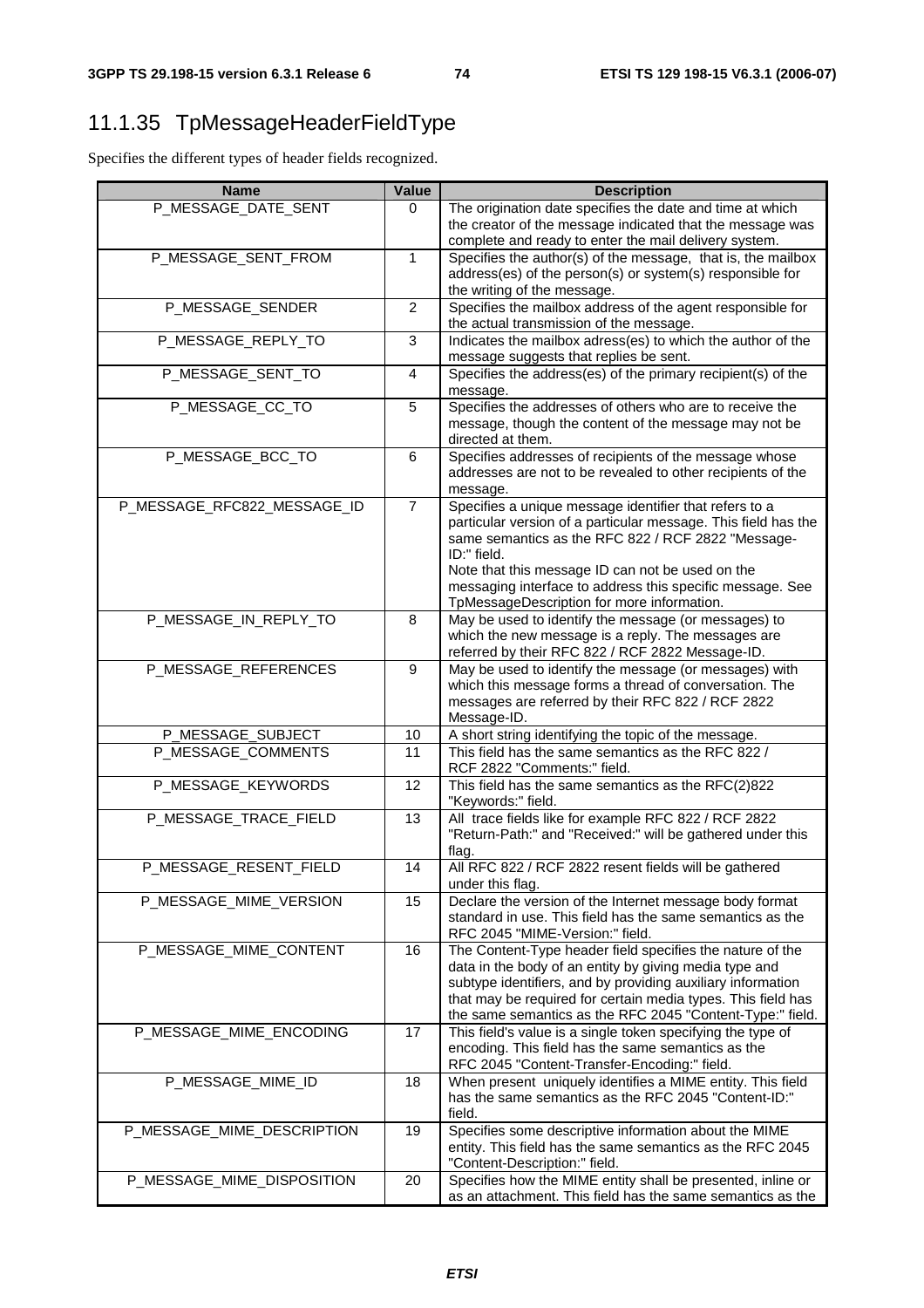### 11.1.35 TpMessageHeaderFieldType

Specifies the different types of header fields recognized.

| Name | Value | Description |
|---|---|---|
| P_MESSAGE_DATE_SENT | 0 | The origination date specifies the date and time at which the creator of the message indicated that the message was complete and ready to enter the mail delivery system. |
| P_MESSAGE_SENT_FROM | 1 | Specifies the author(s) of the message, that is, the mailbox address(es) of the person(s) or system(s) responsible for the writing of the message. |
| P_MESSAGE_SENDER | 2 | Specifies the mailbox address of the agent responsible for the actual transmission of the message. |
| P_MESSAGE_REPLY_TO | 3 | Indicates the mailbox adress(es) to which the author of the message suggests that replies be sent. |
| P_MESSAGE_SENT_TO | 4 | Specifies the address(es) of the primary recipient(s) of the message. |
| P_MESSAGE_CC_TO | 5 | Specifies the addresses of others who are to receive the message, though the content of the message may not be directed at them. |
| P_MESSAGE_BCC_TO | 6 | Specifies addresses of recipients of the message whose addresses are not to be revealed to other recipients of the message. |
| P_MESSAGE_RFC822_MESSAGE_ID | 7 | Specifies a unique message identifier that refers to a particular version of a particular message. This field has the same semantics as the RFC 822 / RCF 2822 "Message-ID:" field.<br>Note that this message ID can not be used on the messaging interface to address this specific message. See TpMessageDescription for more information. |
| P_MESSAGE_IN_REPLY_TO | 8 | May be used to identify the message (or messages) to which the new message is a reply. The messages are referred by their RFC 822 / RCF 2822 Message-ID. |
| P_MESSAGE_REFERENCES | 9 | May be used to identify the message (or messages) with which this message forms a thread of conversation. The messages are referred by their RFC 822 / RCF 2822 Message-ID. |
| P_MESSAGE_SUBJECT | 10 | A short string identifying the topic of the message. |
| P_MESSAGE_COMMENTS | 11 | This field has the same semantics as the RFC 822 / RCF 2822 "Comments:" field. |
| P_MESSAGE_KEYWORDS | 12 | This field has the same semantics as the RFC(2)822 "Keywords:" field. |
| P_MESSAGE_TRACE_FIELD | 13 | All trace fields like for example RFC 822 / RCF 2822 "Return-Path:" and "Received:" will be gathered under this flag. |
| P_MESSAGE_RESENT_FIELD | 14 | All RFC 822 / RCF 2822 resent fields will be gathered under this flag. |
| P_MESSAGE_MIME_VERSION | 15 | Declare the version of the Internet message body format standard in use. This field has the same semantics as the RFC 2045 "MIME-Version:" field. |
| P_MESSAGE_MIME_CONTENT | 16 | The Content-Type header field specifies the nature of the data in the body of an entity by giving media type and subtype identifiers, and by providing auxiliary information that may be required for certain media types. This field has the same semantics as the RFC 2045 "Content-Type:" field. |
| P_MESSAGE_MIME_ENCODING | 17 | This field's value is a single token specifying the type of encoding. This field has the same semantics as the RFC 2045 "Content-Transfer-Encoding:" field. |
| P_MESSAGE_MIME_ID | 18 | When present uniquely identifies a MIME entity. This field has the same semantics as the RFC 2045 "Content-ID:" field. |
| P_MESSAGE_MIME_DESCRIPTION | 19 | Specifies some descriptive information about the MIME entity. This field has the same semantics as the RFC 2045 "Content-Description:" field. |
| P_MESSAGE_MIME_DISPOSITION | 20 | Specifies how the MIME entity shall be presented, inline or as an attachment. This field has the same semantics as the |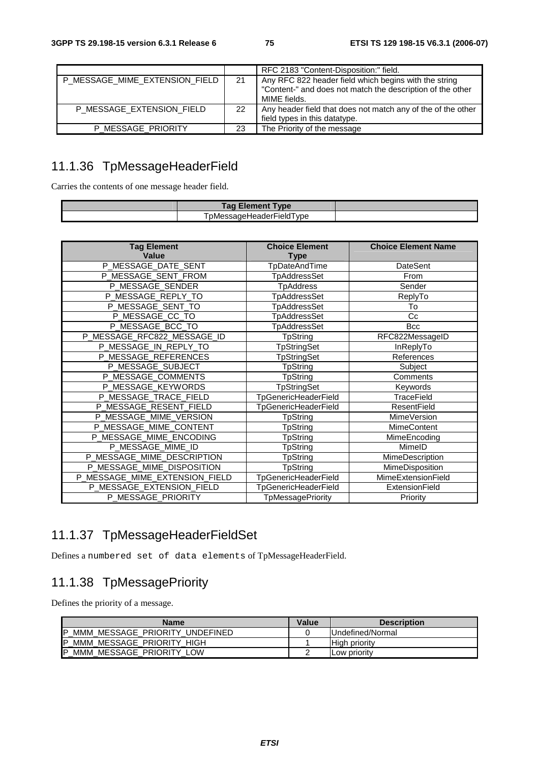|  |  | RFC 2183 "Content-Disposition:" field. |
|---|---|---|
| P_MESSAGE_MIME_EXTENSION_FIELD | 21 | Any RFC 822 header field which begins with the string "Content-" and does not match the description of the other MIME fields. |
| P_MESSAGE_EXTENSION_FIELD | 22 | Any header field that does not match any of the of the other field types in this datatype. |
| P_MESSAGE_PRIORITY | 23 | The Priority of the message |

## 11.1.36 TpMessageHeaderField

Carries the contents of one message header field.

|  | Tag Element Type |  |
|---|---|---|
|  | TpMessageHeaderFieldType |  |

| Tag Element Value | Choice Element Type | Choice Element Name |
|---|---|---|
| P_MESSAGE_DATE_SENT | TpDateAndTime | DateSent |
| P_MESSAGE_SENT_FROM | TpAddressSet | From |
| P_MESSAGE_SENDER | TpAddress | Sender |
| P_MESSAGE_REPLY_TO | TpAddressSet | ReplyTo |
| P_MESSAGE_SENT_TO | TpAddressSet | To |
| P_MESSAGE_CC_TO | TpAddressSet | Cc |
| P_MESSAGE_BCC_TO | TpAddressSet | Bcc |
| P_MESSAGE_RFC822_MESSAGE_ID | TpString | RFC822MessageID |
| P_MESSAGE_IN_REPLY_TO | TpStringSet | InReplyTo |
| P_MESSAGE_REFERENCES | TpStringSet | References |
| P_MESSAGE_SUBJECT | TpString | Subject |
| P_MESSAGE_COMMENTS | TpString | Comments |
| P_MESSAGE_KEYWORDS | TpStringSet | Keywords |
| P_MESSAGE_TRACE_FIELD | TpGenericHeaderField | TraceField |
| P_MESSAGE_RESENT_FIELD | TpGenericHeaderField | ResentField |
| P_MESSAGE_MIME_VERSION | TpString | MimeVersion |
| P_MESSAGE_MIME_CONTENT | TpString | MimeContent |
| P_MESSAGE_MIME_ENCODING | TpString | MimeEncoding |
| P_MESSAGE_MIME_ID | TpString | MimeID |
| P_MESSAGE_MIME_DESCRIPTION | TpString | MimeDescription |
| P_MESSAGE_MIME_DISPOSITION | TpString | MimeDisposition |
| P_MESSAGE_MIME_EXTENSION_FIELD | TpGenericHeaderField | MimeExtensionField |
| P_MESSAGE_EXTENSION_FIELD | TpGenericHeaderField | ExtensionField |
| P_MESSAGE_PRIORITY | TpMessagePriority | Priority |

## 11.1.37 TpMessageHeaderFieldSet

Defines a `numbered set of data elements` of TpMessageHeaderField.

## 11.1.38 TpMessagePriority

Defines the priority of a message.

| Name | Value | Description |
|---|---|---|
| P_MMM_MESSAGE_PRIORITY_UNDEFINED | 0 | Undefined/Normal |
| P_MMM_MESSAGE_PRIORITY_HIGH | 1 | High priority |
| P_MMM_MESSAGE_PRIORITY_LOW | 2 | Low priority |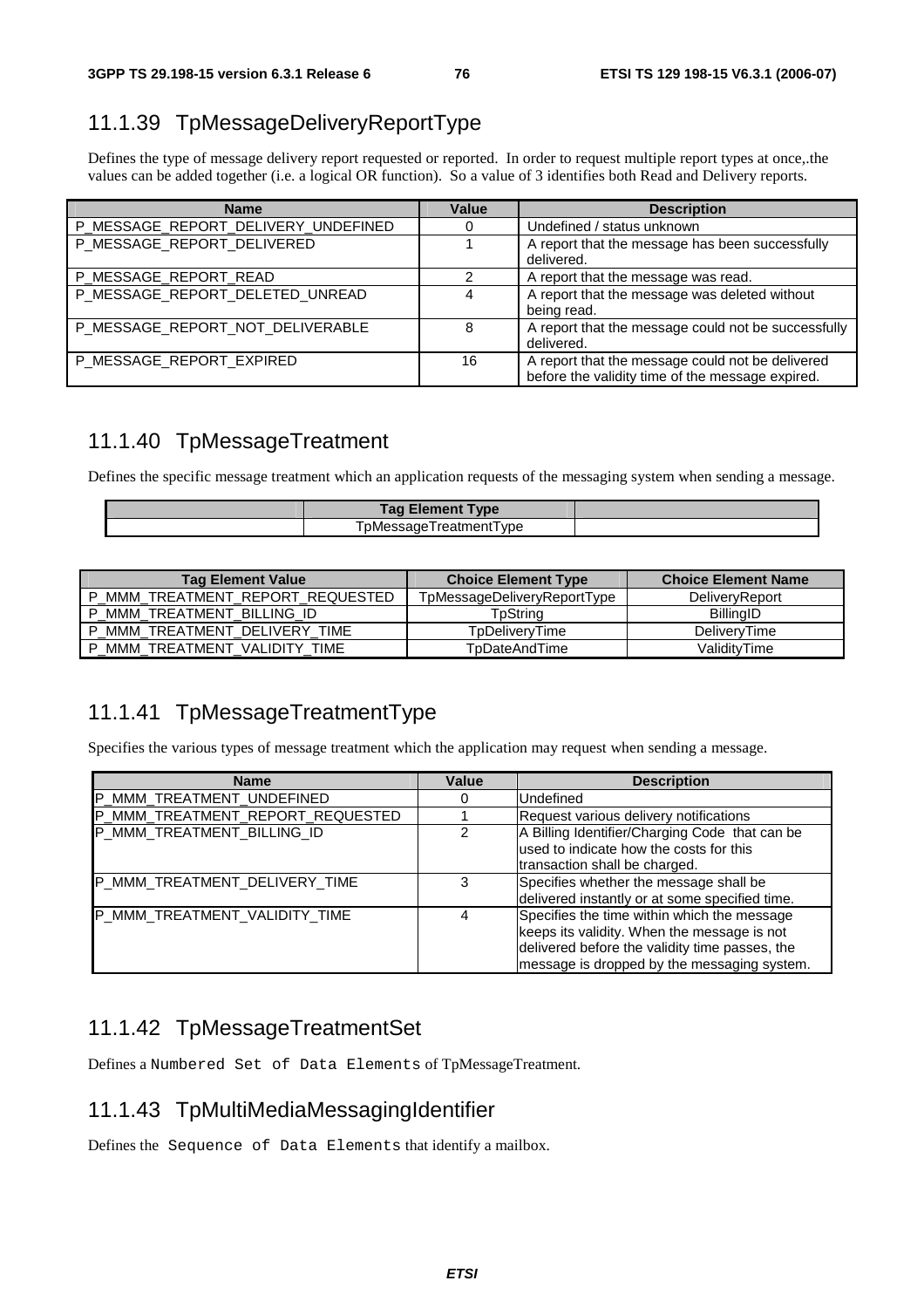### 11.1.39 TpMessageDeliveryReportType

Defines the type of message delivery report requested or reported. In order to request multiple report types at once,.the values can be added together (i.e. a logical OR function). So a value of 3 identifies both Read and Delivery reports.

| Name | Value | Description |
|---|---|---|
| P_MESSAGE_REPORT_DELIVERY_UNDEFINED | 0 | Undefined / status unknown |
| P_MESSAGE_REPORT_DELIVERED | 1 | A report that the message has been successfully delivered. |
| P_MESSAGE_REPORT_READ | 2 | A report that the message was read. |
| P_MESSAGE_REPORT_DELETED_UNREAD | 4 | A report that the message was deleted without being read. |
| P_MESSAGE_REPORT_NOT_DELIVERABLE | 8 | A report that the message could not be successfully delivered. |
| P_MESSAGE_REPORT_EXPIRED | 16 | A report that the message could not be delivered before the validity time of the message expired. |

### 11.1.40 TpMessageTreatment

Defines the specific message treatment which an application requests of the messaging system when sending a message.

| | Tag Element Type | |
|---|---|---|
| | TpMessageTreatmentType | |

| Tag Element Value | Choice Element Type | Choice Element Name |
|---|---|---|
| P_MMM_TREATMENT_REPORT_REQUESTED | TpMessageDeliveryReportType | DeliveryReport |
| P_MMM_TREATMENT_BILLING_ID | TpString | BillingID |
| P_MMM_TREATMENT_DELIVERY_TIME | TpDeliveryTime | DeliveryTime |
| P_MMM_TREATMENT_VALIDITY_TIME | TpDateAndTime | ValidityTime |

### 11.1.41 TpMessageTreatmentType

Specifies the various types of message treatment which the application may request when sending a message.

| Name | Value | Description |
|---|---|---|
| P_MMM_TREATMENT_UNDEFINED | 0 | Undefined |
| P_MMM_TREATMENT_REPORT_REQUESTED | 1 | Request various delivery notifications |
| P_MMM_TREATMENT_BILLING_ID | 2 | A Billing Identifier/Charging Code that can be used to indicate how the costs for this transaction shall be charged. |
| P_MMM_TREATMENT_DELIVERY_TIME | 3 | Specifies whether the message shall be delivered instantly or at some specified time. |
| P_MMM_TREATMENT_VALIDITY_TIME | 4 | Specifies the time within which the message keeps its validity. When the message is not delivered before the validity time passes, the message is dropped by the messaging system. |

### 11.1.42 TpMessageTreatmentSet

Defines a `Numbered Set of Data Elements` of TpMessageTreatment.

### 11.1.43 TpMultiMediaMessagingIdentifier

Defines the `Sequence of Data Elements` that identify a mailbox.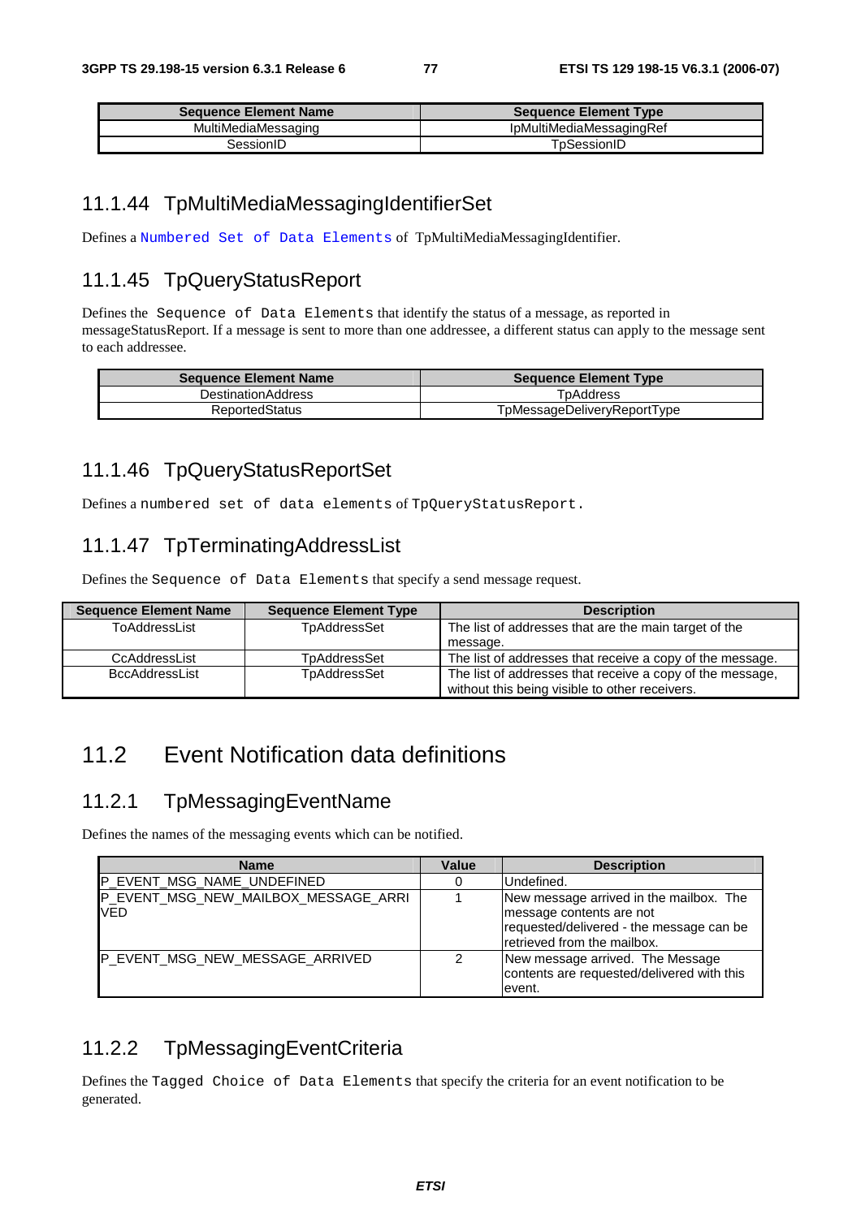| Sequence Element Name | Sequence Element Type |
|---|---|
| MultiMediaMessaging | IpMultiMediaMessagingRef |
| SessionID | TpSessionID |

### 11.1.44 TpMultiMediaMessagingIdentifierSet

Defines a `Numbered Set of Data Elements` of TpMultiMediaMessagingIdentifier.

### 11.1.45 TpQueryStatusReport

Defines the `Sequence of Data Elements` that identify the status of a message, as reported in messageStatusReport. If a message is sent to more than one addressee, a different status can apply to the message sent to each addressee.

| Sequence Element Name | Sequence Element Type |
|---|---|
| DestinationAddress | TpAddress |
| ReportedStatus | TpMessageDeliveryReportType |

### 11.1.46 TpQueryStatusReportSet

Defines a `numbered set of data elements` of `TpQueryStatusReport.`

### 11.1.47 TpTerminatingAddressList

Defines the `Sequence of Data Elements` that specify a send message request.

| Sequence Element Name | Sequence Element Type | Description |
|---|---|---|
| ToAddressList | TpAddressSet | The list of addresses that are the main target of the message. |
| CcAddressList | TpAddressSet | The list of addresses that receive a copy of the message. |
| BccAddressList | TpAddressSet | The list of addresses that receive a copy of the message, without this being visible to other receivers. |

## 11.2 Event Notification data definitions

### 11.2.1 TpMessagingEventName

Defines the names of the messaging events which can be notified.

| Name | Value | Description |
|---|---|---|
| P_EVENT_MSG_NAME_UNDEFINED | 0 | Undefined. |
| P_EVENT_MSG_NEW_MAILBOX_MESSAGE_ARRIVED | 1 | New message arrived in the mailbox. The message contents are not requested/delivered - the message can be retrieved from the mailbox. |
| P_EVENT_MSG_NEW_MESSAGE_ARRIVED | 2 | New message arrived. The Message contents are requested/delivered with this event. |

### 11.2.2 TpMessagingEventCriteria

Defines the `Tagged Choice of Data Elements` that specify the criteria for an event notification to be generated.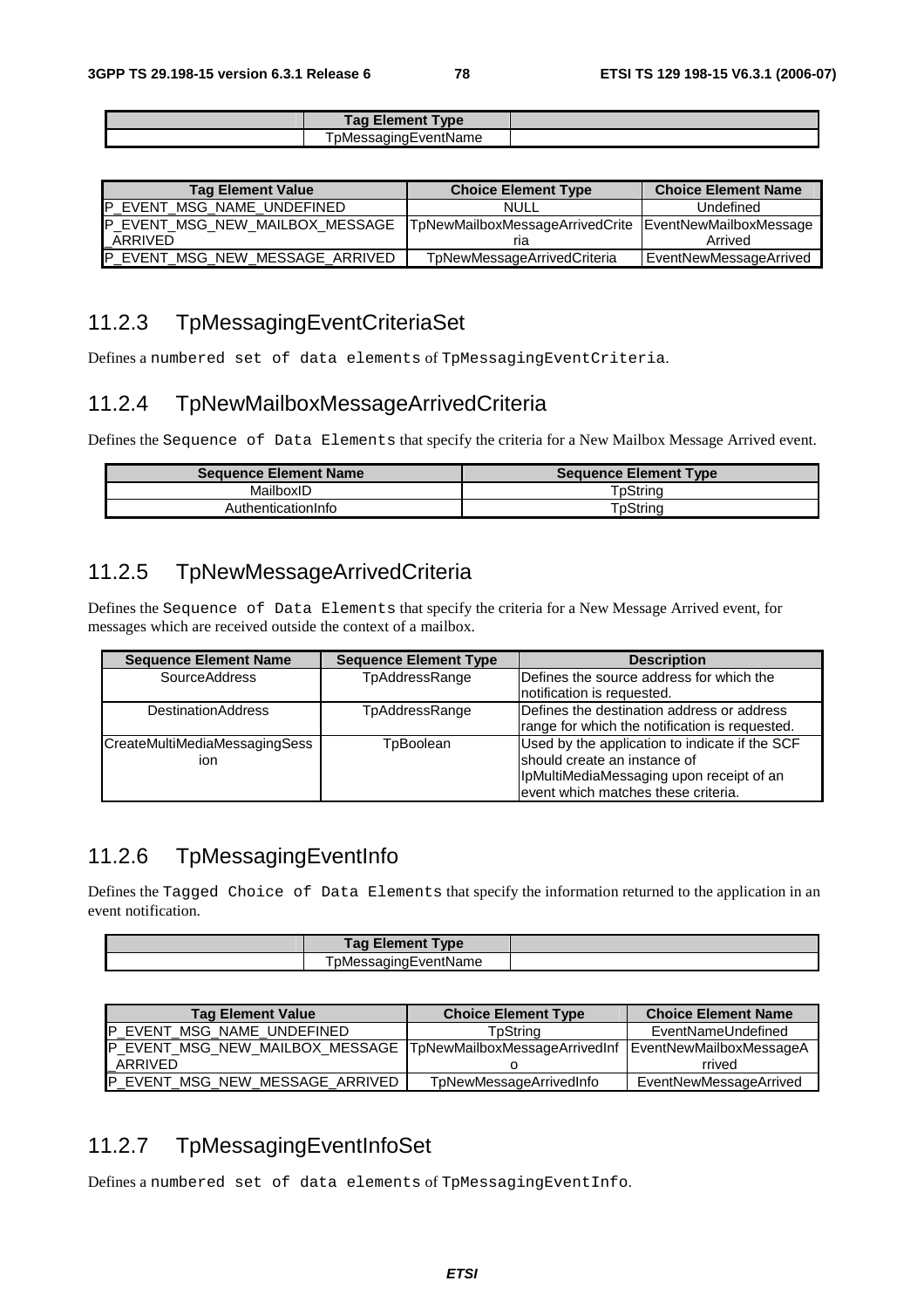| | Tag Element Type | |
|---|---|---|
| | TpMessagingEventName | |

| Tag Element Value | Choice Element Type | Choice Element Name |
|---|---|---|
| P_EVENT_MSG_NAME_UNDEFINED | NULL | Undefined |
| P_EVENT_MSG_NEW_MAILBOX_MESSAGE_ARRIVED | TpNewMailboxMessageArrivedCriteria | EventNewMailboxMessageArrived |
| P_EVENT_MSG_NEW_MESSAGE_ARRIVED | TpNewMessageArrivedCriteria | EventNewMessageArrived |

## 11.2.3 TpMessagingEventCriteriaSet

Defines a `numbered set of data elements` of `TpMessagingEventCriteria`.

## 11.2.4 TpNewMailboxMessageArrivedCriteria

Defines the `Sequence of Data Elements` that specify the criteria for a New Mailbox Message Arrived event.

| Sequence Element Name | Sequence Element Type |
|---|---|
| MailboxID | TpString |
| AuthenticationInfo | TpString |

## 11.2.5 TpNewMessageArrivedCriteria

Defines the `Sequence of Data Elements` that specify the criteria for a New Message Arrived event, for messages which are received outside the context of a mailbox.

| Sequence Element Name | Sequence Element Type | Description |
|---|---|---|
| SourceAddress | TpAddressRange | Defines the source address for which the notification is requested. |
| DestinationAddress | TpAddressRange | Defines the destination address or address range for which the notification is requested. |
| CreateMultiMediaMessagingSession | TpBoolean | Used by the application to indicate if the SCF should create an instance of IpMultiMediaMessaging upon receipt of an event which matches these criteria. |

## 11.2.6 TpMessagingEventInfo

Defines the `Tagged Choice of Data Elements` that specify the information returned to the application in an event notification.

| | Tag Element Type | |
|---|---|---|
| | TpMessagingEventName | |

| Tag Element Value | Choice Element Type | Choice Element Name |
|---|---|---|
| P_EVENT_MSG_NAME_UNDEFINED | TpString | EventNameUndefined |
| P_EVENT_MSG_NEW_MAILBOX_MESSAGE_ARRIVED | TpNewMailboxMessageArrivedInfo | EventNewMailboxMessageArrived |
| P_EVENT_MSG_NEW_MESSAGE_ARRIVED | TpNewMessageArrivedInfo | EventNewMessageArrived |

## 11.2.7 TpMessagingEventInfoSet

Defines a `numbered set of data elements` of `TpMessagingEventInfo`.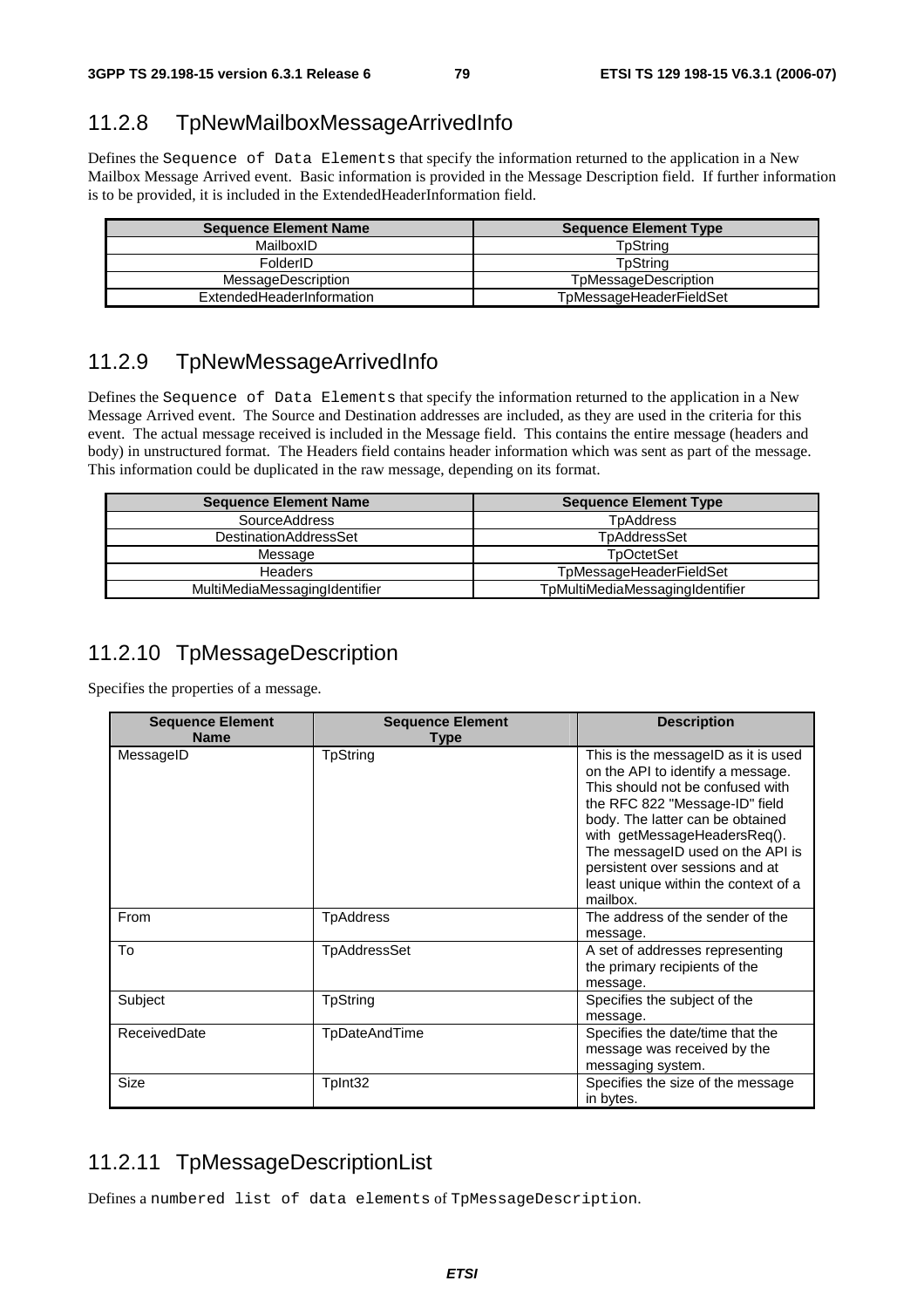## 11.2.8 TpNewMailboxMessageArrivedInfo

Defines the `Sequence of Data Elements` that specify the information returned to the application in a New Mailbox Message Arrived event. Basic information is provided in the Message Description field. If further information is to be provided, it is included in the ExtendedHeaderInformation field.

| Sequence Element Name | Sequence Element Type |
|---|---|
| MailboxID | TpString |
| FolderID | TpString |
| MessageDescription | TpMessageDescription |
| ExtendedHeaderInformation | TpMessageHeaderFieldSet |

## 11.2.9 TpNewMessageArrivedInfo

Defines the `Sequence of Data Elements` that specify the information returned to the application in a New Message Arrived event. The Source and Destination addresses are included, as they are used in the criteria for this event. The actual message received is included in the Message field. This contains the entire message (headers and body) in unstructured format. The Headers field contains header information which was sent as part of the message. This information could be duplicated in the raw message, depending on its format.

| Sequence Element Name | Sequence Element Type |
|---|---|
| SourceAddress | TpAddress |
| DestinationAddressSet | TpAddressSet |
| Message | TpOctetSet |
| Headers | TpMessageHeaderFieldSet |
| MultiMediaMessagingIdentifier | TpMultiMediaMessagingIdentifier |

## 11.2.10 TpMessageDescription

Specifies the properties of a message.

| Sequence Element Name | Sequence Element Type | Description |
|---|---|---|
| MessageID | TpString | This is the messageID as it is used on the API to identify a message. This should not be confused with the RFC 822 "Message-ID" field body. The latter can be obtained with getMessageHeadersReq(). The messageID used on the API is persistent over sessions and at least unique within the context of a mailbox. |
| From | TpAddress | The address of the sender of the message. |
| To | TpAddressSet | A set of addresses representing the primary recipients of the message. |
| Subject | TpString | Specifies the subject of the message. |
| ReceivedDate | TpDateAndTime | Specifies the date/time that the message was received by the messaging system. |
| Size | TpInt32 | Specifies the size of the message in bytes. |

## 11.2.11 TpMessageDescriptionList

Defines a `numbered list of data elements` of `TpMessageDescription`.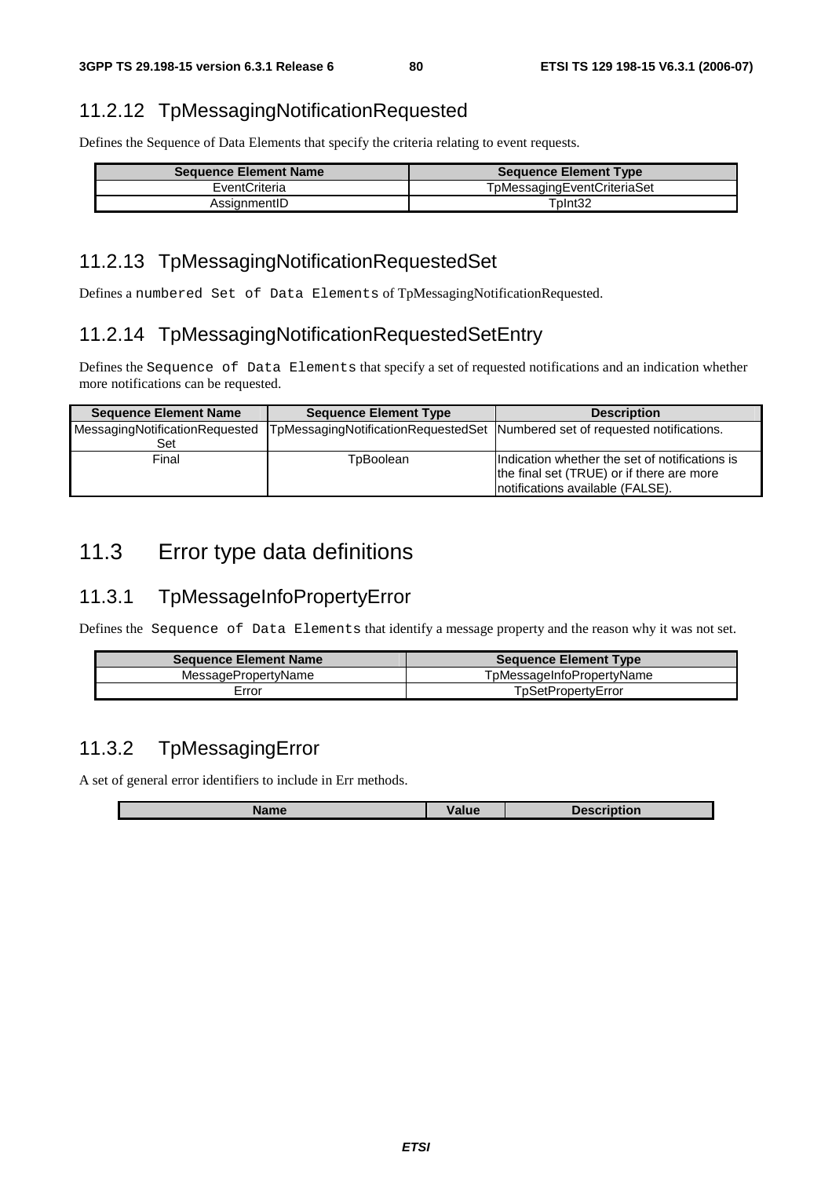### 11.2.12 TpMessagingNotificationRequested

Defines the Sequence of Data Elements that specify the criteria relating to event requests.

| Sequence Element Name | Sequence Element Type |
|---|---|
| EventCriteria | TpMessagingEventCriteriaSet |
| AssignmentID | TpInt32 |

### 11.2.13 TpMessagingNotificationRequestedSet

Defines a `numbered Set of Data Elements` of TpMessagingNotificationRequested.

### 11.2.14 TpMessagingNotificationRequestedSetEntry

Defines the `Sequence of Data Elements` that specify a set of requested notifications and an indication whether more notifications can be requested.

| Sequence Element Name | Sequence Element Type | Description |
|---|---|---|
| MessagingNotificationRequestedSet | TpMessagingNotificationRequestedSet | Numbered set of requested notifications. |
| Final | TpBoolean | Indication whether the set of notifications is the final set (TRUE) or if there are more notifications available (FALSE). |

## 11.3 Error type data definitions

### 11.3.1 TpMessageInfoPropertyError

Defines the `Sequence of Data Elements` that identify a message property and the reason why it was not set.

| Sequence Element Name | Sequence Element Type |
|---|---|
| MessagePropertyName | TpMessageInfoPropertyName |
| Error | TpSetPropertyError |

### 11.3.2 TpMessagingError

A set of general error identifiers to include in Err methods.

| Name | Value | Description |
|---|---|---|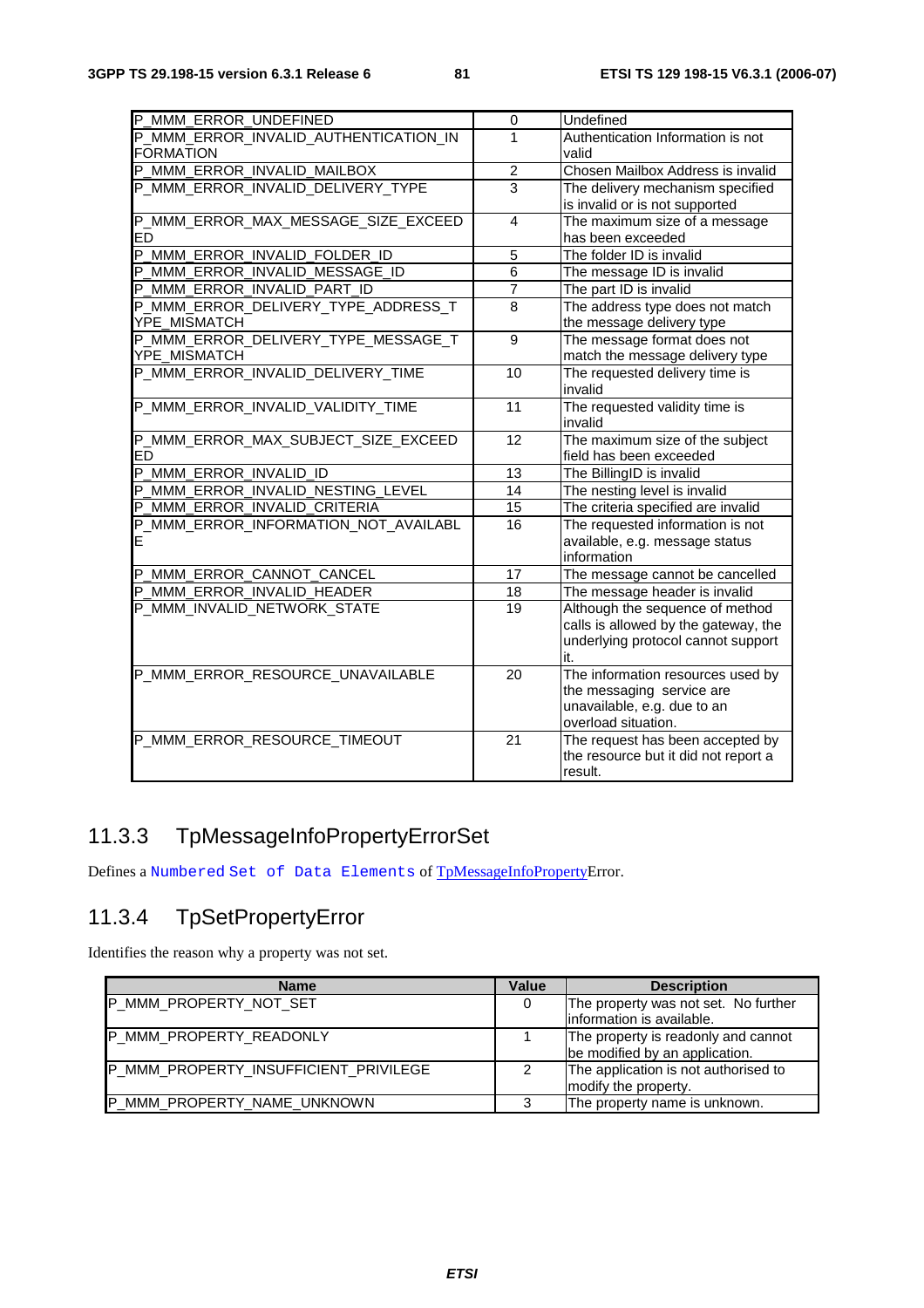| | | |
|---|---|---|
| P_MMM_ERROR_UNDEFINED | 0 | Undefined |
| P_MMM_ERROR_INVALID_AUTHENTICATION_INFORMATION | 1 | Authentication Information is not valid |
| P_MMM_ERROR_INVALID_MAILBOX | 2 | Chosen Mailbox Address is invalid |
| P_MMM_ERROR_INVALID_DELIVERY_TYPE | 3 | The delivery mechanism specified is invalid or is not supported |
| P_MMM_ERROR_MAX_MESSAGE_SIZE_EXCEEDED | 4 | The maximum size of a message has been exceeded |
| P_MMM_ERROR_INVALID_FOLDER_ID | 5 | The folder ID is invalid |
| P_MMM_ERROR_INVALID_MESSAGE_ID | 6 | The message ID is invalid |
| P_MMM_ERROR_INVALID_PART_ID | 7 | The part ID is invalid |
| P_MMM_ERROR_DELIVERY_TYPE_ADDRESS_TYPE_MISMATCH | 8 | The address type does not match the message delivery type |
| P_MMM_ERROR_DELIVERY_TYPE_MESSAGE_TYPE_MISMATCH | 9 | The message format does not match the message delivery type |
| P_MMM_ERROR_INVALID_DELIVERY_TIME | 10 | The requested delivery time is invalid |
| P_MMM_ERROR_INVALID_VALIDITY_TIME | 11 | The requested validity time is invalid |
| P_MMM_ERROR_MAX_SUBJECT_SIZE_EXCEEDED | 12 | The maximum size of the subject field has been exceeded |
| P_MMM_ERROR_INVALID_ID | 13 | The BillingID is invalid |
| P_MMM_ERROR_INVALID_NESTING_LEVEL | 14 | The nesting level is invalid |
| P_MMM_ERROR_INVALID_CRITERIA | 15 | The criteria specified are invalid |
| P_MMM_ERROR_INFORMATION_NOT_AVAILABLE | 16 | The requested information is not available, e.g. message status information |
| P_MMM_ERROR_CANNOT_CANCEL | 17 | The message cannot be cancelled |
| P_MMM_ERROR_INVALID_HEADER | 18 | The message header is invalid |
| P_MMM_INVALID_NETWORK_STATE | 19 | Although the sequence of method calls is allowed by the gateway, the underlying protocol cannot support it. |
| P_MMM_ERROR_RESOURCE_UNAVAILABLE | 20 | The information resources used by the messaging service are unavailable, e.g. due to an overload situation. |
| P_MMM_ERROR_RESOURCE_TIMEOUT | 21 | The request has been accepted by the resource but it did not report a result. |

### 11.3.3 TpMessageInfoPropertyErrorSet

Defines a `Numbered Set of Data Elements` of TpMessageInfoPropertyError.

### 11.3.4 TpSetPropertyError

Identifies the reason why a property was not set.

| Name | Value | Description |
|---|---|---|
| P_MMM_PROPERTY_NOT_SET | 0 | The property was not set. No further information is available. |
| P_MMM_PROPERTY_READONLY | 1 | The property is readonly and cannot be modified by an application. |
| P_MMM_PROPERTY_INSUFFICIENT_PRIVILEGE | 2 | The application is not authorised to modify the property. |
| P_MMM_PROPERTY_NAME_UNKNOWN | 3 | The property name is unknown. |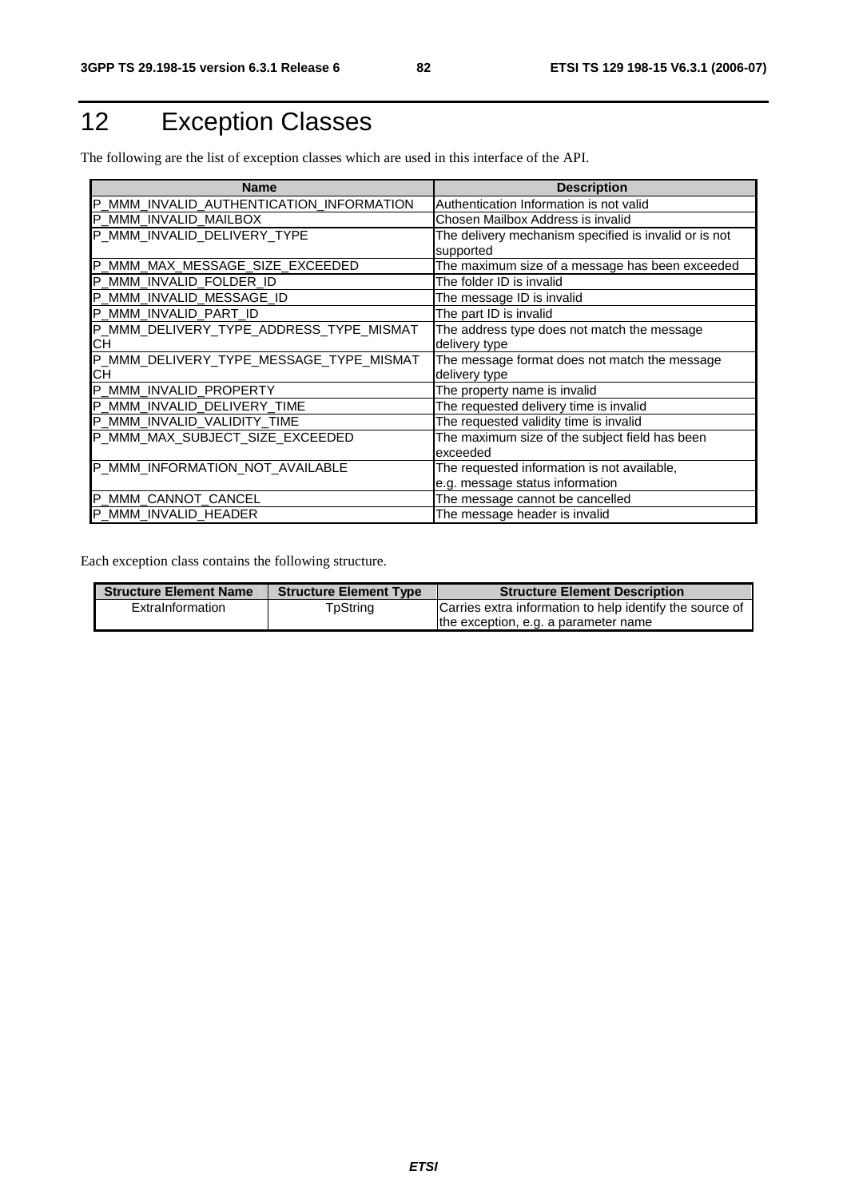# 12 Exception Classes

The following are the list of exception classes which are used in this interface of the API.

| Name | Description |
|---|---|
| P_MMM_INVALID_AUTHENTICATION_INFORMATION | Authentication Information is not valid |
| P_MMM_INVALID_MAILBOX | Chosen Mailbox Address is invalid |
| P_MMM_INVALID_DELIVERY_TYPE | The delivery mechanism specified is invalid or is not supported |
| P_MMM_MAX_MESSAGE_SIZE_EXCEEDED | The maximum size of a message has been exceeded |
| P_MMM_INVALID_FOLDER_ID | The folder ID is invalid |
| P_MMM_INVALID_MESSAGE_ID | The message ID is invalid |
| P_MMM_INVALID_PART_ID | The part ID is invalid |
| P_MMM_DELIVERY_TYPE_ADDRESS_TYPE_MISMATCH | The address type does not match the message delivery type |
| P_MMM_DELIVERY_TYPE_MESSAGE_TYPE_MISMATCH | The message format does not match the message delivery type |
| P_MMM_INVALID_PROPERTY | The property name is invalid |
| P_MMM_INVALID_DELIVERY_TIME | The requested delivery time is invalid |
| P_MMM_INVALID_VALIDITY_TIME | The requested validity time is invalid |
| P_MMM_MAX_SUBJECT_SIZE_EXCEEDED | The maximum size of the subject field has been exceeded |
| P_MMM_INFORMATION_NOT_AVAILABLE | The requested information is not available, e.g. message status information |
| P_MMM_CANNOT_CANCEL | The message cannot be cancelled |
| P_MMM_INVALID_HEADER | The message header is invalid |

Each exception class contains the following structure.

| Structure Element Name | Structure Element Type | Structure Element Description |
|---|---|---|
| ExtraInformation | TpString | Carries extra information to help identify the source of the exception, e.g. a parameter name |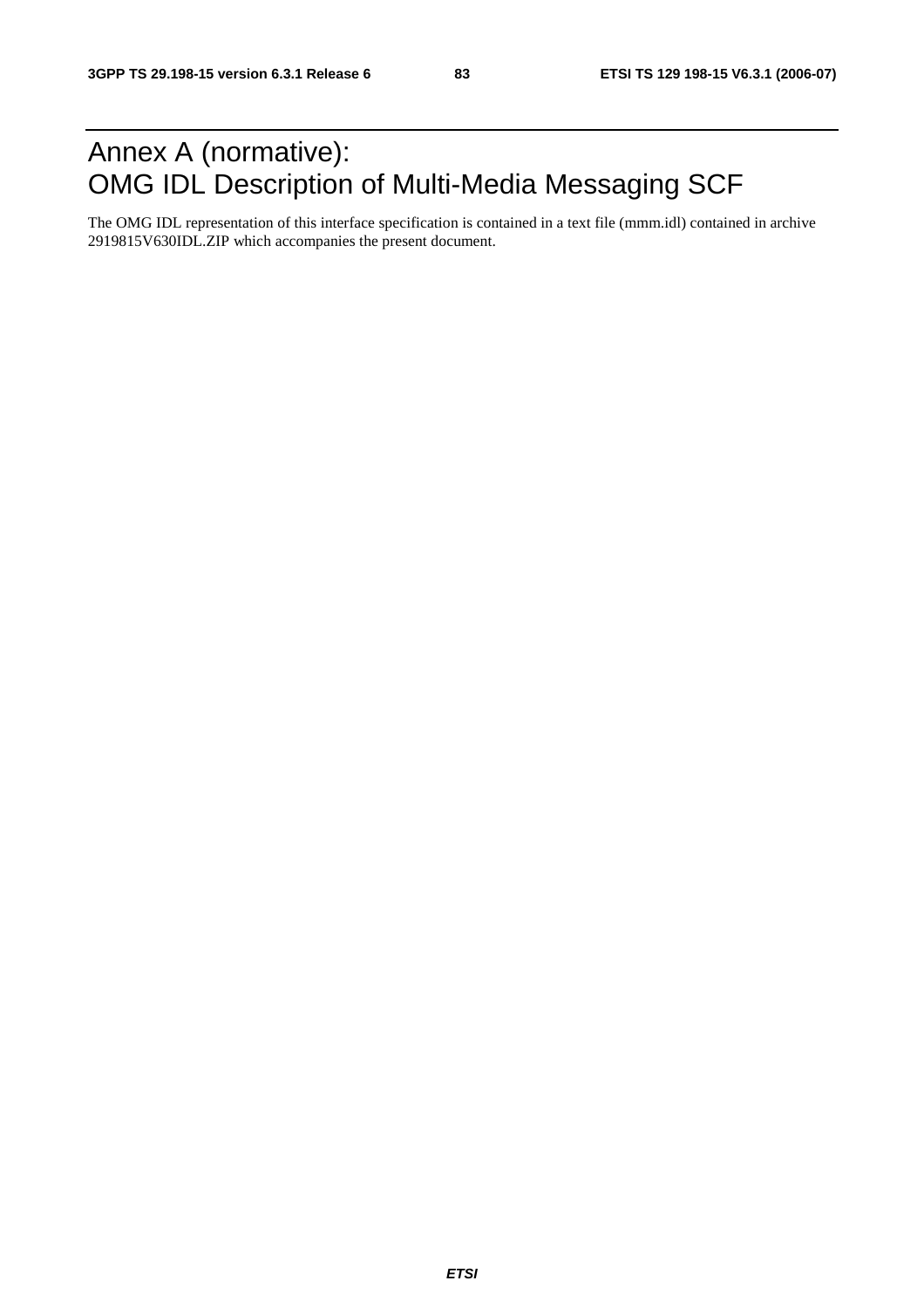# Annex A (normative): OMG IDL Description of Multi-Media Messaging SCF

The OMG IDL representation of this interface specification is contained in a text file (mmm.idl) contained in archive 2919815V630IDL.ZIP which accompanies the present document.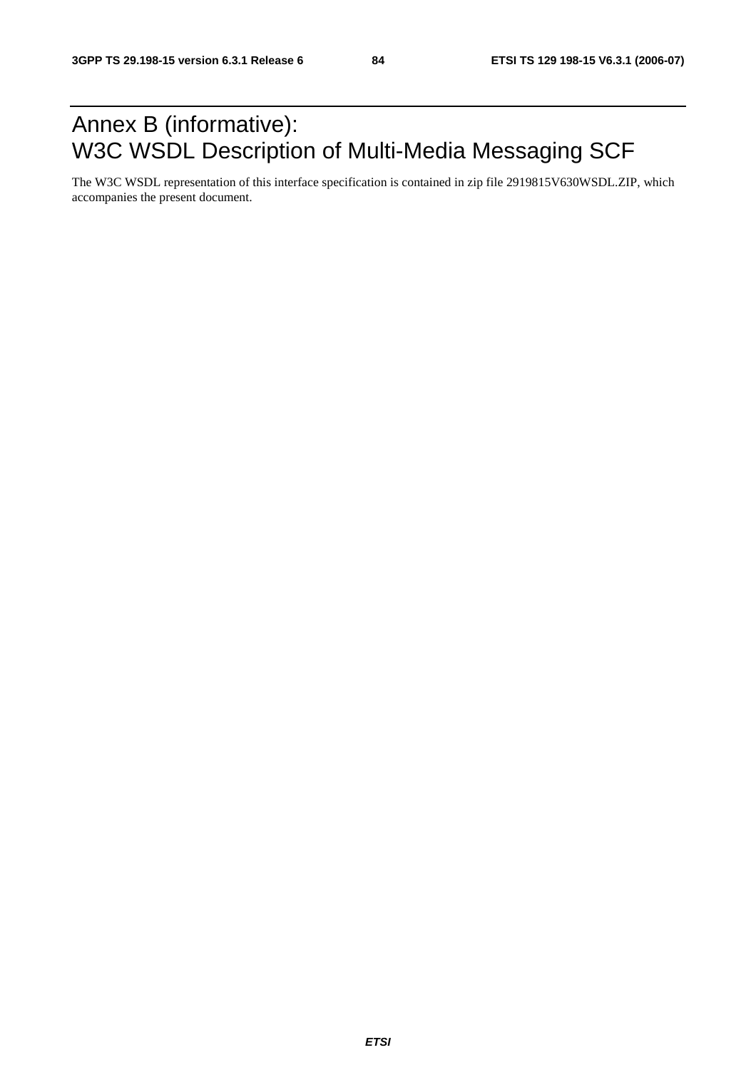# Annex B (informative): W3C WSDL Description of Multi-Media Messaging SCF

The W3C WSDL representation of this interface specification is contained in zip file 2919815V630WSDL.ZIP, which accompanies the present document.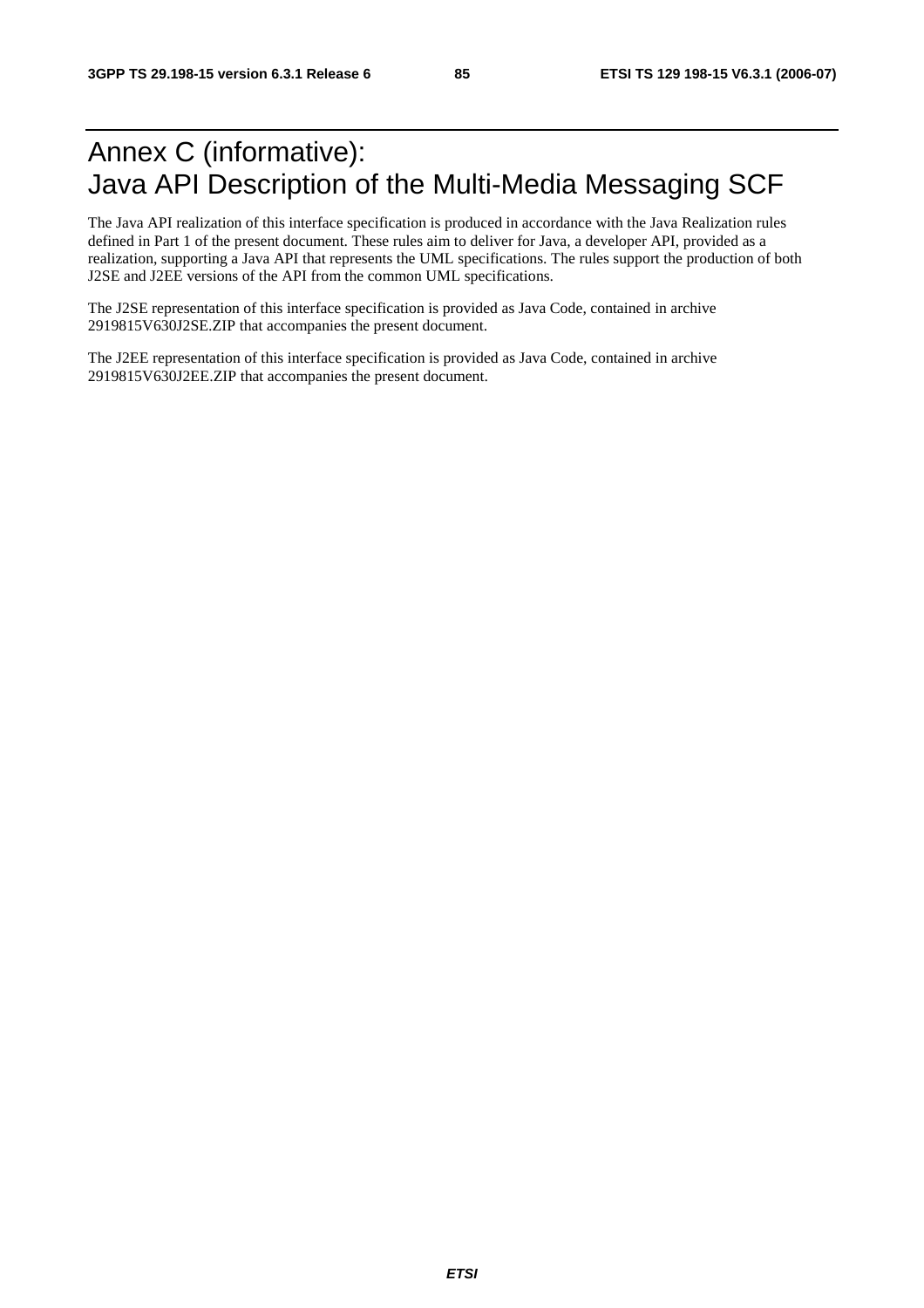# Annex C (informative): Java API Description of the Multi-Media Messaging SCF

The Java API realization of this interface specification is produced in accordance with the Java Realization rules defined in Part 1 of the present document. These rules aim to deliver for Java, a developer API, provided as a realization, supporting a Java API that represents the UML specifications. The rules support the production of both J2SE and J2EE versions of the API from the common UML specifications.

The J2SE representation of this interface specification is provided as Java Code, contained in archive 2919815V630J2SE.ZIP that accompanies the present document.

The J2EE representation of this interface specification is provided as Java Code, contained in archive 2919815V630J2EE.ZIP that accompanies the present document.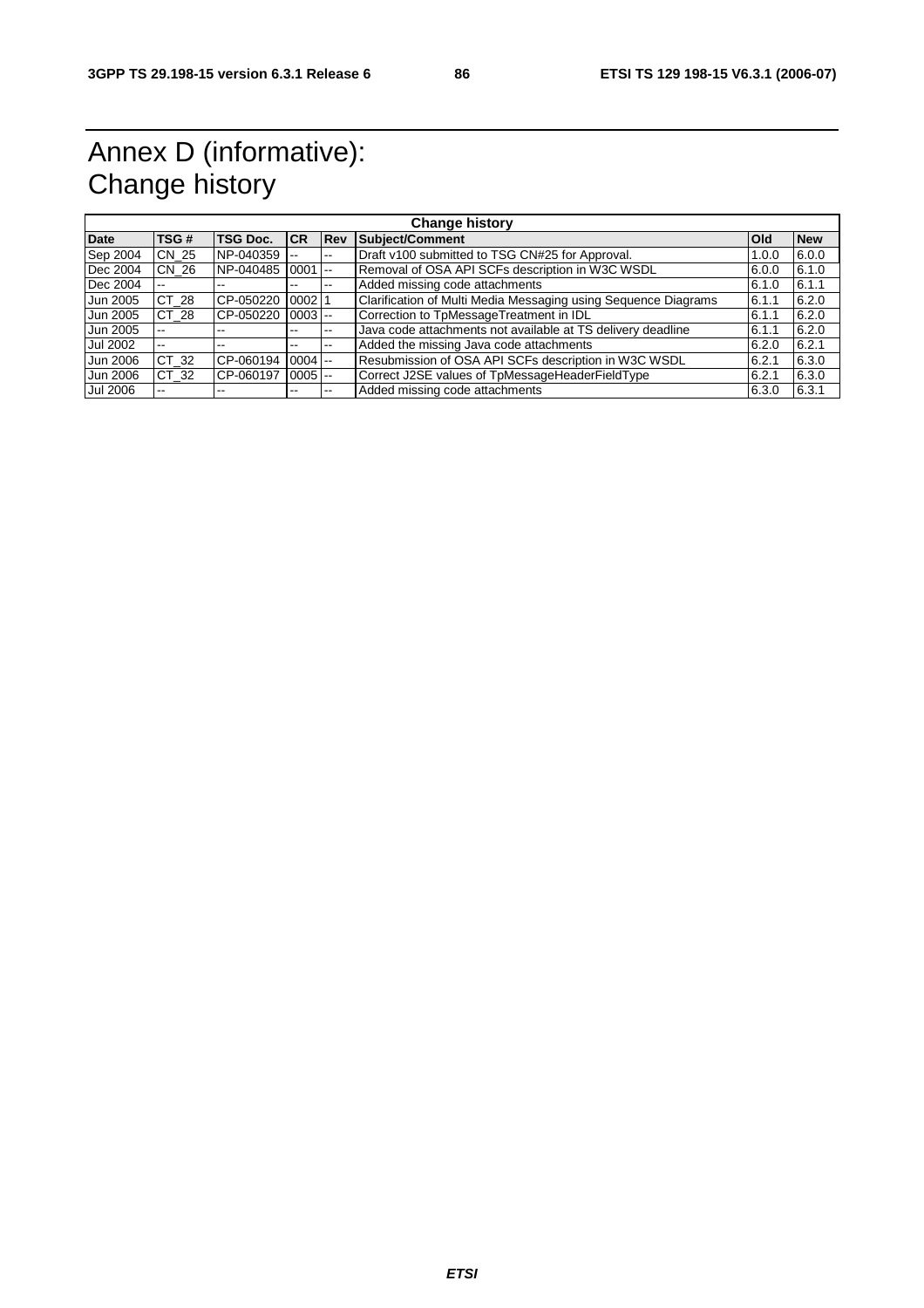# Annex D (informative): Change history

| Change history | | | | | | | |
|---|---|---|---|---|---|---|---|
| **Date** | **TSG #** | **TSG Doc.** | **CR** | **Rev** | **Subject/Comment** | **Old** | **New** |
| Sep 2004 | CN_25 | NP-040359 | -- | -- | Draft v100 submitted to TSG CN#25 for Approval. | 1.0.0 | 6.0.0 |
| Dec 2004 | CN_26 | NP-040485 | 0001 | -- | Removal of OSA API SCFs description in W3C WSDL | 6.0.0 | 6.1.0 |
| Dec 2004 | -- | -- | -- | -- | Added missing code attachments | 6.1.0 | 6.1.1 |
| Jun 2005 | CT_28 | CP-050220 | 0002 | 1 | Clarification of Multi Media Messaging using Sequence Diagrams | 6.1.1 | 6.2.0 |
| Jun 2005 | CT_28 | CP-050220 | 0003 | -- | Correction to TpMessageTreatment in IDL | 6.1.1 | 6.2.0 |
| Jun 2005 | -- | -- | -- | -- | Java code attachments not available at TS delivery deadline | 6.1.1 | 6.2.0 |
| Jul 2002 | -- | -- | -- | -- | Added the missing Java code attachments | 6.2.0 | 6.2.1 |
| Jun 2006 | CT_32 | CP-060194 | 0004 | -- | Resubmission of OSA API SCFs description in W3C WSDL | 6.2.1 | 6.3.0 |
| Jun 2006 | CT_32 | CP-060197 | 0005 | -- | Correct J2SE values of TpMessageHeaderFieldType | 6.2.1 | 6.3.0 |
| Jul 2006 | -- | -- | -- | -- | Added missing code attachments | 6.3.0 | 6.3.1 |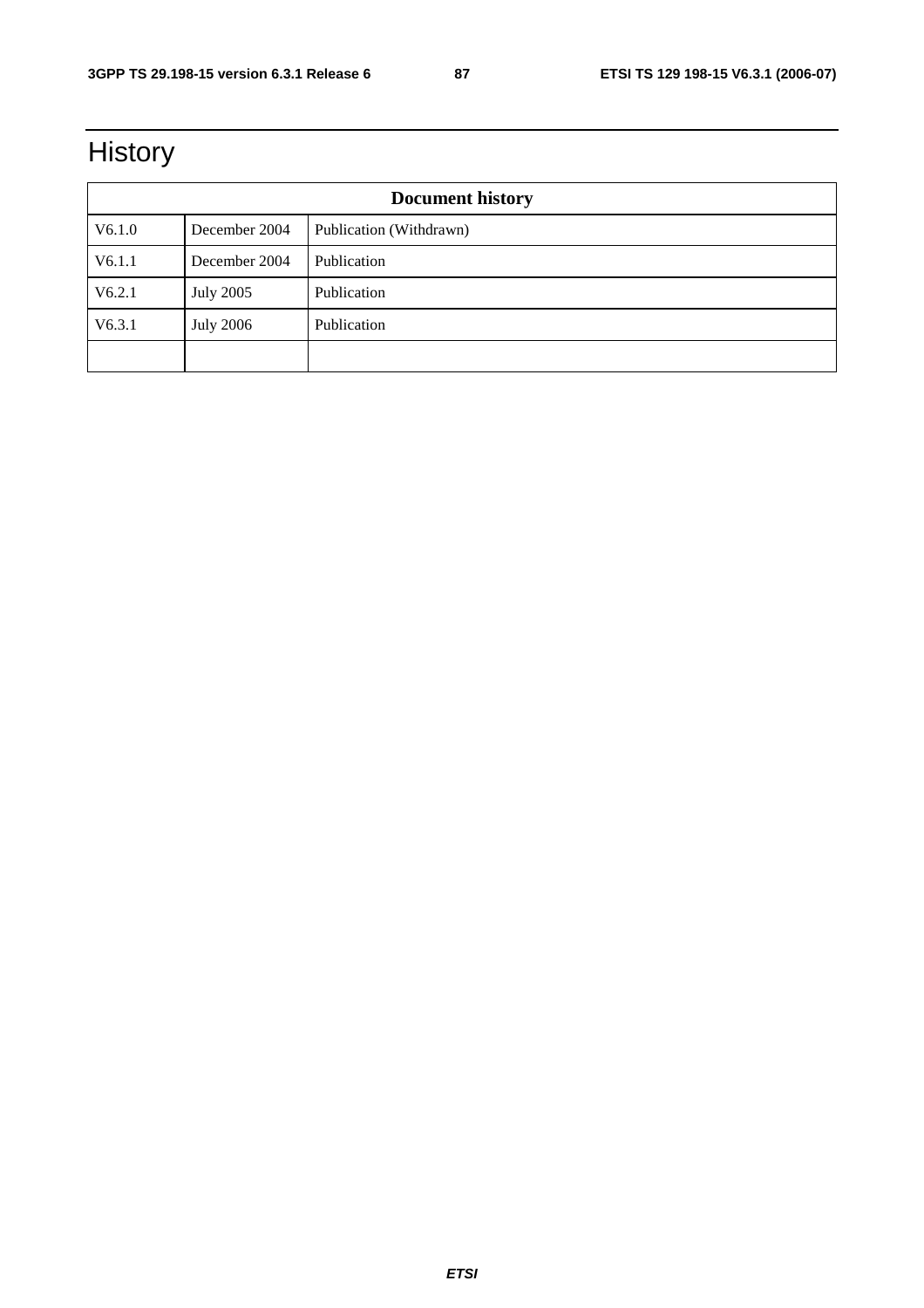# History

| Document history | | |
|---|---|---|
| V6.1.0 | December 2004 | Publication (Withdrawn) |
| V6.1.1 | December 2004 | Publication |
| V6.2.1 | July 2005 | Publication |
| V6.3.1 | July 2006 | Publication |
| | | |